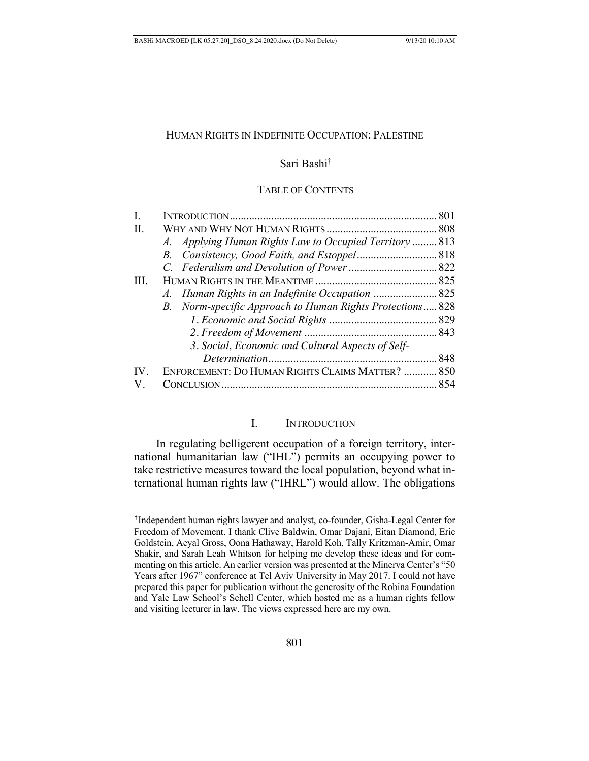# HUMAN RIGHTS IN INDEFINITE OCCUPATION: PALESTINE

Sari Bashi†

TABLE OF CONTENTS

| | | |
|---|---|---|
| I. | INTRODUCTION | 801 |
| II. | WHY AND WHY NOT HUMAN RIGHTS | 808 |
| | *A. Applying Human Rights Law to Occupied Territory* | 813 |
| | *B. Consistency, Good Faith, and Estoppel* | 818 |
| | *C. Federalism and Devolution of Power* | 822 |
| III. | HUMAN RIGHTS IN THE MEANTIME | 825 |
| | *A. Human Rights in an Indefinite Occupation* | 825 |
| | *B. Norm-specific Approach to Human Rights Protections* | 828 |
| | *1. Economic and Social Rights* | 829 |
| | *2. Freedom of Movement* | 843 |
| | *3. Social, Economic and Cultural Aspects of Self-Determination* | 848 |
| IV. | ENFORCEMENT: DO HUMAN RIGHTS CLAIMS MATTER? | 850 |
| V. | CONCLUSION | 854 |

## I. INTRODUCTION

In regulating belligerent occupation of a foreign territory, international humanitarian law ("IHL") permits an occupying power to take restrictive measures toward the local population, beyond what international human rights law ("IHRL") would allow. The obligations

---

†Independent human rights lawyer and analyst, co-founder, Gisha-Legal Center for Freedom of Movement. I thank Clive Baldwin, Omar Dajani, Eitan Diamond, Eric Goldstein, Aeyal Gross, Oona Hathaway, Harold Koh, Tally Kritzman-Amir, Omar Shakir, and Sarah Leah Whitson for helping me develop these ideas and for commenting on this article. An earlier version was presented at the Minerva Center's "50 Years after 1967" conference at Tel Aviv University in May 2017. I could not have prepared this paper for publication without the generosity of the Robina Foundation and Yale Law School's Schell Center, which hosted me as a human rights fellow and visiting lecturer in law. The views expressed here are my own.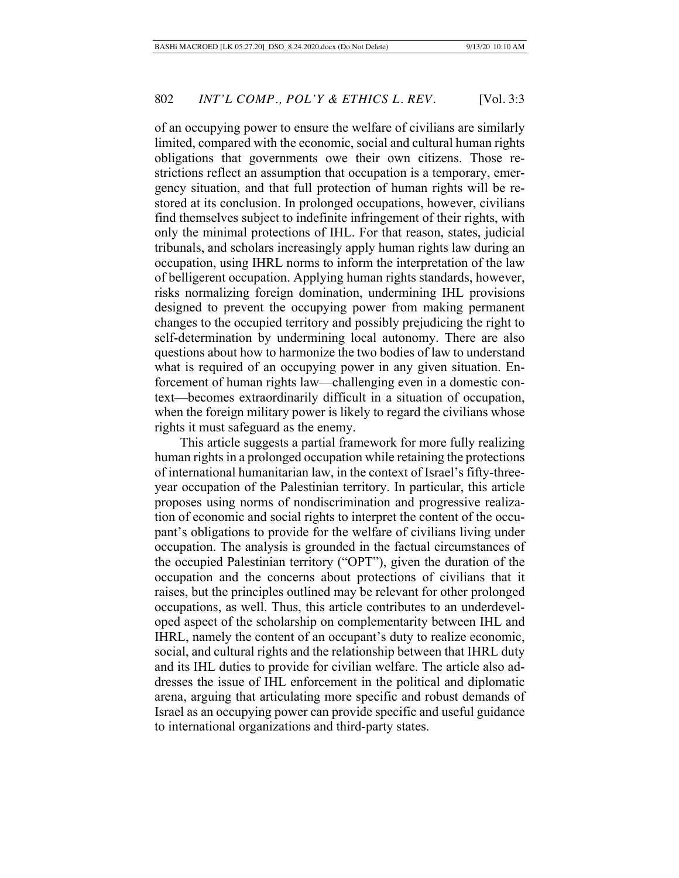of an occupying power to ensure the welfare of civilians are similarly limited, compared with the economic, social and cultural human rights obligations that governments owe their own citizens. Those restrictions reflect an assumption that occupation is a temporary, emergency situation, and that full protection of human rights will be restored at its conclusion. In prolonged occupations, however, civilians find themselves subject to indefinite infringement of their rights, with only the minimal protections of IHL. For that reason, states, judicial tribunals, and scholars increasingly apply human rights law during an occupation, using IHRL norms to inform the interpretation of the law of belligerent occupation. Applying human rights standards, however, risks normalizing foreign domination, undermining IHL provisions designed to prevent the occupying power from making permanent changes to the occupied territory and possibly prejudicing the right to self-determination by undermining local autonomy. There are also questions about how to harmonize the two bodies of law to understand what is required of an occupying power in any given situation. Enforcement of human rights law—challenging even in a domestic context—becomes extraordinarily difficult in a situation of occupation, when the foreign military power is likely to regard the civilians whose rights it must safeguard as the enemy.

This article suggests a partial framework for more fully realizing human rights in a prolonged occupation while retaining the protections of international humanitarian law, in the context of Israel's fifty-three-year occupation of the Palestinian territory. In particular, this article proposes using norms of nondiscrimination and progressive realization of economic and social rights to interpret the content of the occupant's obligations to provide for the welfare of civilians living under occupation. The analysis is grounded in the factual circumstances of the occupied Palestinian territory ("OPT"), given the duration of the occupation and the concerns about protections of civilians that it raises, but the principles outlined may be relevant for other prolonged occupations, as well. Thus, this article contributes to an underdeveloped aspect of the scholarship on complementarity between IHL and IHRL, namely the content of an occupant's duty to realize economic, social, and cultural rights and the relationship between that IHRL duty and its IHL duties to provide for civilian welfare. The article also addresses the issue of IHL enforcement in the political and diplomatic arena, arguing that articulating more specific and robust demands of Israel as an occupying power can provide specific and useful guidance to international organizations and third-party states.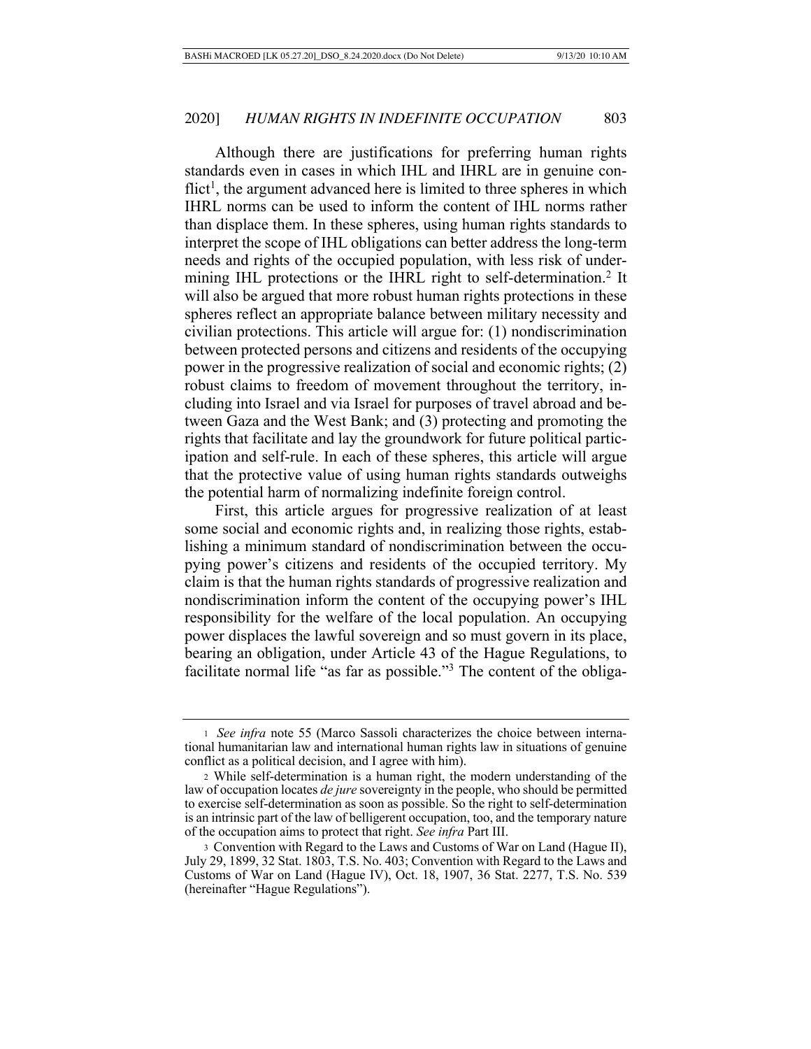Although there are justifications for preferring human rights standards even in cases in which IHL and IHRL are in genuine conflict[1], the argument advanced here is limited to three spheres in which IHRL norms can be used to inform the content of IHL norms rather than displace them. In these spheres, using human rights standards to interpret the scope of IHL obligations can better address the long-term needs and rights of the occupied population, with less risk of undermining IHL protections or the IHRL right to self-determination.[2] It will also be argued that more robust human rights protections in these spheres reflect an appropriate balance between military necessity and civilian protections. This article will argue for: (1) nondiscrimination between protected persons and citizens and residents of the occupying power in the progressive realization of social and economic rights; (2) robust claims to freedom of movement throughout the territory, including into Israel and via Israel for purposes of travel abroad and between Gaza and the West Bank; and (3) protecting and promoting the rights that facilitate and lay the groundwork for future political participation and self-rule. In each of these spheres, this article will argue that the protective value of using human rights standards outweighs the potential harm of normalizing indefinite foreign control.

First, this article argues for progressive realization of at least some social and economic rights and, in realizing those rights, establishing a minimum standard of nondiscrimination between the occupying power's citizens and residents of the occupied territory. My claim is that the human rights standards of progressive realization and nondiscrimination inform the content of the occupying power's IHL responsibility for the welfare of the local population. An occupying power displaces the lawful sovereign and so must govern in its place, bearing an obligation, under Article 43 of the Hague Regulations, to facilitate normal life "as far as possible."[3] The content of the obliga-

---

1 *See infra* note 55 (Marco Sassoli characterizes the choice between international humanitarian law and international human rights law in situations of genuine conflict as a political decision, and I agree with him).

2 While self-determination is a human right, the modern understanding of the law of occupation locates *de jure* sovereignty in the people, who should be permitted to exercise self-determination as soon as possible. So the right to self-determination is an intrinsic part of the law of belligerent occupation, too, and the temporary nature of the occupation aims to protect that right. *See infra* Part III.

3 Convention with Regard to the Laws and Customs of War on Land (Hague II), July 29, 1899, 32 Stat. 1803, T.S. No. 403; Convention with Regard to the Laws and Customs of War on Land (Hague IV), Oct. 18, 1907, 36 Stat. 2277, T.S. No. 539 (hereinafter "Hague Regulations").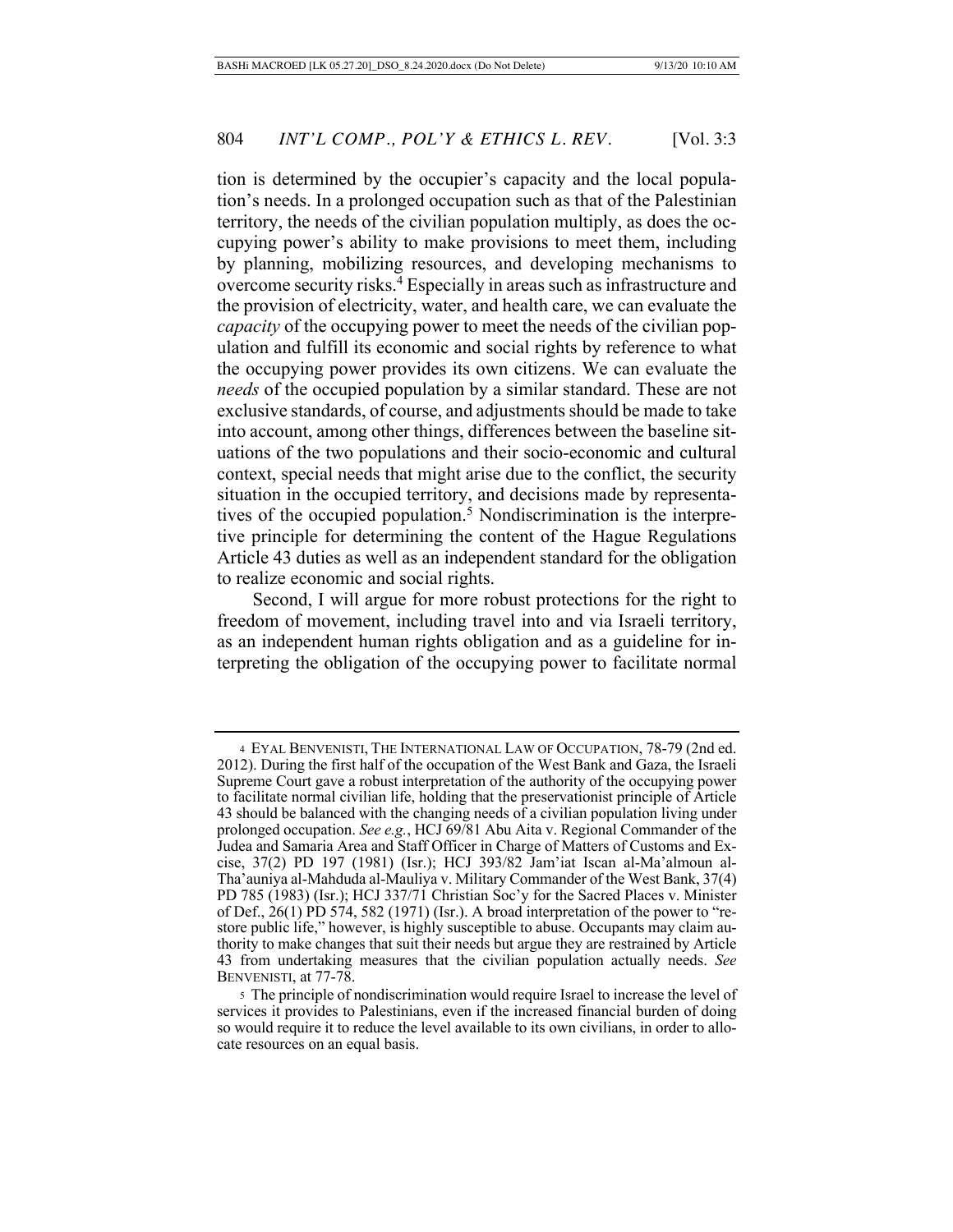tion is determined by the occupier's capacity and the local population's needs. In a prolonged occupation such as that of the Palestinian territory, the needs of the civilian population multiply, as does the occupying power's ability to make provisions to meet them, including by planning, mobilizing resources, and developing mechanisms to overcome security risks.[4] Especially in areas such as infrastructure and the provision of electricity, water, and health care, we can evaluate the *capacity* of the occupying power to meet the needs of the civilian population and fulfill its economic and social rights by reference to what the occupying power provides its own citizens. We can evaluate the *needs* of the occupied population by a similar standard. These are not exclusive standards, of course, and adjustments should be made to take into account, among other things, differences between the baseline situations of the two populations and their socio-economic and cultural context, special needs that might arise due to the conflict, the security situation in the occupied territory, and decisions made by representatives of the occupied population.[5] Nondiscrimination is the interpretive principle for determining the content of the Hague Regulations Article 43 duties as well as an independent standard for the obligation to realize economic and social rights.

Second, I will argue for more robust protections for the right to freedom of movement, including travel into and via Israeli territory, as an independent human rights obligation and as a guideline for interpreting the obligation of the occupying power to facilitate normal

---

[4] EYAL BENVENISTI, THE INTERNATIONAL LAW OF OCCUPATION, 78-79 (2nd ed. 2012). During the first half of the occupation of the West Bank and Gaza, the Israeli Supreme Court gave a robust interpretation of the authority of the occupying power to facilitate normal civilian life, holding that the preservationist principle of Article 43 should be balanced with the changing needs of a civilian population living under prolonged occupation. *See e.g.*, HCJ 69/81 Abu Aita v. Regional Commander of the Judea and Samaria Area and Staff Officer in Charge of Matters of Customs and Excise, 37(2) PD 197 (1981) (Isr.); HCJ 393/82 Jam'iat Iscan al-Ma'almoun al-Tha'auniya al-Mahduda al-Mauliya v. Military Commander of the West Bank, 37(4) PD 785 (1983) (Isr.); HCJ 337/71 Christian Soc'y for the Sacred Places v. Minister of Def., 26(1) PD 574, 582 (1971) (Isr.). A broad interpretation of the power to "restore public life," however, is highly susceptible to abuse. Occupants may claim authority to make changes that suit their needs but argue they are restrained by Article 43 from undertaking measures that the civilian population actually needs. *See* BENVENISTI, at 77-78.

[5] The principle of nondiscrimination would require Israel to increase the level of services it provides to Palestinians, even if the increased financial burden of doing so would require it to reduce the level available to its own civilians, in order to allocate resources on an equal basis.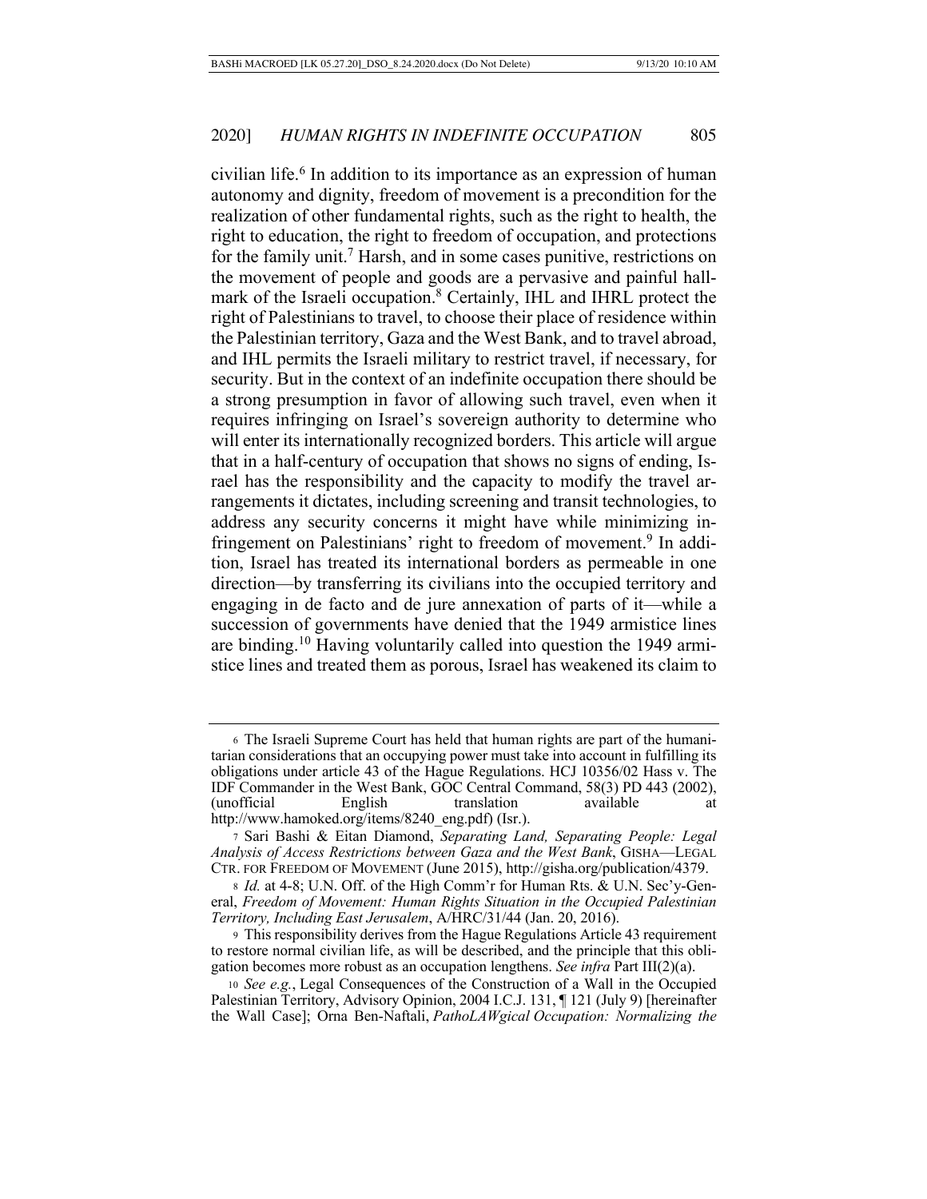civilian life.[6] In addition to its importance as an expression of human autonomy and dignity, freedom of movement is a precondition for the realization of other fundamental rights, such as the right to health, the right to education, the right to freedom of occupation, and protections for the family unit.[7] Harsh, and in some cases punitive, restrictions on the movement of people and goods are a pervasive and painful hallmark of the Israeli occupation.[8] Certainly, IHL and IHRL protect the right of Palestinians to travel, to choose their place of residence within the Palestinian territory, Gaza and the West Bank, and to travel abroad, and IHL permits the Israeli military to restrict travel, if necessary, for security. But in the context of an indefinite occupation there should be a strong presumption in favor of allowing such travel, even when it requires infringing on Israel's sovereign authority to determine who will enter its internationally recognized borders. This article will argue that in a half-century of occupation that shows no signs of ending, Israel has the responsibility and the capacity to modify the travel arrangements it dictates, including screening and transit technologies, to address any security concerns it might have while minimizing infringement on Palestinians' right to freedom of movement.[9] In addition, Israel has treated its international borders as permeable in one direction—by transferring its civilians into the occupied territory and engaging in de facto and de jure annexation of parts of it—while a succession of governments have denied that the 1949 armistice lines are binding.[10] Having voluntarily called into question the 1949 armistice lines and treated them as porous, Israel has weakened its claim to

---

6 The Israeli Supreme Court has held that human rights are part of the humanitarian considerations that an occupying power must take into account in fulfilling its obligations under article 43 of the Hague Regulations. HCJ 10356/02 Hass v. The IDF Commander in the West Bank, GOC Central Command, 58(3) PD 443 (2002), (unofficial English translation available at http://www.hamoked.org/items/8240_eng.pdf) (Isr.).

7 Sari Bashi & Eitan Diamond, *Separating Land, Separating People: Legal Analysis of Access Restrictions between Gaza and the West Bank*, GISHA—LEGAL CTR. FOR FREEDOM OF MOVEMENT (June 2015), http://gisha.org/publication/4379.

8 *Id.* at 4-8; U.N. Off. of the High Comm'r for Human Rts. & U.N. Sec'y-General, *Freedom of Movement: Human Rights Situation in the Occupied Palestinian Territory, Including East Jerusalem*, A/HRC/31/44 (Jan. 20, 2016).

9 This responsibility derives from the Hague Regulations Article 43 requirement to restore normal civilian life, as will be described, and the principle that this obligation becomes more robust as an occupation lengthens. *See infra* Part III(2)(a).

10 *See e.g.*, Legal Consequences of the Construction of a Wall in the Occupied Palestinian Territory, Advisory Opinion, 2004 I.C.J. 131, ¶ 121 (July 9) [hereinafter the Wall Case]; Orna Ben-Naftali, *PathoLAWgical Occupation: Normalizing the*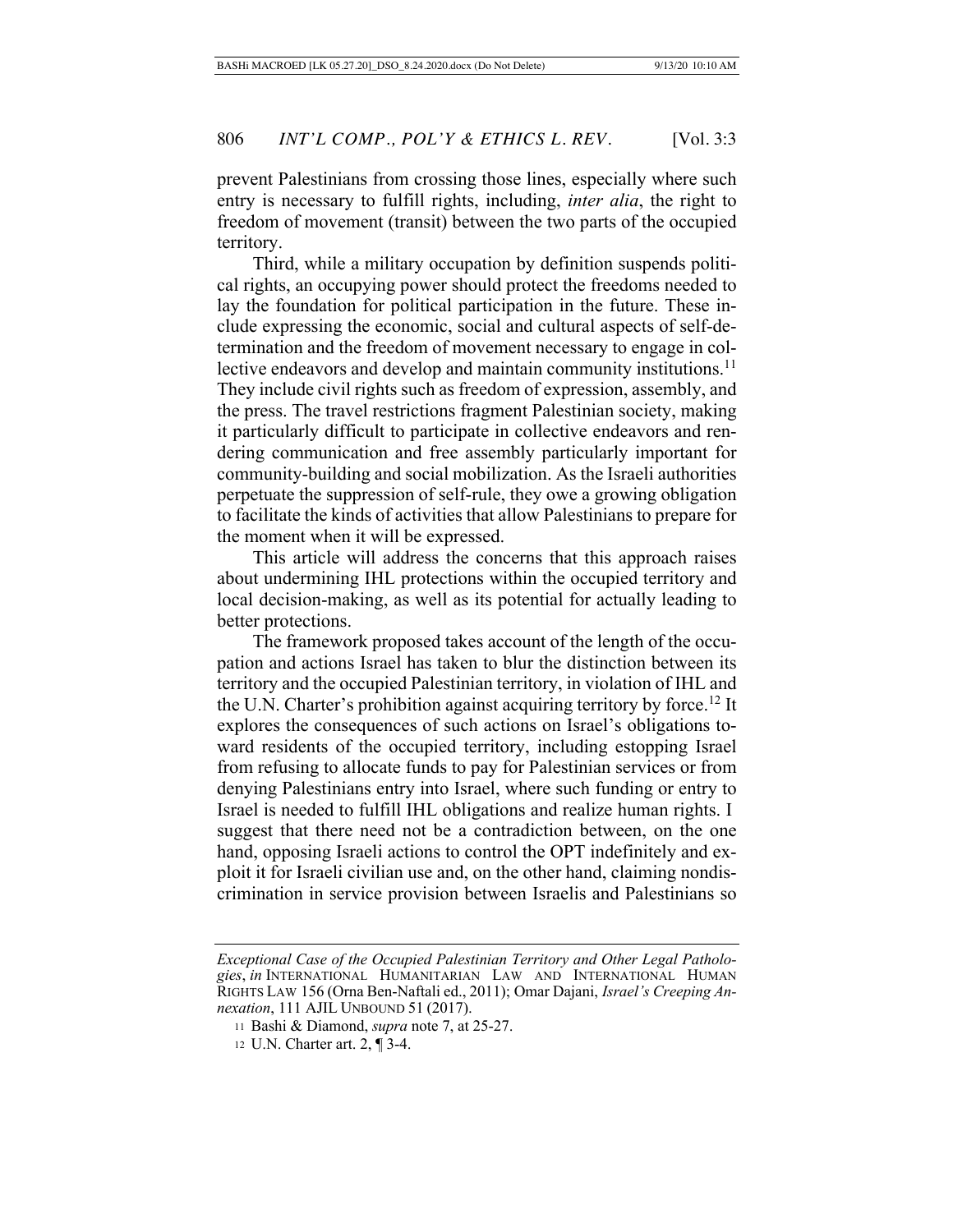prevent Palestinians from crossing those lines, especially where such entry is necessary to fulfill rights, including, *inter alia*, the right to freedom of movement (transit) between the two parts of the occupied territory.

Third, while a military occupation by definition suspends political rights, an occupying power should protect the freedoms needed to lay the foundation for political participation in the future. These include expressing the economic, social and cultural aspects of self-determination and the freedom of movement necessary to engage in collective endeavors and develop and maintain community institutions.[11] They include civil rights such as freedom of expression, assembly, and the press. The travel restrictions fragment Palestinian society, making it particularly difficult to participate in collective endeavors and rendering communication and free assembly particularly important for community-building and social mobilization. As the Israeli authorities perpetuate the suppression of self-rule, they owe a growing obligation to facilitate the kinds of activities that allow Palestinians to prepare for the moment when it will be expressed.

This article will address the concerns that this approach raises about undermining IHL protections within the occupied territory and local decision-making, as well as its potential for actually leading to better protections.

The framework proposed takes account of the length of the occupation and actions Israel has taken to blur the distinction between its territory and the occupied Palestinian territory, in violation of IHL and the U.N. Charter's prohibition against acquiring territory by force.[12] It explores the consequences of such actions on Israel's obligations toward residents of the occupied territory, including estopping Israel from refusing to allocate funds to pay for Palestinian services or from denying Palestinians entry into Israel, where such funding or entry to Israel is needed to fulfill IHL obligations and realize human rights. I suggest that there need not be a contradiction between, on the one hand, opposing Israeli actions to control the OPT indefinitely and exploit it for Israeli civilian use and, on the other hand, claiming nondiscrimination in service provision between Israelis and Palestinians so

---

*Exceptional Case of the Occupied Palestinian Territory and Other Legal Pathologies*, *in* INTERNATIONAL HUMANITARIAN LAW AND INTERNATIONAL HUMAN RIGHTS LAW 156 (Orna Ben-Naftali ed., 2011); Omar Dajani, *Israel's Creeping Annexation*, 111 AJIL UNBOUND 51 (2017).

11 Bashi & Diamond, *supra* note 7, at 25-27.

12 U.N. Charter art. 2, ¶ 3-4.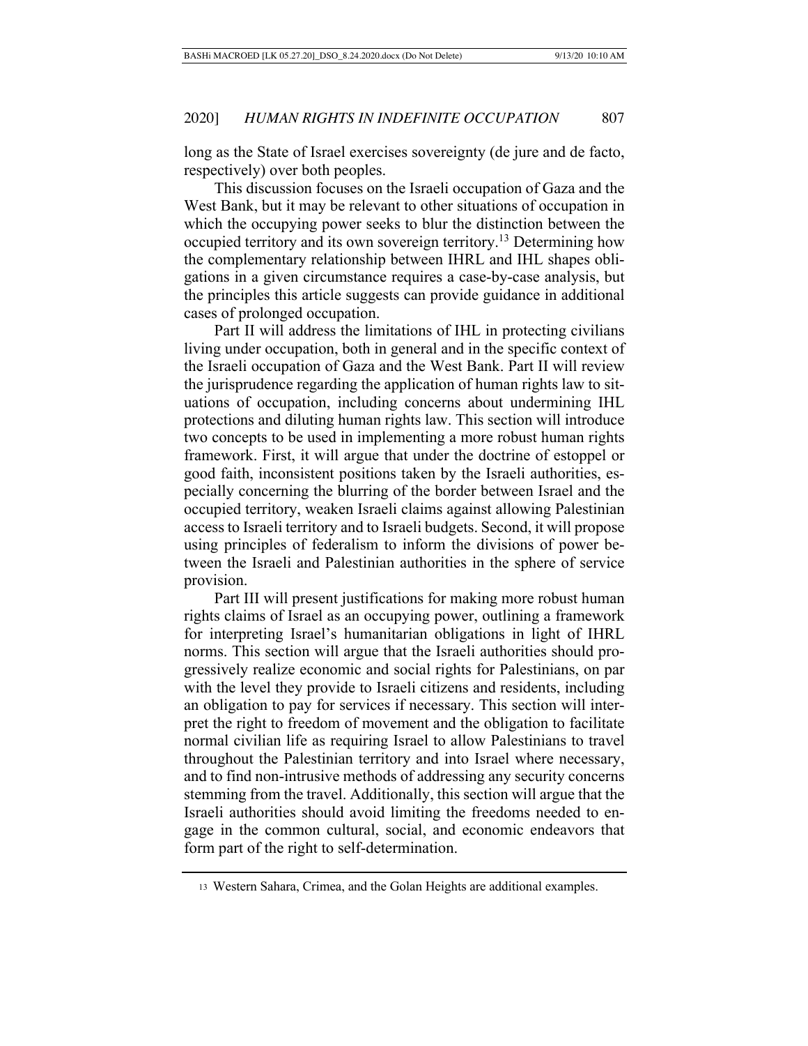long as the State of Israel exercises sovereignty (de jure and de facto, respectively) over both peoples.

This discussion focuses on the Israeli occupation of Gaza and the West Bank, but it may be relevant to other situations of occupation in which the occupying power seeks to blur the distinction between the occupied territory and its own sovereign territory.[13] Determining how the complementary relationship between IHRL and IHL shapes obligations in a given circumstance requires a case-by-case analysis, but the principles this article suggests can provide guidance in additional cases of prolonged occupation.

Part II will address the limitations of IHL in protecting civilians living under occupation, both in general and in the specific context of the Israeli occupation of Gaza and the West Bank. Part II will review the jurisprudence regarding the application of human rights law to situations of occupation, including concerns about undermining IHL protections and diluting human rights law. This section will introduce two concepts to be used in implementing a more robust human rights framework. First, it will argue that under the doctrine of estoppel or good faith, inconsistent positions taken by the Israeli authorities, especially concerning the blurring of the border between Israel and the occupied territory, weaken Israeli claims against allowing Palestinian access to Israeli territory and to Israeli budgets. Second, it will propose using principles of federalism to inform the divisions of power between the Israeli and Palestinian authorities in the sphere of service provision.

Part III will present justifications for making more robust human rights claims of Israel as an occupying power, outlining a framework for interpreting Israel's humanitarian obligations in light of IHRL norms. This section will argue that the Israeli authorities should progressively realize economic and social rights for Palestinians, on par with the level they provide to Israeli citizens and residents, including an obligation to pay for services if necessary. This section will interpret the right to freedom of movement and the obligation to facilitate normal civilian life as requiring Israel to allow Palestinians to travel throughout the Palestinian territory and into Israel where necessary, and to find non-intrusive methods of addressing any security concerns stemming from the travel. Additionally, this section will argue that the Israeli authorities should avoid limiting the freedoms needed to engage in the common cultural, social, and economic endeavors that form part of the right to self-determination.

---

[13] Western Sahara, Crimea, and the Golan Heights are additional examples.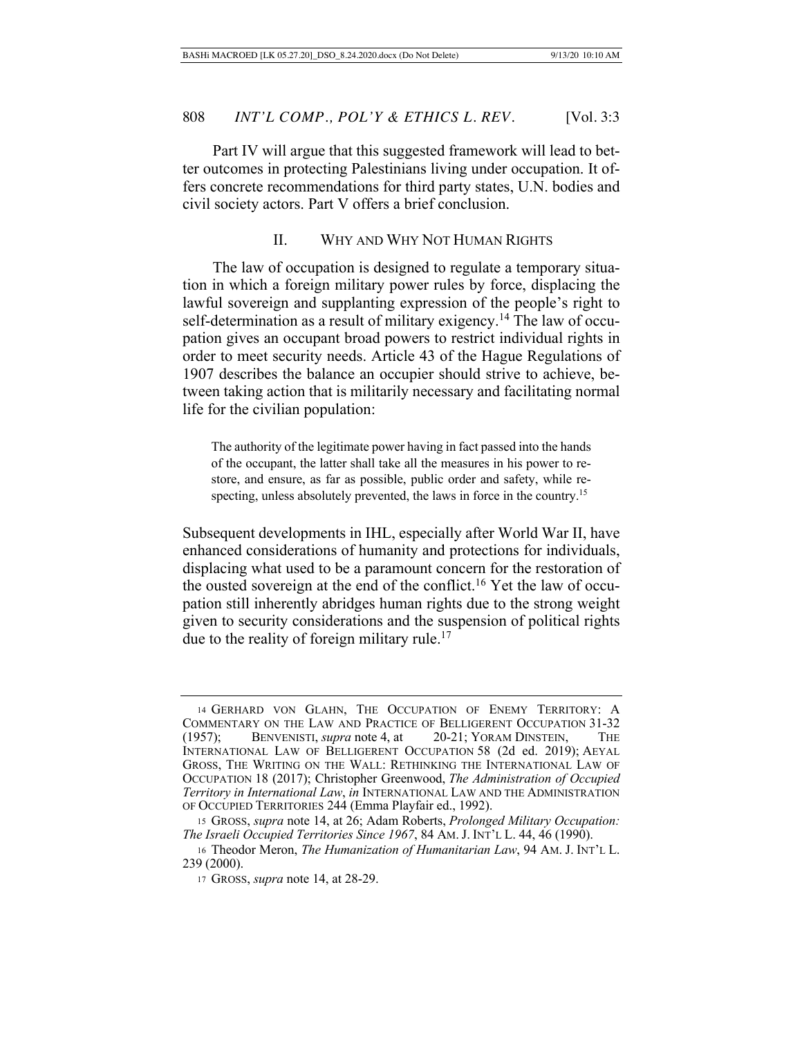Part IV will argue that this suggested framework will lead to better outcomes in protecting Palestinians living under occupation. It offers concrete recommendations for third party states, U.N. bodies and civil society actors. Part V offers a brief conclusion.

## II. WHY AND WHY NOT HUMAN RIGHTS

The law of occupation is designed to regulate a temporary situation in which a foreign military power rules by force, displacing the lawful sovereign and supplanting expression of the people's right to self-determination as a result of military exigency.[14] The law of occupation gives an occupant broad powers to restrict individual rights in order to meet security needs. Article 43 of the Hague Regulations of 1907 describes the balance an occupier should strive to achieve, between taking action that is militarily necessary and facilitating normal life for the civilian population:

> The authority of the legitimate power having in fact passed into the hands of the occupant, the latter shall take all the measures in his power to restore, and ensure, as far as possible, public order and safety, while respecting, unless absolutely prevented, the laws in force in the country.[15]

Subsequent developments in IHL, especially after World War II, have enhanced considerations of humanity and protections for individuals, displacing what used to be a paramount concern for the restoration of the ousted sovereign at the end of the conflict.[16] Yet the law of occupation still inherently abridges human rights due to the strong weight given to security considerations and the suspension of political rights due to the reality of foreign military rule.[17]

---

14 GERHARD VON GLAHN, THE OCCUPATION OF ENEMY TERRITORY: A COMMENTARY ON THE LAW AND PRACTICE OF BELLIGERENT OCCUPATION 31-32 (1957); BENVENISTI, *supra* note 4, at 20-21; YORAM DINSTEIN, THE INTERNATIONAL LAW OF BELLIGERENT OCCUPATION 58 (2d ed. 2019); AEYAL GROSS, THE WRITING ON THE WALL: RETHINKING THE INTERNATIONAL LAW OF OCCUPATION 18 (2017); Christopher Greenwood, *The Administration of Occupied Territory in International Law*, *in* INTERNATIONAL LAW AND THE ADMINISTRATION OF OCCUPIED TERRITORIES 244 (Emma Playfair ed., 1992).

15 GROSS, *supra* note 14, at 26; Adam Roberts, *Prolonged Military Occupation: The Israeli Occupied Territories Since 1967*, 84 AM. J. INT'L L. 44, 46 (1990).

16 Theodor Meron, *The Humanization of Humanitarian Law*, 94 AM. J. INT'L L. 239 (2000).

17 GROSS, *supra* note 14, at 28-29.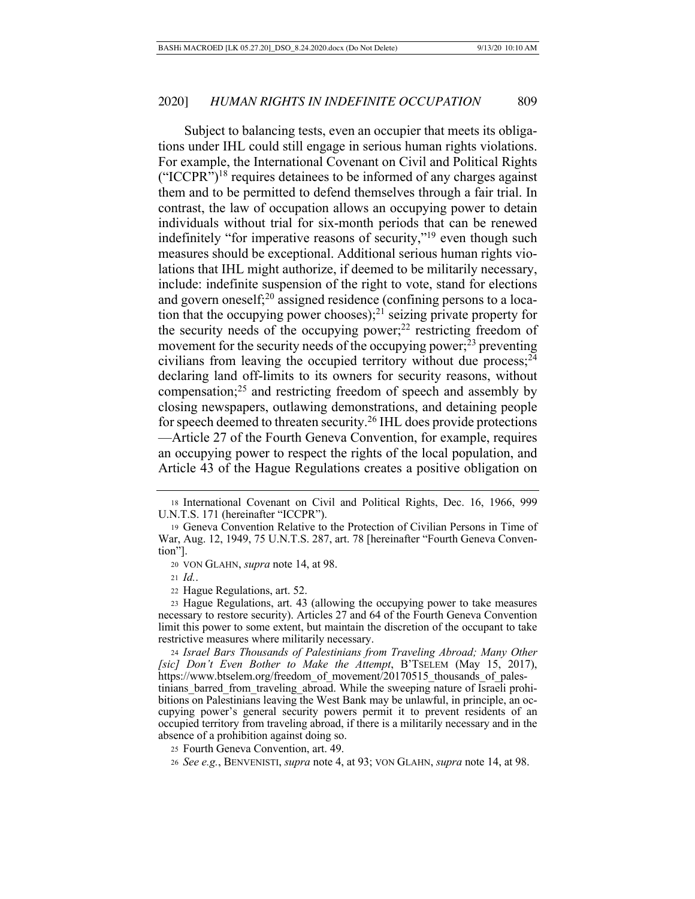Subject to balancing tests, even an occupier that meets its obligations under IHL could still engage in serious human rights violations. For example, the International Covenant on Civil and Political Rights ("ICCPR")[18] requires detainees to be informed of any charges against them and to be permitted to defend themselves through a fair trial. In contrast, the law of occupation allows an occupying power to detain individuals without trial for six-month periods that can be renewed indefinitely "for imperative reasons of security,"[19] even though such measures should be exceptional. Additional serious human rights violations that IHL might authorize, if deemed to be militarily necessary, include: indefinite suspension of the right to vote, stand for elections and govern oneself;[20] assigned residence (confining persons to a location that the occupying power chooses);[21] seizing private property for the security needs of the occupying power;[22] restricting freedom of movement for the security needs of the occupying power;[23] preventing civilians from leaving the occupied territory without due process;[24] declaring land off-limits to its owners for security reasons, without compensation;[25] and restricting freedom of speech and assembly by closing newspapers, outlawing demonstrations, and detaining people for speech deemed to threaten security.[26] IHL does provide protections —Article 27 of the Fourth Geneva Convention, for example, requires an occupying power to respect the rights of the local population, and Article 43 of the Hague Regulations creates a positive obligation on

---

18 International Covenant on Civil and Political Rights, Dec. 16, 1966, 999 U.N.T.S. 171 (hereinafter "ICCPR").

19 Geneva Convention Relative to the Protection of Civilian Persons in Time of War, Aug. 12, 1949, 75 U.N.T.S. 287, art. 78 [hereinafter "Fourth Geneva Convention"].

20 VON GLAHN, *supra* note 14, at 98.

21 *Id.*.

22 Hague Regulations, art. 52.

23 Hague Regulations, art. 43 (allowing the occupying power to take measures necessary to restore security). Articles 27 and 64 of the Fourth Geneva Convention limit this power to some extent, but maintain the discretion of the occupant to take restrictive measures where militarily necessary.

24 *Israel Bars Thousands of Palestinians from Traveling Abroad; Many Other [sic] Don't Even Bother to Make the Attempt*, B'TSELEM (May 15, 2017), https://www.btselem.org/freedom_of_movement/20170515_thousands_of_palestinians_barred_from_traveling_abroad. While the sweeping nature of Israeli prohibitions on Palestinians leaving the West Bank may be unlawful, in principle, an occupying power's general security powers permit it to prevent residents of an occupied territory from traveling abroad, if there is a militarily necessary and in the absence of a prohibition against doing so.

25 Fourth Geneva Convention, art. 49.

26 *See e.g.*, BENVENISTI, *supra* note 4, at 93; VON GLAHN, *supra* note 14, at 98.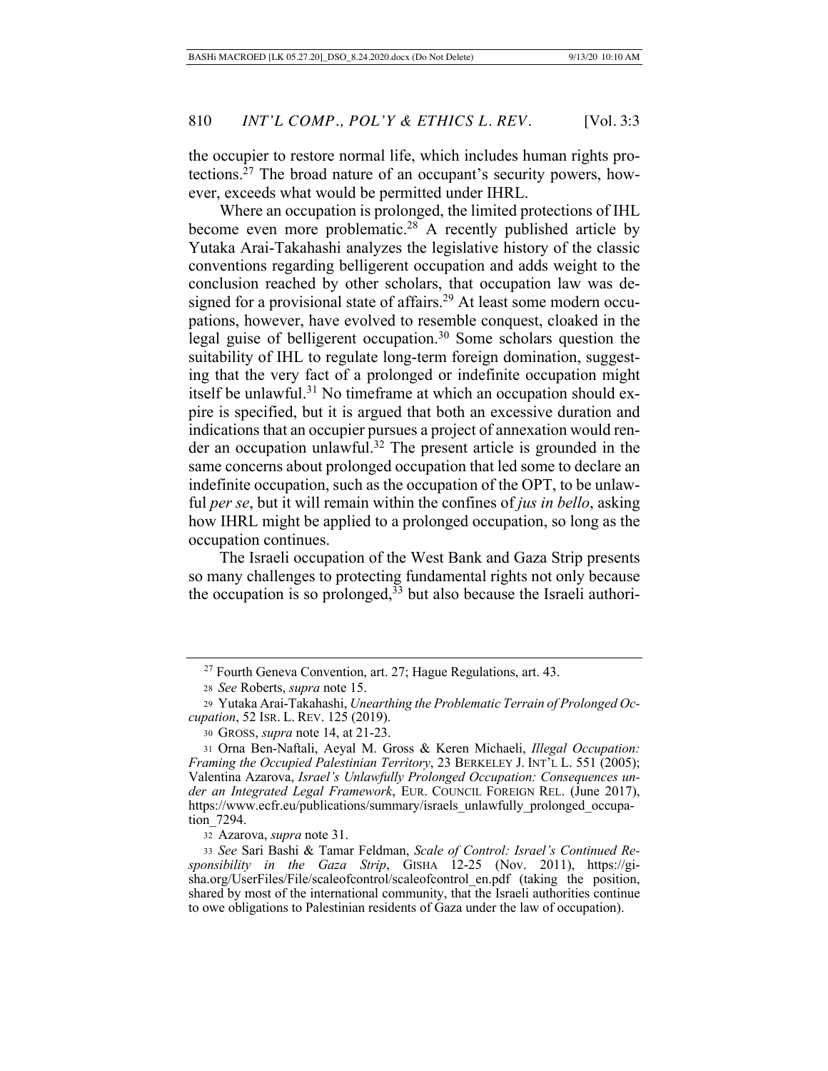the occupier to restore normal life, which includes human rights protections.[27] The broad nature of an occupant's security powers, however, exceeds what would be permitted under IHRL.

Where an occupation is prolonged, the limited protections of IHL become even more problematic.[28] A recently published article by Yutaka Arai-Takahashi analyzes the legislative history of the classic conventions regarding belligerent occupation and adds weight to the conclusion reached by other scholars, that occupation law was designed for a provisional state of affairs.[29] At least some modern occupations, however, have evolved to resemble conquest, cloaked in the legal guise of belligerent occupation.[30] Some scholars question the suitability of IHL to regulate long-term foreign domination, suggesting that the very fact of a prolonged or indefinite occupation might itself be unlawful.[31] No timeframe at which an occupation should expire is specified, but it is argued that both an excessive duration and indications that an occupier pursues a project of annexation would render an occupation unlawful.[32] The present article is grounded in the same concerns about prolonged occupation that led some to declare an indefinite occupation, such as the occupation of the OPT, to be unlawful *per se*, but it will remain within the confines of *jus in bello*, asking how IHRL might be applied to a prolonged occupation, so long as the occupation continues.

The Israeli occupation of the West Bank and Gaza Strip presents so many challenges to protecting fundamental rights not only because the occupation is so prolonged,[33] but also because the Israeli authori-

---

[27] Fourth Geneva Convention, art. 27; Hague Regulations, art. 43.

[28] *See* Roberts, *supra* note 15.

[29] Yutaka Arai-Takahashi, *Unearthing the Problematic Terrain of Prolonged Occupation*, 52 ISR. L. REV. 125 (2019).

[30] GROSS, *supra* note 14, at 21-23.

[31] Orna Ben-Naftali, Aeyal M. Gross & Keren Michaeli, *Illegal Occupation: Framing the Occupied Palestinian Territory*, 23 BERKELEY J. INT'L L. 551 (2005); Valentina Azarova, *Israel's Unlawfully Prolonged Occupation: Consequences under an Integrated Legal Framework*, EUR. COUNCIL FOREIGN REL. (June 2017), https://www.ecfr.eu/publications/summary/israels_unlawfully_prolonged_occupation_7294.

[32] Azarova, *supra* note 31.

[33] *See* Sari Bashi & Tamar Feldman, *Scale of Control: Israel's Continued Responsibility in the Gaza Strip*, GISHA 12-25 (Nov. 2011), https://gisha.org/UserFiles/File/scaleofcontrol/scaleofcontrol_en.pdf (taking the position, shared by most of the international community, that the Israeli authorities continue to owe obligations to Palestinian residents of Gaza under the law of occupation).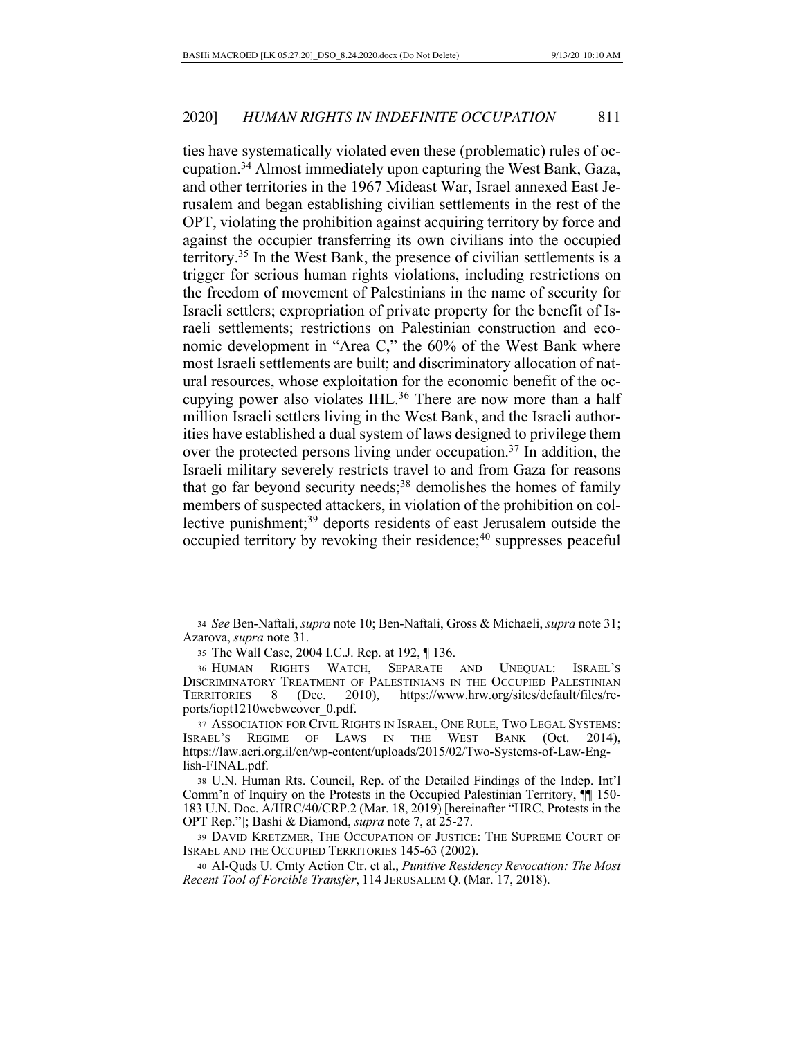ties have systematically violated even these (problematic) rules of occupation.[34] Almost immediately upon capturing the West Bank, Gaza, and other territories in the 1967 Mideast War, Israel annexed East Jerusalem and began establishing civilian settlements in the rest of the OPT, violating the prohibition against acquiring territory by force and against the occupier transferring its own civilians into the occupied territory.[35] In the West Bank, the presence of civilian settlements is a trigger for serious human rights violations, including restrictions on the freedom of movement of Palestinians in the name of security for Israeli settlers; expropriation of private property for the benefit of Israeli settlements; restrictions on Palestinian construction and economic development in "Area C," the 60% of the West Bank where most Israeli settlements are built; and discriminatory allocation of natural resources, whose exploitation for the economic benefit of the occupying power also violates IHL.[36] There are now more than a half million Israeli settlers living in the West Bank, and the Israeli authorities have established a dual system of laws designed to privilege them over the protected persons living under occupation.[37] In addition, the Israeli military severely restricts travel to and from Gaza for reasons that go far beyond security needs;[38] demolishes the homes of family members of suspected attackers, in violation of the prohibition on collective punishment;[39] deports residents of east Jerusalem outside the occupied territory by revoking their residence;[40] suppresses peaceful

---

[34] *See* Ben-Naftali, *supra* note 10; Ben-Naftali, Gross & Michaeli, *supra* note 31; Azarova, *supra* note 31.

[35] The Wall Case, 2004 I.C.J. Rep. at 192, ¶ 136.

[36] HUMAN RIGHTS WATCH, SEPARATE AND UNEQUAL: ISRAEL'S DISCRIMINATORY TREATMENT OF PALESTINIANS IN THE OCCUPIED PALESTINIAN TERRITORIES 8 (Dec. 2010), https://www.hrw.org/sites/default/files/reports/iopt1210webwcover_0.pdf.

[37] ASSOCIATION FOR CIVIL RIGHTS IN ISRAEL, ONE RULE, TWO LEGAL SYSTEMS: ISRAEL'S REGIME OF LAWS IN THE WEST BANK (Oct. 2014), https://law.acri.org.il/en/wp-content/uploads/2015/02/Two-Systems-of-Law-English-FINAL.pdf.

[38] U.N. Human Rts. Council, Rep. of the Detailed Findings of the Indep. Int'l Comm'n of Inquiry on the Protests in the Occupied Palestinian Territory, ¶¶ 150-183 U.N. Doc. A/HRC/40/CRP.2 (Mar. 18, 2019) [hereinafter "HRC, Protests in the OPT Rep."]; Bashi & Diamond, *supra* note 7, at 25-27.

[39] DAVID KRETZMER, THE OCCUPATION OF JUSTICE: THE SUPREME COURT OF ISRAEL AND THE OCCUPIED TERRITORIES 145-63 (2002).

[40] Al-Quds U. Cmty Action Ctr. et al., *Punitive Residency Revocation: The Most Recent Tool of Forcible Transfer*, 114 JERUSALEM Q. (Mar. 17, 2018).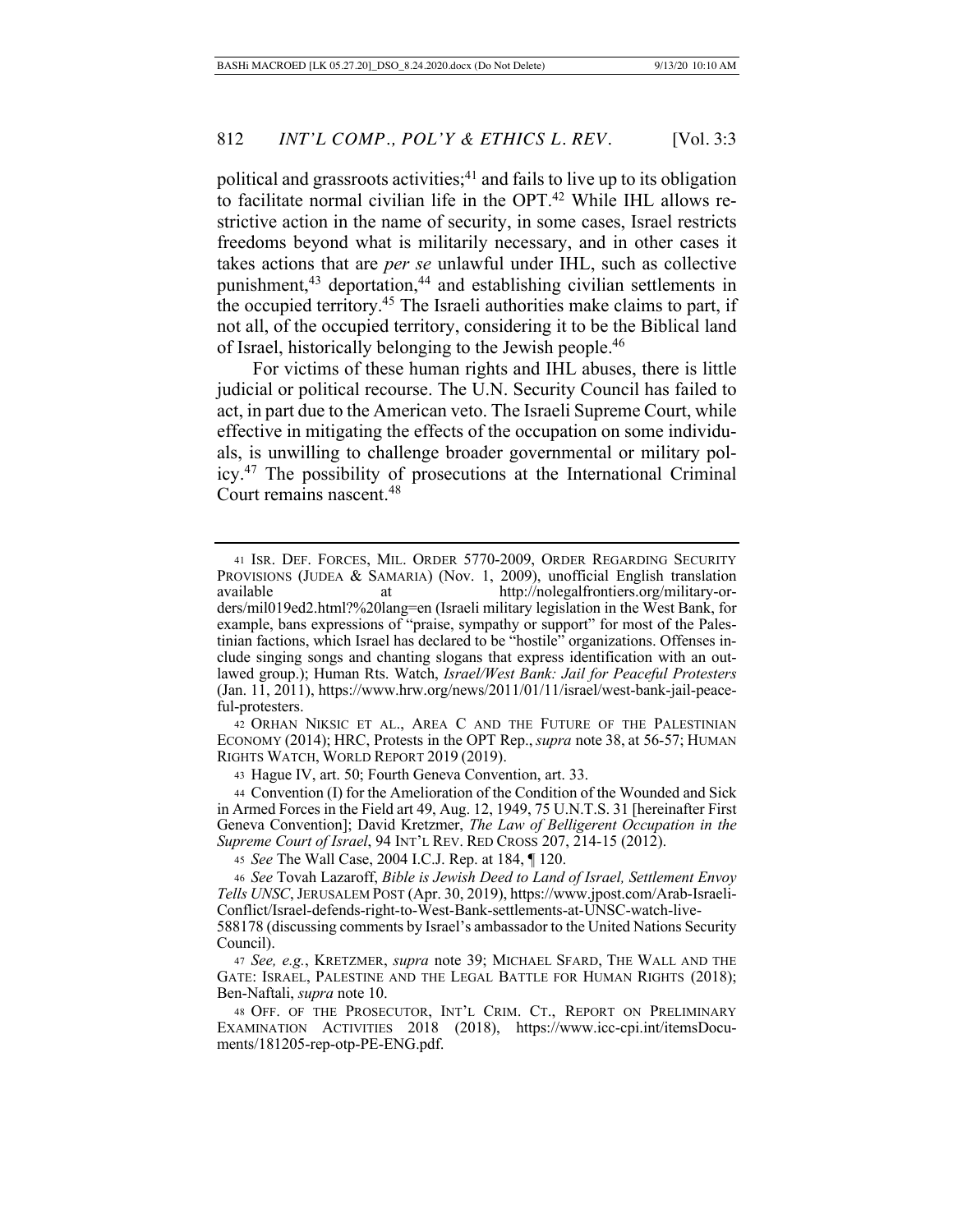political and grassroots activities;[41] and fails to live up to its obligation to facilitate normal civilian life in the OPT.[42] While IHL allows restrictive action in the name of security, in some cases, Israel restricts freedoms beyond what is militarily necessary, and in other cases it takes actions that are *per se* unlawful under IHL, such as collective punishment,[43] deportation,[44] and establishing civilian settlements in the occupied territory.[45] The Israeli authorities make claims to part, if not all, of the occupied territory, considering it to be the Biblical land of Israel, historically belonging to the Jewish people.[46]

For victims of these human rights and IHL abuses, there is little judicial or political recourse. The U.N. Security Council has failed to act, in part due to the American veto. The Israeli Supreme Court, while effective in mitigating the effects of the occupation on some individuals, is unwilling to challenge broader governmental or military policy.[47] The possibility of prosecutions at the International Criminal Court remains nascent.[48]

---

41 ISR. DEF. FORCES, MIL. ORDER 5770-2009, ORDER REGARDING SECURITY PROVISIONS (JUDEA & SAMARIA) (Nov. 1, 2009), unofficial English translation available at http://nolegalfrontiers.org/military-orders/mil019ed2.html?%20lang=en (Israeli military legislation in the West Bank, for example, bans expressions of "praise, sympathy or support" for most of the Palestinian factions, which Israel has declared to be "hostile" organizations. Offenses include singing songs and chanting slogans that express identification with an outlawed group.); Human Rts. Watch, *Israel/West Bank: Jail for Peaceful Protesters* (Jan. 11, 2011), https://www.hrw.org/news/2011/01/11/israel/west-bank-jail-peaceful-protesters.

42 ORHAN NIKSIC ET AL., AREA C AND THE FUTURE OF THE PALESTINIAN ECONOMY (2014); HRC, Protests in the OPT Rep., *supra* note 38, at 56-57; HUMAN RIGHTS WATCH, WORLD REPORT 2019 (2019).

43 Hague IV, art. 50; Fourth Geneva Convention, art. 33.

44 Convention (I) for the Amelioration of the Condition of the Wounded and Sick in Armed Forces in the Field art 49, Aug. 12, 1949, 75 U.N.T.S. 31 [hereinafter First Geneva Convention]; David Kretzmer, *The Law of Belligerent Occupation in the Supreme Court of Israel*, 94 INT'L REV. RED CROSS 207, 214-15 (2012).

45 *See* The Wall Case, 2004 I.C.J. Rep. at 184, ¶ 120.

46 *See* Tovah Lazaroff, *Bible is Jewish Deed to Land of Israel, Settlement Envoy Tells UNSC*, JERUSALEM POST (Apr. 30, 2019), https://www.jpost.com/Arab-Israeli-Conflict/Israel-defends-right-to-West-Bank-settlements-at-UNSC-watch-live-588178 (discussing comments by Israel's ambassador to the United Nations Security Council).

47 *See, e.g.*, KRETZMER, *supra* note 39; MICHAEL SFARD, THE WALL AND THE GATE: ISRAEL, PALESTINE AND THE LEGAL BATTLE FOR HUMAN RIGHTS (2018); Ben-Naftali, *supra* note 10.

48 OFF. OF THE PROSECUTOR, INT'L CRIM. CT., REPORT ON PRELIMINARY EXAMINATION ACTIVITIES 2018 (2018), https://www.icc-cpi.int/itemsDocuments/181205-rep-otp-PE-ENG.pdf.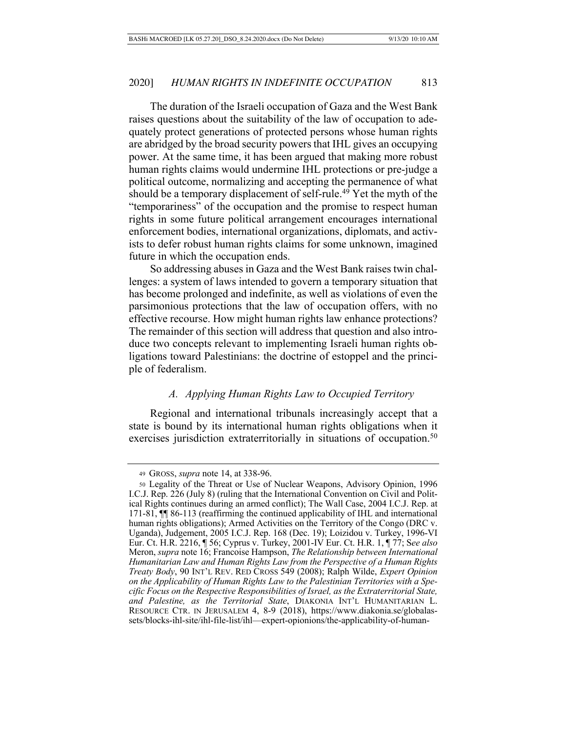The duration of the Israeli occupation of Gaza and the West Bank raises questions about the suitability of the law of occupation to adequately protect generations of protected persons whose human rights are abridged by the broad security powers that IHL gives an occupying power. At the same time, it has been argued that making more robust human rights claims would undermine IHL protections or pre-judge a political outcome, normalizing and accepting the permanence of what should be a temporary displacement of self-rule.[49] Yet the myth of the "temporariness" of the occupation and the promise to respect human rights in some future political arrangement encourages international enforcement bodies, international organizations, diplomats, and activists to defer robust human rights claims for some unknown, imagined future in which the occupation ends.

So addressing abuses in Gaza and the West Bank raises twin challenges: a system of laws intended to govern a temporary situation that has become prolonged and indefinite, as well as violations of even the parsimonious protections that the law of occupation offers, with no effective recourse. How might human rights law enhance protections? The remainder of this section will address that question and also introduce two concepts relevant to implementing Israeli human rights obligations toward Palestinians: the doctrine of estoppel and the principle of federalism.

### *A. Applying Human Rights Law to Occupied Territory*

Regional and international tribunals increasingly accept that a state is bound by its international human rights obligations when it exercises jurisdiction extraterritorially in situations of occupation.[50]

---

[49] GROSS, *supra* note 14, at 338-96.

[50] Legality of the Threat or Use of Nuclear Weapons, Advisory Opinion, 1996 I.C.J. Rep. 226 (July 8) (ruling that the International Convention on Civil and Political Rights continues during an armed conflict); The Wall Case, 2004 I.C.J. Rep. at 171-81, ¶¶ 86-113 (reaffirming the continued applicability of IHL and international human rights obligations); Armed Activities on the Territory of the Congo (DRC v. Uganda), Judgement, 2005 I.C.J. Rep. 168 (Dec. 19); Loizidou v. Turkey, 1996-VI Eur. Ct. H.R. 2216, ¶ 56; Cyprus v. Turkey, 2001-IV Eur. Ct. H.R. 1, ¶ 77; S*ee also* Meron, *supra* note 16; Francoise Hampson, *The Relationship between International Humanitarian Law and Human Rights Law from the Perspective of a Human Rights Treaty Body*, 90 INT'L REV. RED CROSS 549 (2008); Ralph Wilde, *Expert Opinion on the Applicability of Human Rights Law to the Palestinian Territories with a Specific Focus on the Respective Responsibilities of Israel, as the Extraterritorial State, and Palestine, as the Territorial State*, DIAKONIA INT'L HUMANITARIAN L. RESOURCE CTR. IN JERUSALEM 4, 8-9 (2018), https://www.diakonia.se/globalassets/blocks-ihl-site/ihl-file-list/ihl—expert-opionions/the-applicability-of-human-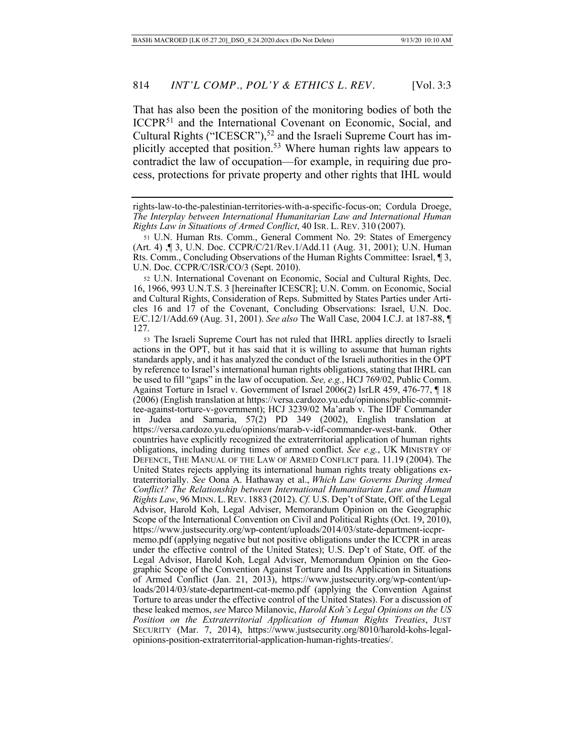That has also been the position of the monitoring bodies of both the ICCPR[51] and the International Covenant on Economic, Social, and Cultural Rights ("ICESCR"),[52] and the Israeli Supreme Court has implicitly accepted that position.[53] Where human rights law appears to contradict the law of occupation—for example, in requiring due process, protections for private property and other rights that IHL would

---

rights-law-to-the-palestinian-territories-with-a-specific-focus-on; Cordula Droege, *The Interplay between International Humanitarian Law and International Human Rights Law in Situations of Armed Conflict*, 40 ISR. L. REV. 310 (2007).

51 U.N. Human Rts. Comm., General Comment No. 29: States of Emergency (Art. 4) ,¶ 3, U.N. Doc. CCPR/C/21/Rev.1/Add.11 (Aug. 31, 2001); U.N. Human Rts. Comm., Concluding Observations of the Human Rights Committee: Israel, ¶ 3, U.N. Doc. CCPR/C/ISR/CO/3 (Sept. 2010).

52 U.N. International Covenant on Economic, Social and Cultural Rights, Dec. 16, 1966, 993 U.N.T.S. 3 [hereinafter ICESCR]; U.N. Comm. on Economic, Social and Cultural Rights, Consideration of Reps. Submitted by States Parties under Articles 16 and 17 of the Covenant, Concluding Observations: Israel, U.N. Doc. E/C.12/1/Add.69 (Aug. 31, 2001). *See also* The Wall Case, 2004 I.C.J. at 187-88, ¶ 127.

53 The Israeli Supreme Court has not ruled that IHRL applies directly to Israeli actions in the OPT, but it has said that it is willing to assume that human rights standards apply, and it has analyzed the conduct of the Israeli authorities in the OPT by reference to Israel's international human rights obligations, stating that IHRL can be used to fill "gaps" in the law of occupation. *See, e.g.*, HCJ 769/02, Public Comm. Against Torture in Israel v. Government of Israel 2006(2) IsrLR 459, 476-77, ¶ 18 (2006) (English translation at https://versa.cardozo.yu.edu/opinions/public-committee-against-torture-v-government); HCJ 3239/02 Ma'arab v. The IDF Commander in Judea and Samaria, 57(2) PD 349 (2002), English translation at https://versa.cardozo.yu.edu/opinions/marab-v-idf-commander-west-bank. Other countries have explicitly recognized the extraterritorial application of human rights obligations, including during times of armed conflict. *See e.g.*, UK MINISTRY OF DEFENCE, THE MANUAL OF THE LAW OF ARMED CONFLICT para. 11.19 (2004). The United States rejects applying its international human rights treaty obligations extraterritorially. *See* Oona A. Hathaway et al., *Which Law Governs During Armed Conflict? The Relationship between International Humanitarian Law and Human Rights Law*, 96 MINN. L. REV. 1883 (2012). *Cf.* U.S. Dep't of State, Off. of the Legal Advisor, Harold Koh, Legal Adviser, Memorandum Opinion on the Geographic Scope of the International Convention on Civil and Political Rights (Oct. 19, 2010), https://www.justsecurity.org/wp-content/uploads/2014/03/state-department-iccpr-memo.pdf (applying negative but not positive obligations under the ICCPR in areas under the effective control of the United States); U.S. Dep't of State, Off. of the Legal Advisor, Harold Koh, Legal Adviser, Memorandum Opinion on the Geographic Scope of the Convention Against Torture and Its Application in Situations of Armed Conflict (Jan. 21, 2013), https://www.justsecurity.org/wp-content/uploads/2014/03/state-department-cat-memo.pdf (applying the Convention Against Torture to areas under the effective control of the United States). For a discussion of these leaked memos, *see* Marco Milanovic, *Harold Koh's Legal Opinions on the US Position on the Extraterritorial Application of Human Rights Treaties*, JUST SECURITY (Mar. 7, 2014), https://www.justsecurity.org/8010/harold-kohs-legal-opinions-position-extraterritorial-application-human-rights-treaties/.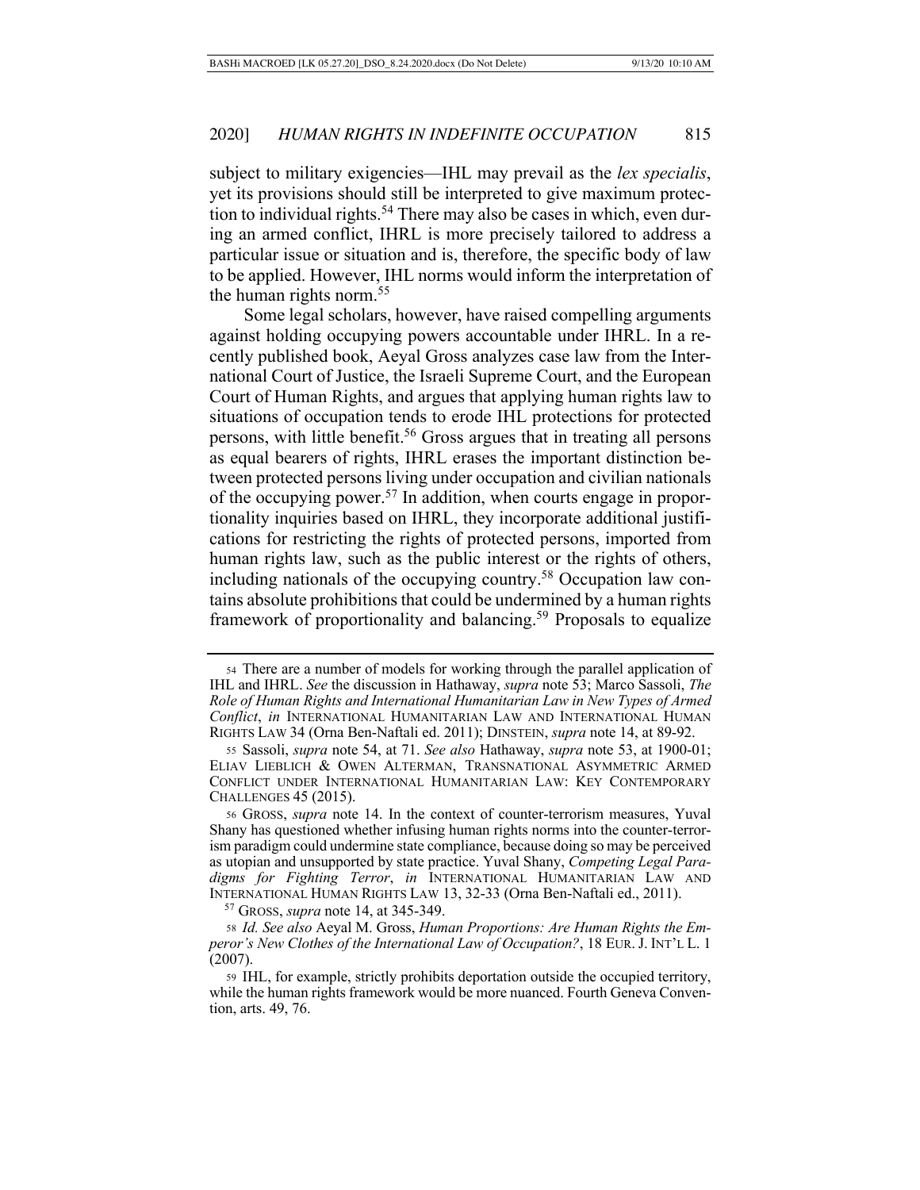subject to military exigencies—IHL may prevail as the *lex specialis*, yet its provisions should still be interpreted to give maximum protection to individual rights.[54] There may also be cases in which, even during an armed conflict, IHRL is more precisely tailored to address a particular issue or situation and is, therefore, the specific body of law to be applied. However, IHL norms would inform the interpretation of the human rights norm.[55]

Some legal scholars, however, have raised compelling arguments against holding occupying powers accountable under IHRL. In a recently published book, Aeyal Gross analyzes case law from the International Court of Justice, the Israeli Supreme Court, and the European Court of Human Rights, and argues that applying human rights law to situations of occupation tends to erode IHL protections for protected persons, with little benefit.[56] Gross argues that in treating all persons as equal bearers of rights, IHRL erases the important distinction between protected persons living under occupation and civilian nationals of the occupying power.[57] In addition, when courts engage in proportionality inquiries based on IHRL, they incorporate additional justifications for restricting the rights of protected persons, imported from human rights law, such as the public interest or the rights of others, including nationals of the occupying country.[58] Occupation law contains absolute prohibitions that could be undermined by a human rights framework of proportionality and balancing.[59] Proposals to equalize

---

[54] There are a number of models for working through the parallel application of IHL and IHRL. *See* the discussion in Hathaway, *supra* note 53; Marco Sassoli, *The Role of Human Rights and International Humanitarian Law in New Types of Armed Conflict*, *in* INTERNATIONAL HUMANITARIAN LAW AND INTERNATIONAL HUMAN RIGHTS LAW 34 (Orna Ben-Naftali ed. 2011); DINSTEIN, *supra* note 14, at 89-92.

[55] Sassoli, *supra* note 54, at 71. *See also* Hathaway, *supra* note 53, at 1900-01; ELIAV LIEBLICH & OWEN ALTERMAN, TRANSNATIONAL ASYMMETRIC ARMED CONFLICT UNDER INTERNATIONAL HUMANITARIAN LAW: KEY CONTEMPORARY CHALLENGES 45 (2015).

[56] GROSS, *supra* note 14. In the context of counter-terrorism measures, Yuval Shany has questioned whether infusing human rights norms into the counter-terrorism paradigm could undermine state compliance, because doing so may be perceived as utopian and unsupported by state practice. Yuval Shany, *Competing Legal Paradigms for Fighting Terror*, *in* INTERNATIONAL HUMANITARIAN LAW AND INTERNATIONAL HUMAN RIGHTS LAW 13, 32-33 (Orna Ben-Naftali ed., 2011).

[57] GROSS, *supra* note 14, at 345-349.

[58] *Id. See also* Aeyal M. Gross, *Human Proportions: Are Human Rights the Emperor's New Clothes of the International Law of Occupation?*, 18 EUR. J. INT'L L. 1 (2007).

[59] IHL, for example, strictly prohibits deportation outside the occupied territory, while the human rights framework would be more nuanced. Fourth Geneva Convention, arts. 49, 76.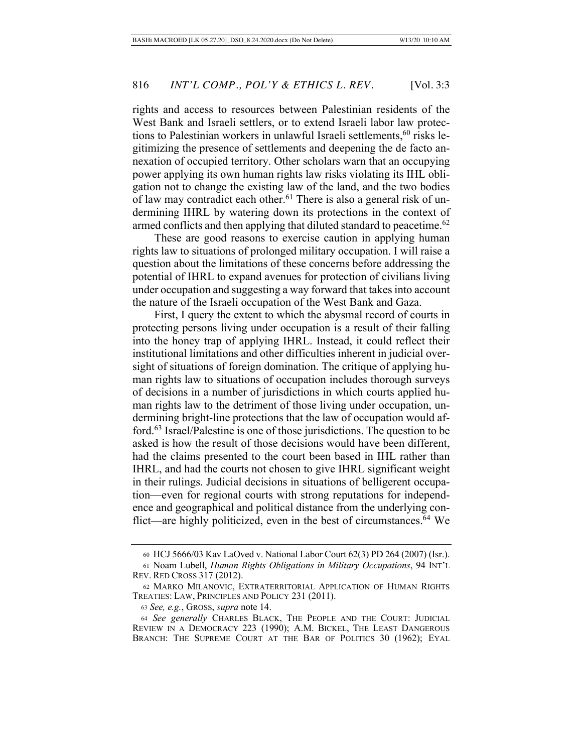rights and access to resources between Palestinian residents of the West Bank and Israeli settlers, or to extend Israeli labor law protections to Palestinian workers in unlawful Israeli settlements,[60] risks legitimizing the presence of settlements and deepening the de facto annexation of occupied territory. Other scholars warn that an occupying power applying its own human rights law risks violating its IHL obligation not to change the existing law of the land, and the two bodies of law may contradict each other.[61] There is also a general risk of undermining IHRL by watering down its protections in the context of armed conflicts and then applying that diluted standard to peacetime.[62]

These are good reasons to exercise caution in applying human rights law to situations of prolonged military occupation. I will raise a question about the limitations of these concerns before addressing the potential of IHRL to expand avenues for protection of civilians living under occupation and suggesting a way forward that takes into account the nature of the Israeli occupation of the West Bank and Gaza.

First, I query the extent to which the abysmal record of courts in protecting persons living under occupation is a result of their falling into the honey trap of applying IHRL. Instead, it could reflect their institutional limitations and other difficulties inherent in judicial oversight of situations of foreign domination. The critique of applying human rights law to situations of occupation includes thorough surveys of decisions in a number of jurisdictions in which courts applied human rights law to the detriment of those living under occupation, undermining bright-line protections that the law of occupation would afford.[63] Israel/Palestine is one of those jurisdictions. The question to be asked is how the result of those decisions would have been different, had the claims presented to the court been based in IHL rather than IHRL, and had the courts not chosen to give IHRL significant weight in their rulings. Judicial decisions in situations of belligerent occupation—even for regional courts with strong reputations for independence and geographical and political distance from the underlying conflict—are highly politicized, even in the best of circumstances.[64] We

---

60 HCJ 5666/03 Kav LaOved v. National Labor Court 62(3) PD 264 (2007) (Isr.).

61 Noam Lubell, *Human Rights Obligations in Military Occupations*, 94 INT'L REV. RED CROSS 317 (2012).

62 MARKO MILANOVIC, EXTRATERRITORIAL APPLICATION OF HUMAN RIGHTS TREATIES: LAW, PRINCIPLES AND POLICY 231 (2011).

63 *See, e.g.*, GROSS, *supra* note 14.

64 *See generally* CHARLES BLACK, THE PEOPLE AND THE COURT: JUDICIAL REVIEW IN A DEMOCRACY 223 (1990); A.M. BICKEL, THE LEAST DANGEROUS BRANCH: THE SUPREME COURT AT THE BAR OF POLITICS 30 (1962); EYAL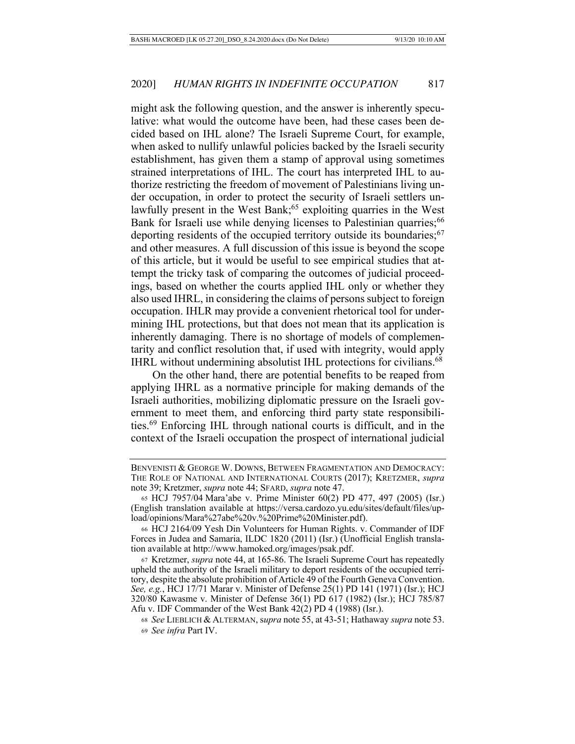might ask the following question, and the answer is inherently speculative: what would the outcome have been, had these cases been decided based on IHL alone? The Israeli Supreme Court, for example, when asked to nullify unlawful policies backed by the Israeli security establishment, has given them a stamp of approval using sometimes strained interpretations of IHL. The court has interpreted IHL to authorize restricting the freedom of movement of Palestinians living under occupation, in order to protect the security of Israeli settlers unlawfully present in the West Bank;[65] exploiting quarries in the West Bank for Israeli use while denying licenses to Palestinian quarries;[66] deporting residents of the occupied territory outside its boundaries;[67] and other measures. A full discussion of this issue is beyond the scope of this article, but it would be useful to see empirical studies that attempt the tricky task of comparing the outcomes of judicial proceedings, based on whether the courts applied IHL only or whether they also used IHRL, in considering the claims of persons subject to foreign occupation. IHLR may provide a convenient rhetorical tool for undermining IHL protections, but that does not mean that its application is inherently damaging. There is no shortage of models of complementarity and conflict resolution that, if used with integrity, would apply IHRL without undermining absolutist IHL protections for civilians.[68]

On the other hand, there are potential benefits to be reaped from applying IHRL as a normative principle for making demands of the Israeli authorities, mobilizing diplomatic pressure on the Israeli government to meet them, and enforcing third party state responsibilities.[69] Enforcing IHL through national courts is difficult, and in the context of the Israeli occupation the prospect of international judicial

---

BENVENISTI & GEORGE W. DOWNS, BETWEEN FRAGMENTATION AND DEMOCRACY: THE ROLE OF NATIONAL AND INTERNATIONAL COURTS (2017); KRETZMER, *supra* note 39; Kretzmer, *supra* note 44; SFARD, *supra* note 47.

65 HCJ 7957/04 Mara'abe v. Prime Minister 60(2) PD 477, 497 (2005) (Isr.) (English translation available at https://versa.cardozo.yu.edu/sites/default/files/upload/opinions/Mara%27abe%20v.%20Prime%20Minister.pdf).

66 HCJ 2164/09 Yesh Din Volunteers for Human Rights. v. Commander of IDF Forces in Judea and Samaria, ILDC 1820 (2011) (Isr.) (Unofficial English translation available at http://www.hamoked.org/images/psak.pdf.

67 Kretzmer, *supra* note 44, at 165-86. The Israeli Supreme Court has repeatedly upheld the authority of the Israeli military to deport residents of the occupied territory, despite the absolute prohibition of Article 49 of the Fourth Geneva Convention. *See, e.g.*, HCJ 17/71 Marar v. Minister of Defense 25(1) PD 141 (1971) (Isr.); HCJ 320/80 Kawasme v. Minister of Defense 36(1) PD 617 (1982) (Isr.); HCJ 785/87 Afu v. IDF Commander of the West Bank 42(2) PD 4 (1988) (Isr.).

68 *See* LIEBLICH & ALTERMAN, *supra* note 55, at 43-51; Hathaway *supra* note 53.

69 *See infra* Part IV.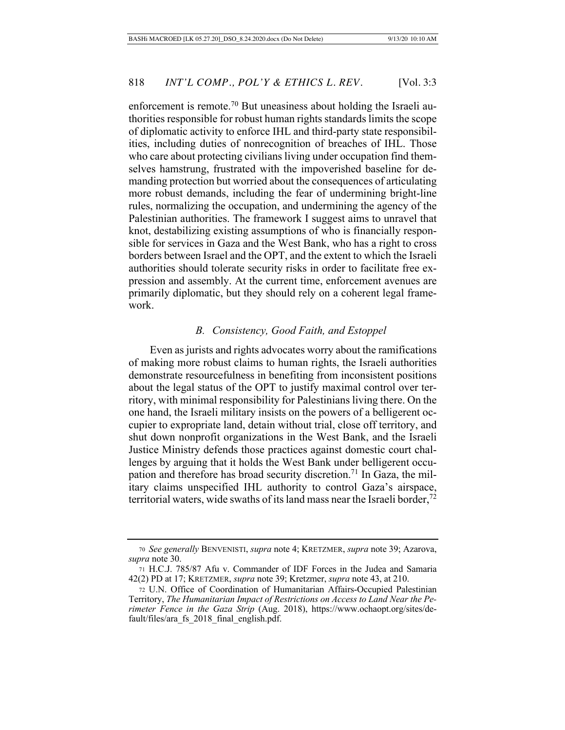enforcement is remote.[70] But uneasiness about holding the Israeli authorities responsible for robust human rights standards limits the scope of diplomatic activity to enforce IHL and third-party state responsibilities, including duties of nonrecognition of breaches of IHL. Those who care about protecting civilians living under occupation find themselves hamstrung, frustrated with the impoverished baseline for demanding protection but worried about the consequences of articulating more robust demands, including the fear of undermining bright-line rules, normalizing the occupation, and undermining the agency of the Palestinian authorities. The framework I suggest aims to unravel that knot, destabilizing existing assumptions of who is financially responsible for services in Gaza and the West Bank, who has a right to cross borders between Israel and the OPT, and the extent to which the Israeli authorities should tolerate security risks in order to facilitate free expression and assembly. At the current time, enforcement avenues are primarily diplomatic, but they should rely on a coherent legal framework.

### *B. Consistency, Good Faith, and Estoppel*

Even as jurists and rights advocates worry about the ramifications of making more robust claims to human rights, the Israeli authorities demonstrate resourcefulness in benefiting from inconsistent positions about the legal status of the OPT to justify maximal control over territory, with minimal responsibility for Palestinians living there. On the one hand, the Israeli military insists on the powers of a belligerent occupier to expropriate land, detain without trial, close off territory, and shut down nonprofit organizations in the West Bank, and the Israeli Justice Ministry defends those practices against domestic court challenges by arguing that it holds the West Bank under belligerent occupation and therefore has broad security discretion.[71] In Gaza, the military claims unspecified IHL authority to control Gaza's airspace, territorial waters, wide swaths of its land mass near the Israeli border,[72]

---

70 *See generally* BENVENISTI, *supra* note 4; KRETZMER, *supra* note 39; Azarova, *supra* note 30.

71 H.C.J. 785/87 Afu v. Commander of IDF Forces in the Judea and Samaria 42(2) PD at 17; KRETZMER, *supra* note 39; Kretzmer, *supra* note 43, at 210.

72 U.N. Office of Coordination of Humanitarian Affairs-Occupied Palestinian Territory, *The Humanitarian Impact of Restrictions on Access to Land Near the Perimeter Fence in the Gaza Strip* (Aug. 2018), https://www.ochaopt.org/sites/default/files/ara_fs_2018_final_english.pdf.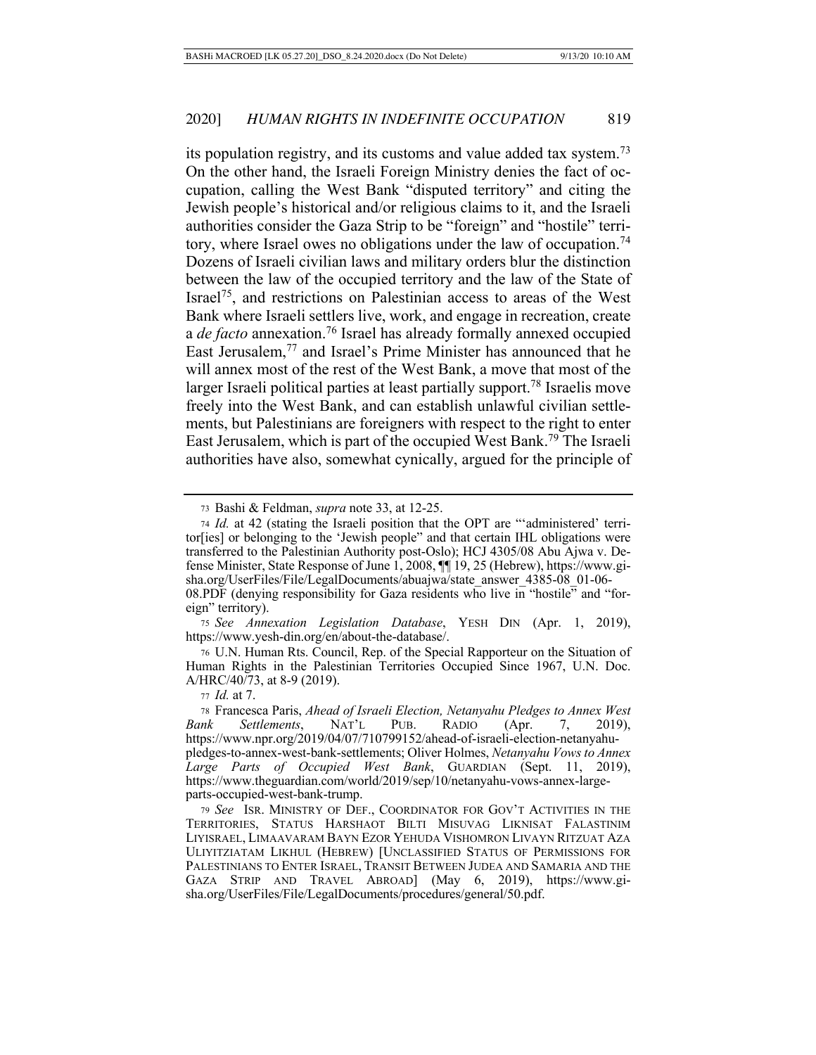its population registry, and its customs and value added tax system.[73] On the other hand, the Israeli Foreign Ministry denies the fact of occupation, calling the West Bank "disputed territory" and citing the Jewish people's historical and/or religious claims to it, and the Israeli authorities consider the Gaza Strip to be "foreign" and "hostile" territory, where Israel owes no obligations under the law of occupation.[74] Dozens of Israeli civilian laws and military orders blur the distinction between the law of the occupied territory and the law of the State of Israel[75], and restrictions on Palestinian access to areas of the West Bank where Israeli settlers live, work, and engage in recreation, create a *de facto* annexation.[76] Israel has already formally annexed occupied East Jerusalem,[77] and Israel's Prime Minister has announced that he will annex most of the rest of the West Bank, a move that most of the larger Israeli political parties at least partially support.[78] Israelis move freely into the West Bank, and can establish unlawful civilian settlements, but Palestinians are foreigners with respect to the right to enter East Jerusalem, which is part of the occupied West Bank.[79] The Israeli authorities have also, somewhat cynically, argued for the principle of

---

73 Bashi & Feldman, *supra* note 33, at 12-25.

74 *Id.* at 42 (stating the Israeli position that the OPT are "'administered' territor[ies] or belonging to the 'Jewish people" and that certain IHL obligations were transferred to the Palestinian Authority post-Oslo); HCJ 4305/08 Abu Ajwa v. Defense Minister, State Response of June 1, 2008, ¶¶ 19, 25 (Hebrew), https://www.gisha.org/UserFiles/File/LegalDocuments/abuajwa/state_answer_4385-08_01-06-08.PDF (denying responsibility for Gaza residents who live in "hostile" and "foreign" territory).

75 *See Annexation Legislation Database*, YESH DIN (Apr. 1, 2019), https://www.yesh-din.org/en/about-the-database/.

76 U.N. Human Rts. Council, Rep. of the Special Rapporteur on the Situation of Human Rights in the Palestinian Territories Occupied Since 1967, U.N. Doc. A/HRC/40/73, at 8-9 (2019).

77 *Id.* at 7.

78 Francesca Paris, *Ahead of Israeli Election, Netanyahu Pledges to Annex West Bank Settlements*, NAT'L PUB. RADIO (Apr. 7, 2019), https://www.npr.org/2019/04/07/710799152/ahead-of-israeli-election-netanyahu-pledges-to-annex-west-bank-settlements; Oliver Holmes, *Netanyahu Vows to Annex Large Parts of Occupied West Bank*, GUARDIAN (Sept. 11, 2019), https://www.theguardian.com/world/2019/sep/10/netanyahu-vows-annex-large-parts-occupied-west-bank-trump.

79 *See* ISR. MINISTRY OF DEF., COORDINATOR FOR GOV'T ACTIVITIES IN THE TERRITORIES, STATUS HARSHAOT BILTI MISUVAG LIKNISAT FALASTINIM LIYISRAEL, LIMAAVARAM BAYN EZOR YEHUDA VISHOMRON LIVAYN RITZUAT AZA ULIYITZIATAM LIKHUL (HEBREW) [UNCLASSIFIED STATUS OF PERMISSIONS FOR PALESTINIANS TO ENTER ISRAEL, TRANSIT BETWEEN JUDEA AND SAMARIA AND THE GAZA STRIP AND TRAVEL ABROAD] (May 6, 2019), https://www.gisha.org/UserFiles/File/LegalDocuments/procedures/general/50.pdf.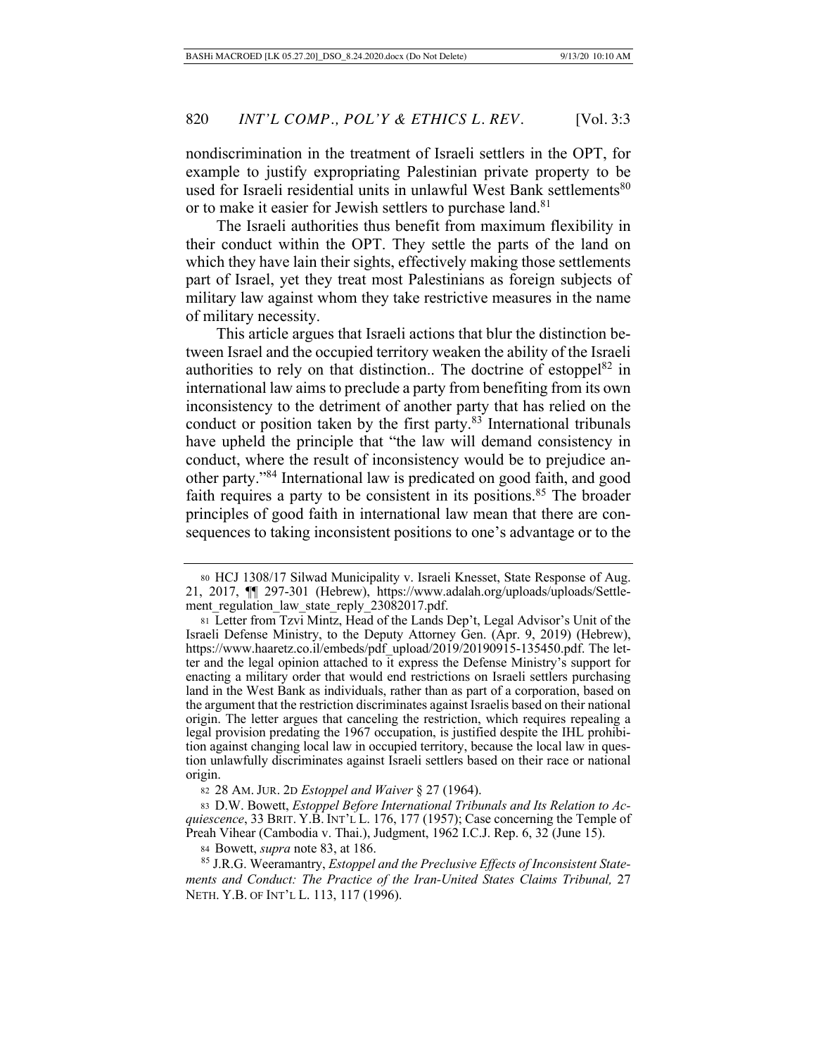nondiscrimination in the treatment of Israeli settlers in the OPT, for example to justify expropriating Palestinian private property to be used for Israeli residential units in unlawful West Bank settlements[80] or to make it easier for Jewish settlers to purchase land.[81]

The Israeli authorities thus benefit from maximum flexibility in their conduct within the OPT. They settle the parts of the land on which they have lain their sights, effectively making those settlements part of Israel, yet they treat most Palestinians as foreign subjects of military law against whom they take restrictive measures in the name of military necessity.

This article argues that Israeli actions that blur the distinction between Israel and the occupied territory weaken the ability of the Israeli authorities to rely on that distinction.. The doctrine of estoppel[82] in international law aims to preclude a party from benefiting from its own inconsistency to the detriment of another party that has relied on the conduct or position taken by the first party.[83] International tribunals have upheld the principle that "the law will demand consistency in conduct, where the result of inconsistency would be to prejudice another party."[84] International law is predicated on good faith, and good faith requires a party to be consistent in its positions.[85] The broader principles of good faith in international law mean that there are consequences to taking inconsistent positions to one's advantage or to the

---

[80] HCJ 1308/17 Silwad Municipality v. Israeli Knesset, State Response of Aug. 21, 2017, ¶¶ 297-301 (Hebrew), https://www.adalah.org/uploads/uploads/Settlement_regulation_law_state_reply_23082017.pdf.

[81] Letter from Tzvi Mintz, Head of the Lands Dep't, Legal Advisor's Unit of the Israeli Defense Ministry, to the Deputy Attorney Gen. (Apr. 9, 2019) (Hebrew), https://www.haaretz.co.il/embeds/pdf_upload/2019/20190915-135450.pdf. The letter and the legal opinion attached to it express the Defense Ministry's support for enacting a military order that would end restrictions on Israeli settlers purchasing land in the West Bank as individuals, rather than as part of a corporation, based on the argument that the restriction discriminates against Israelis based on their national origin. The letter argues that canceling the restriction, which requires repealing a legal provision predating the 1967 occupation, is justified despite the IHL prohibition against changing local law in occupied territory, because the local law in question unlawfully discriminates against Israeli settlers based on their race or national origin.

[82] 28 AM. JUR. 2D *Estoppel and Waiver* § 27 (1964).

[83] D.W. Bowett, *Estoppel Before International Tribunals and Its Relation to Acquiescence*, 33 BRIT. Y.B. INT'L L. 176, 177 (1957); Case concerning the Temple of Preah Vihear (Cambodia v. Thai.), Judgment, 1962 I.C.J. Rep. 6, 32 (June 15).

[84] Bowett, *supra* note 83, at 186.

[85] J.R.G. Weeramantry, *Estoppel and the Preclusive Effects of Inconsistent Statements and Conduct: The Practice of the Iran-United States Claims Tribunal,* 27 NETH. Y.B. OF INT'L L. 113, 117 (1996).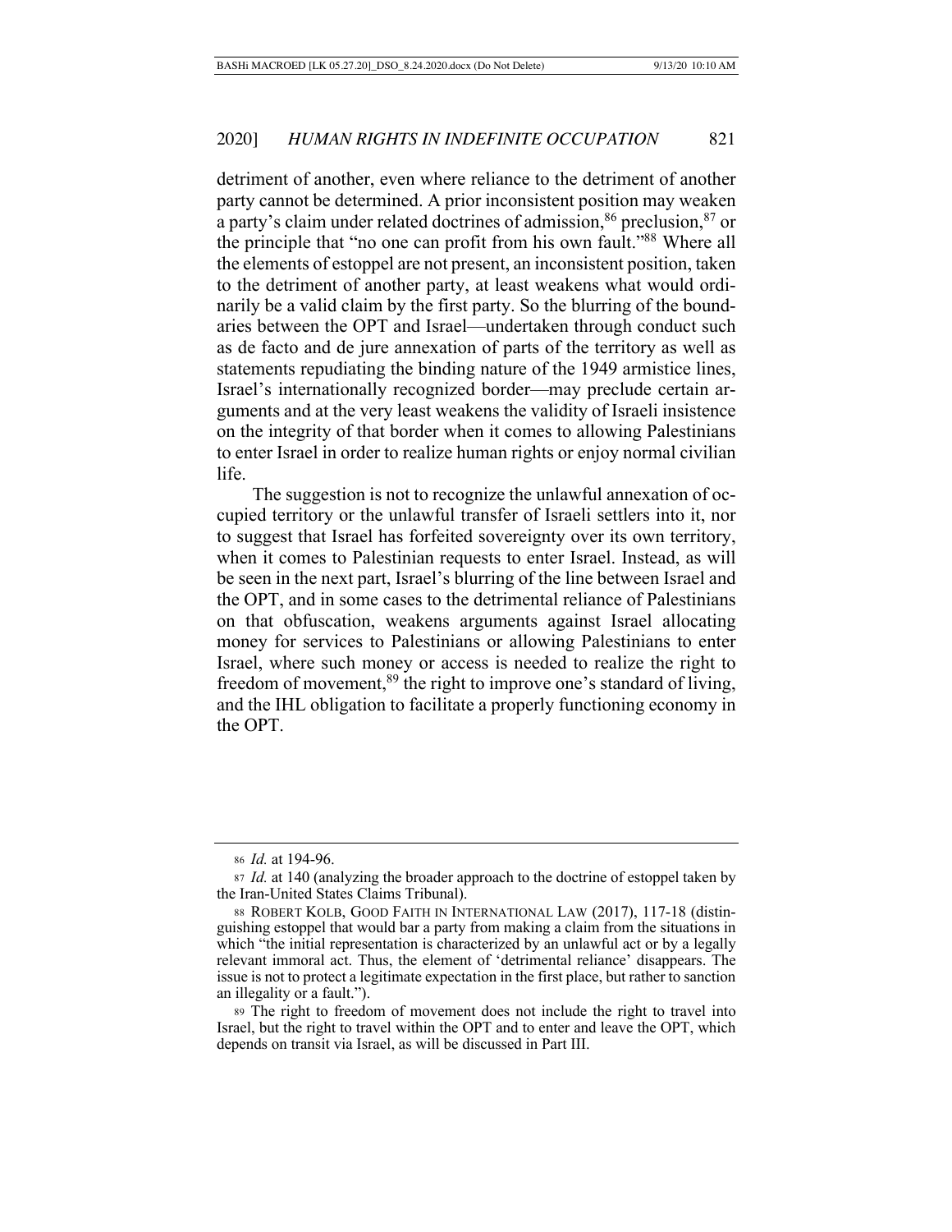detriment of another, even where reliance to the detriment of another party cannot be determined. A prior inconsistent position may weaken a party's claim under related doctrines of admission,[86] preclusion,[87] or the principle that "no one can profit from his own fault."[88] Where all the elements of estoppel are not present, an inconsistent position, taken to the detriment of another party, at least weakens what would ordinarily be a valid claim by the first party. So the blurring of the boundaries between the OPT and Israel—undertaken through conduct such as de facto and de jure annexation of parts of the territory as well as statements repudiating the binding nature of the 1949 armistice lines, Israel's internationally recognized border—may preclude certain arguments and at the very least weakens the validity of Israeli insistence on the integrity of that border when it comes to allowing Palestinians to enter Israel in order to realize human rights or enjoy normal civilian life.

The suggestion is not to recognize the unlawful annexation of occupied territory or the unlawful transfer of Israeli settlers into it, nor to suggest that Israel has forfeited sovereignty over its own territory, when it comes to Palestinian requests to enter Israel. Instead, as will be seen in the next part, Israel's blurring of the line between Israel and the OPT, and in some cases to the detrimental reliance of Palestinians on that obfuscation, weakens arguments against Israel allocating money for services to Palestinians or allowing Palestinians to enter Israel, where such money or access is needed to realize the right to freedom of movement,[89] the right to improve one's standard of living, and the IHL obligation to facilitate a properly functioning economy in the OPT.

---

[86] *Id.* at 194-96.

[87] *Id.* at 140 (analyzing the broader approach to the doctrine of estoppel taken by the Iran-United States Claims Tribunal).

[88] ROBERT KOLB, GOOD FAITH IN INTERNATIONAL LAW (2017), 117-18 (distinguishing estoppel that would bar a party from making a claim from the situations in which "the initial representation is characterized by an unlawful act or by a legally relevant immoral act. Thus, the element of 'detrimental reliance' disappears. The issue is not to protect a legitimate expectation in the first place, but rather to sanction an illegality or a fault.").

[89] The right to freedom of movement does not include the right to travel into Israel, but the right to travel within the OPT and to enter and leave the OPT, which depends on transit via Israel, as will be discussed in Part III.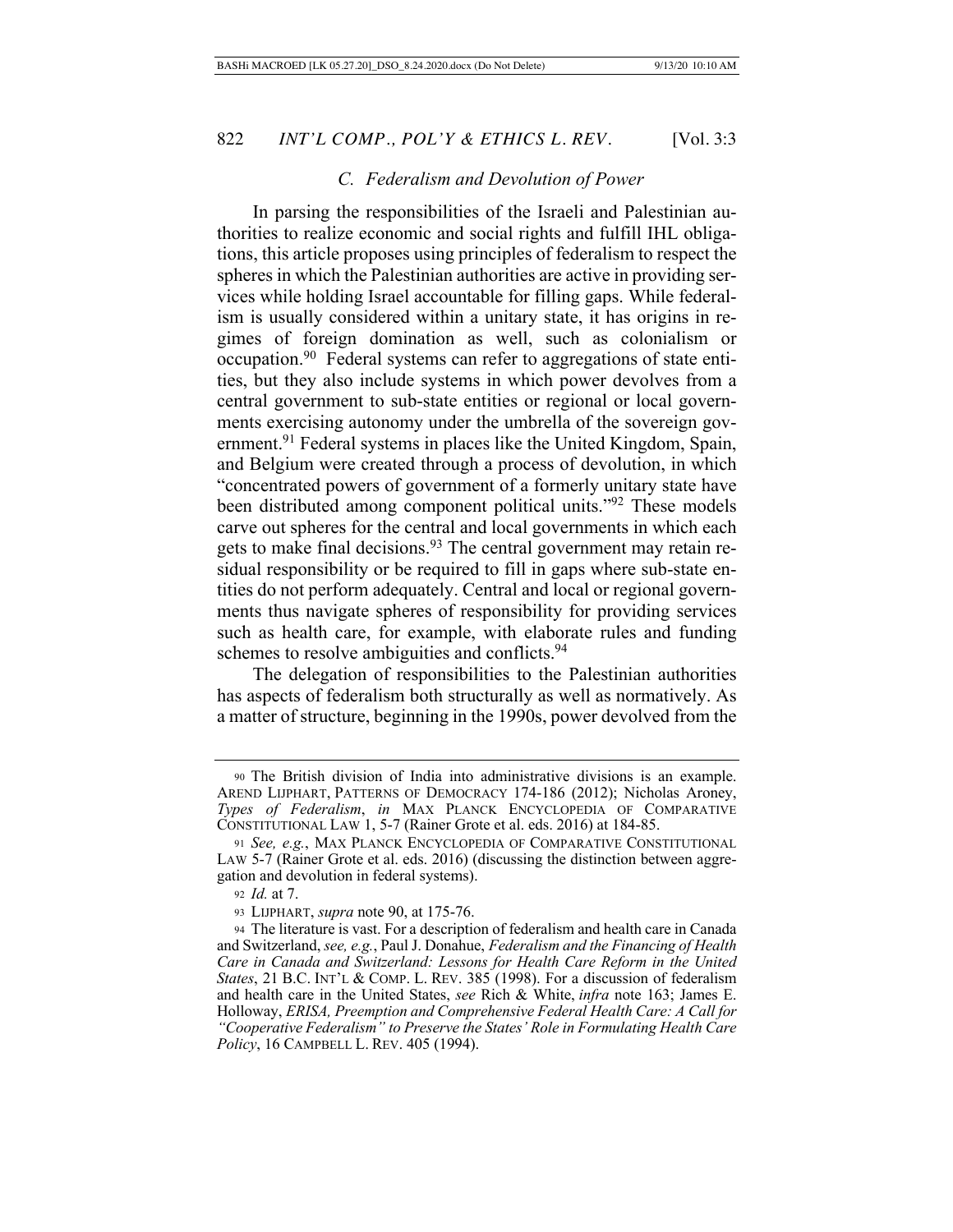### *C. Federalism and Devolution of Power*

In parsing the responsibilities of the Israeli and Palestinian authorities to realize economic and social rights and fulfill IHL obligations, this article proposes using principles of federalism to respect the spheres in which the Palestinian authorities are active in providing services while holding Israel accountable for filling gaps. While federalism is usually considered within a unitary state, it has origins in regimes of foreign domination as well, such as colonialism or occupation.[90] Federal systems can refer to aggregations of state entities, but they also include systems in which power devolves from a central government to sub-state entities or regional or local governments exercising autonomy under the umbrella of the sovereign government.[91] Federal systems in places like the United Kingdom, Spain, and Belgium were created through a process of devolution, in which "concentrated powers of government of a formerly unitary state have been distributed among component political units."[92] These models carve out spheres for the central and local governments in which each gets to make final decisions.[93] The central government may retain residual responsibility or be required to fill in gaps where sub-state entities do not perform adequately. Central and local or regional governments thus navigate spheres of responsibility for providing services such as health care, for example, with elaborate rules and funding schemes to resolve ambiguities and conflicts.[94]

The delegation of responsibilities to the Palestinian authorities has aspects of federalism both structurally as well as normatively. As a matter of structure, beginning in the 1990s, power devolved from the

---

90 The British division of India into administrative divisions is an example. AREND LIJPHART, PATTERNS OF DEMOCRACY 174-186 (2012); Nicholas Aroney, *Types of Federalism*, *in* MAX PLANCK ENCYCLOPEDIA OF COMPARATIVE CONSTITUTIONAL LAW 1, 5-7 (Rainer Grote et al. eds. 2016) at 184-85.

91 *See, e.g.*, MAX PLANCK ENCYCLOPEDIA OF COMPARATIVE CONSTITUTIONAL LAW 5-7 (Rainer Grote et al. eds. 2016) (discussing the distinction between aggregation and devolution in federal systems).

92 *Id.* at 7.

93 LIJPHART, *supra* note 90, at 175-76.

94 The literature is vast. For a description of federalism and health care in Canada and Switzerland, *see, e.g.*, Paul J. Donahue, *Federalism and the Financing of Health Care in Canada and Switzerland: Lessons for Health Care Reform in the United States*, 21 B.C. INT'L & COMP. L. REV. 385 (1998). For a discussion of federalism and health care in the United States, *see* Rich & White, *infra* note 163; James E. Holloway, *ERISA, Preemption and Comprehensive Federal Health Care: A Call for "Cooperative Federalism" to Preserve the States' Role in Formulating Health Care Policy*, 16 CAMPBELL L. REV. 405 (1994).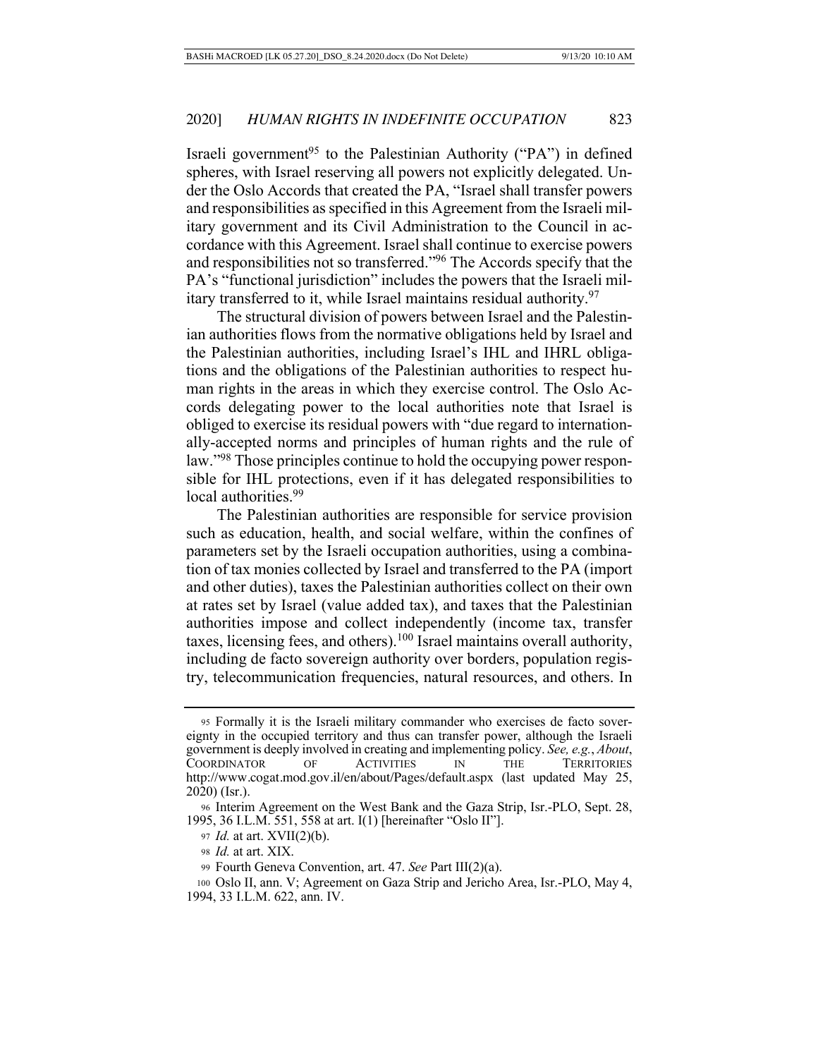Israeli government[95] to the Palestinian Authority ("PA") in defined spheres, with Israel reserving all powers not explicitly delegated. Under the Oslo Accords that created the PA, "Israel shall transfer powers and responsibilities as specified in this Agreement from the Israeli military government and its Civil Administration to the Council in accordance with this Agreement. Israel shall continue to exercise powers and responsibilities not so transferred."[96] The Accords specify that the PA's "functional jurisdiction" includes the powers that the Israeli military transferred to it, while Israel maintains residual authority.[97]

The structural division of powers between Israel and the Palestinian authorities flows from the normative obligations held by Israel and the Palestinian authorities, including Israel's IHL and IHRL obligations and the obligations of the Palestinian authorities to respect human rights in the areas in which they exercise control. The Oslo Accords delegating power to the local authorities note that Israel is obliged to exercise its residual powers with "due regard to internationally-accepted norms and principles of human rights and the rule of law."[98] Those principles continue to hold the occupying power responsible for IHL protections, even if it has delegated responsibilities to local authorities.[99]

The Palestinian authorities are responsible for service provision such as education, health, and social welfare, within the confines of parameters set by the Israeli occupation authorities, using a combination of tax monies collected by Israel and transferred to the PA (import and other duties), taxes the Palestinian authorities collect on their own at rates set by Israel (value added tax), and taxes that the Palestinian authorities impose and collect independently (income tax, transfer taxes, licensing fees, and others).[100] Israel maintains overall authority, including de facto sovereign authority over borders, population registry, telecommunication frequencies, natural resources, and others. In

---

95 Formally it is the Israeli military commander who exercises de facto sovereignty in the occupied territory and thus can transfer power, although the Israeli government is deeply involved in creating and implementing policy. *See, e.g.*, *About*, COORDINATOR OF ACTIVITIES IN THE TERRITORIES http://www.cogat.mod.gov.il/en/about/Pages/default.aspx (last updated May 25, 2020) (Isr.).

96 Interim Agreement on the West Bank and the Gaza Strip, Isr.-PLO, Sept. 28, 1995, 36 I.L.M. 551, 558 at art. I(1) [hereinafter "Oslo II"].

97 *Id.* at art. XVII(2)(b).

98 *Id.* at art. XIX.

99 Fourth Geneva Convention, art. 47. *See* Part III(2)(a).

100 Oslo II, ann. V; Agreement on Gaza Strip and Jericho Area, Isr.-PLO, May 4, 1994, 33 I.L.M. 622, ann. IV.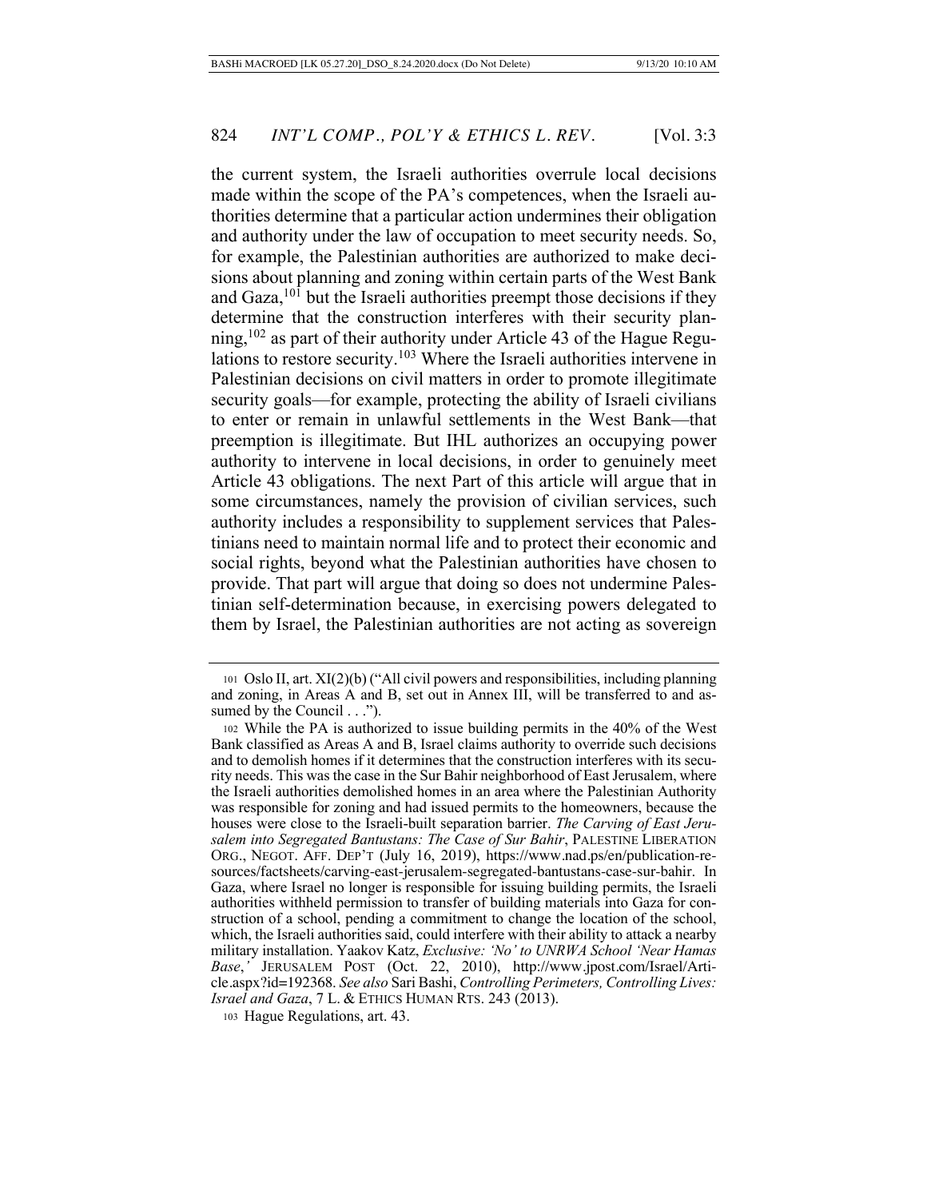the current system, the Israeli authorities overrule local decisions made within the scope of the PA's competences, when the Israeli authorities determine that a particular action undermines their obligation and authority under the law of occupation to meet security needs. So, for example, the Palestinian authorities are authorized to make decisions about planning and zoning within certain parts of the West Bank and Gaza,[101] but the Israeli authorities preempt those decisions if they determine that the construction interferes with their security planning,[102] as part of their authority under Article 43 of the Hague Regulations to restore security.[103] Where the Israeli authorities intervene in Palestinian decisions on civil matters in order to promote illegitimate security goals—for example, protecting the ability of Israeli civilians to enter or remain in unlawful settlements in the West Bank—that preemption is illegitimate. But IHL authorizes an occupying power authority to intervene in local decisions, in order to genuinely meet Article 43 obligations. The next Part of this article will argue that in some circumstances, namely the provision of civilian services, such authority includes a responsibility to supplement services that Palestinians need to maintain normal life and to protect their economic and social rights, beyond what the Palestinian authorities have chosen to provide. That part will argue that doing so does not undermine Palestinian self-determination because, in exercising powers delegated to them by Israel, the Palestinian authorities are not acting as sovereign

---

101 Oslo II, art. XI(2)(b) ("All civil powers and responsibilities, including planning and zoning, in Areas A and B, set out in Annex III, will be transferred to and assumed by the Council . . .").

102 While the PA is authorized to issue building permits in the 40% of the West Bank classified as Areas A and B, Israel claims authority to override such decisions and to demolish homes if it determines that the construction interferes with its security needs. This was the case in the Sur Bahir neighborhood of East Jerusalem, where the Israeli authorities demolished homes in an area where the Palestinian Authority was responsible for zoning and had issued permits to the homeowners, because the houses were close to the Israeli-built separation barrier. *The Carving of East Jerusalem into Segregated Bantustans: The Case of Sur Bahir*, PALESTINE LIBERATION ORG., NEGOT. AFF. DEP'T (July 16, 2019), https://www.nad.ps/en/publication-resources/factsheets/carving-east-jerusalem-segregated-bantustans-case-sur-bahir. In Gaza, where Israel no longer is responsible for issuing building permits, the Israeli authorities withheld permission to transfer of building materials into Gaza for construction of a school, pending a commitment to change the location of the school, which, the Israeli authorities said, could interfere with their ability to attack a nearby military installation. Yaakov Katz, *Exclusive: 'No' to UNRWA School 'Near Hamas Base*,*'* JERUSALEM POST (Oct. 22, 2010), http://www.jpost.com/Israel/Article.aspx?id=192368. *See also* Sari Bashi, *Controlling Perimeters, Controlling Lives: Israel and Gaza*, 7 L. & ETHICS HUMAN RTS. 243 (2013).

103 Hague Regulations, art. 43.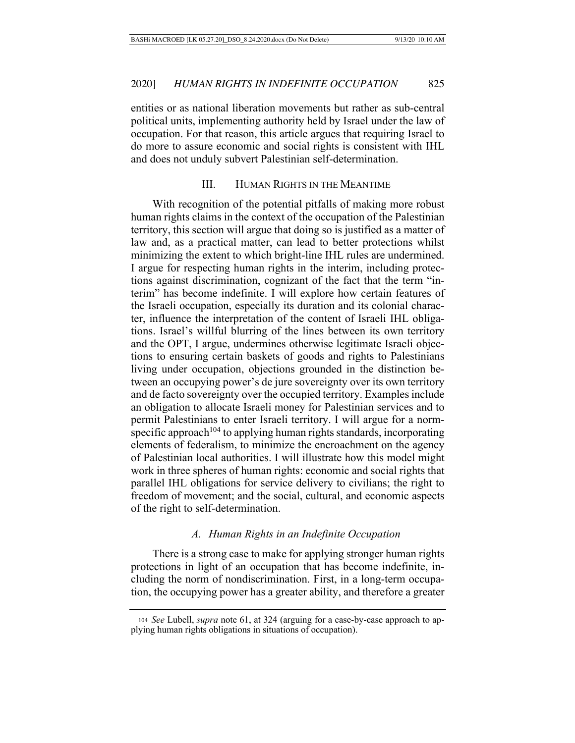entities or as national liberation movements but rather as sub-central political units, implementing authority held by Israel under the law of occupation. For that reason, this article argues that requiring Israel to do more to assure economic and social rights is consistent with IHL and does not unduly subvert Palestinian self-determination.

## III. Human Rights in the Meantime

With recognition of the potential pitfalls of making more robust human rights claims in the context of the occupation of the Palestinian territory, this section will argue that doing so is justified as a matter of law and, as a practical matter, can lead to better protections whilst minimizing the extent to which bright-line IHL rules are undermined. I argue for respecting human rights in the interim, including protections against discrimination, cognizant of the fact that the term "interim" has become indefinite. I will explore how certain features of the Israeli occupation, especially its duration and its colonial character, influence the interpretation of the content of Israeli IHL obligations. Israel's willful blurring of the lines between its own territory and the OPT, I argue, undermines otherwise legitimate Israeli objections to ensuring certain baskets of goods and rights to Palestinians living under occupation, objections grounded in the distinction between an occupying power's de jure sovereignty over its own territory and de facto sovereignty over the occupied territory. Examples include an obligation to allocate Israeli money for Palestinian services and to permit Palestinians to enter Israeli territory. I will argue for a norm-specific approach[104] to applying human rights standards, incorporating elements of federalism, to minimize the encroachment on the agency of Palestinian local authorities. I will illustrate how this model might work in three spheres of human rights: economic and social rights that parallel IHL obligations for service delivery to civilians; the right to freedom of movement; and the social, cultural, and economic aspects of the right to self-determination.

### *A. Human Rights in an Indefinite Occupation*

There is a strong case to make for applying stronger human rights protections in light of an occupation that has become indefinite, including the norm of nondiscrimination. First, in a long-term occupation, the occupying power has a greater ability, and therefore a greater

[104] *See* Lubell, *supra* note 61, at 324 (arguing for a case-by-case approach to applying human rights obligations in situations of occupation).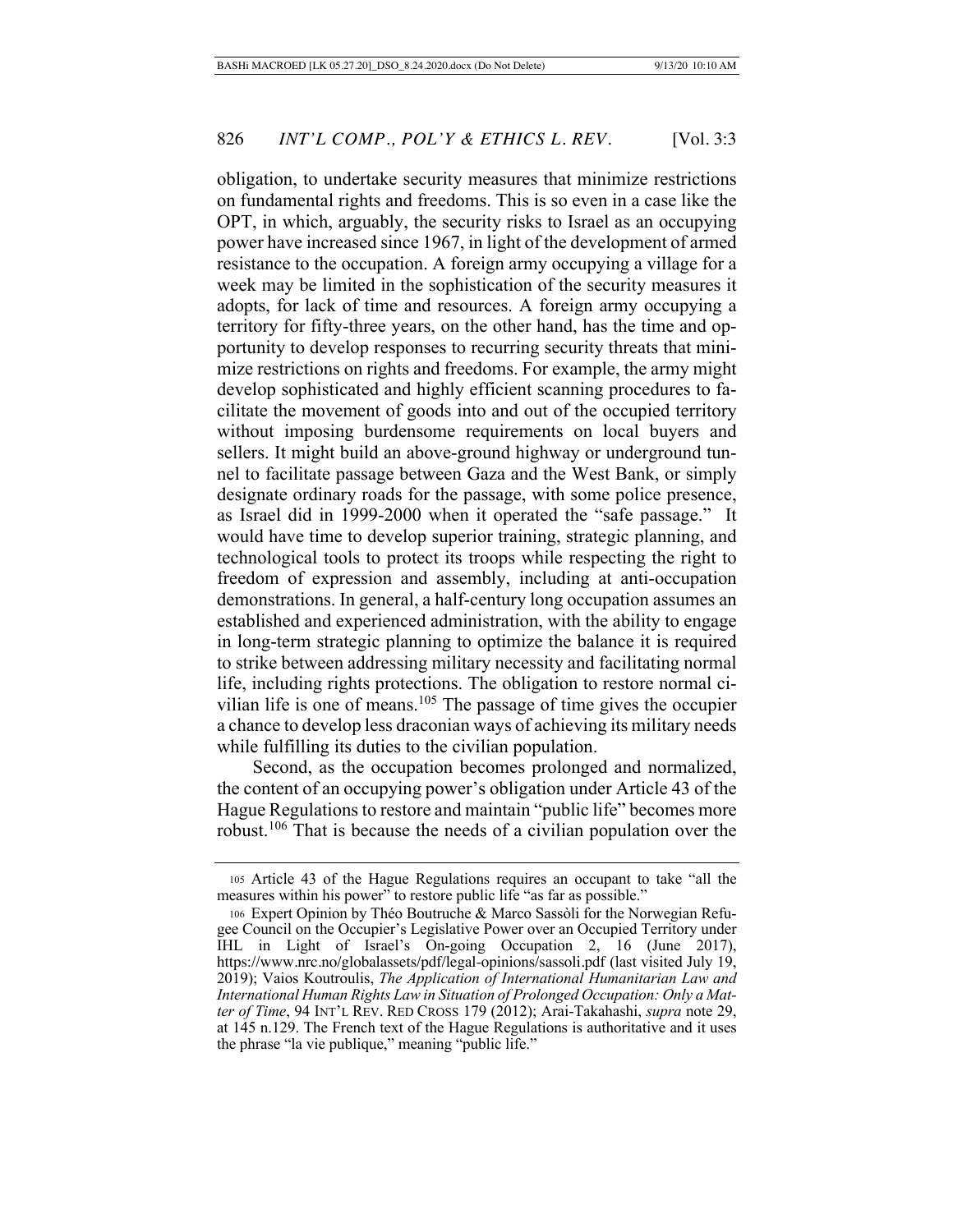obligation, to undertake security measures that minimize restrictions on fundamental rights and freedoms. This is so even in a case like the OPT, in which, arguably, the security risks to Israel as an occupying power have increased since 1967, in light of the development of armed resistance to the occupation. A foreign army occupying a village for a week may be limited in the sophistication of the security measures it adopts, for lack of time and resources. A foreign army occupying a territory for fifty-three years, on the other hand, has the time and opportunity to develop responses to recurring security threats that minimize restrictions on rights and freedoms. For example, the army might develop sophisticated and highly efficient scanning procedures to facilitate the movement of goods into and out of the occupied territory without imposing burdensome requirements on local buyers and sellers. It might build an above-ground highway or underground tunnel to facilitate passage between Gaza and the West Bank, or simply designate ordinary roads for the passage, with some police presence, as Israel did in 1999-2000 when it operated the "safe passage." It would have time to develop superior training, strategic planning, and technological tools to protect its troops while respecting the right to freedom of expression and assembly, including at anti-occupation demonstrations. In general, a half-century long occupation assumes an established and experienced administration, with the ability to engage in long-term strategic planning to optimize the balance it is required to strike between addressing military necessity and facilitating normal life, including rights protections. The obligation to restore normal civilian life is one of means.[105] The passage of time gives the occupier a chance to develop less draconian ways of achieving its military needs while fulfilling its duties to the civilian population.

Second, as the occupation becomes prolonged and normalized, the content of an occupying power's obligation under Article 43 of the Hague Regulations to restore and maintain "public life" becomes more robust.[106] That is because the needs of a civilian population over the

---

[105] Article 43 of the Hague Regulations requires an occupant to take "all the measures within his power" to restore public life "as far as possible."

[106] Expert Opinion by Théo Boutruche & Marco Sassòli for the Norwegian Refugee Council on the Occupier's Legislative Power over an Occupied Territory under IHL in Light of Israel's On-going Occupation 2, 16 (June 2017), https://www.nrc.no/globalassets/pdf/legal-opinions/sassoli.pdf (last visited July 19, 2019); Vaios Koutroulis, *The Application of International Humanitarian Law and International Human Rights Law in Situation of Prolonged Occupation: Only a Matter of Time*, 94 INT'L REV. RED CROSS 179 (2012); Arai-Takahashi, *supra* note 29, at 145 n.129. The French text of the Hague Regulations is authoritative and it uses the phrase "la vie publique," meaning "public life."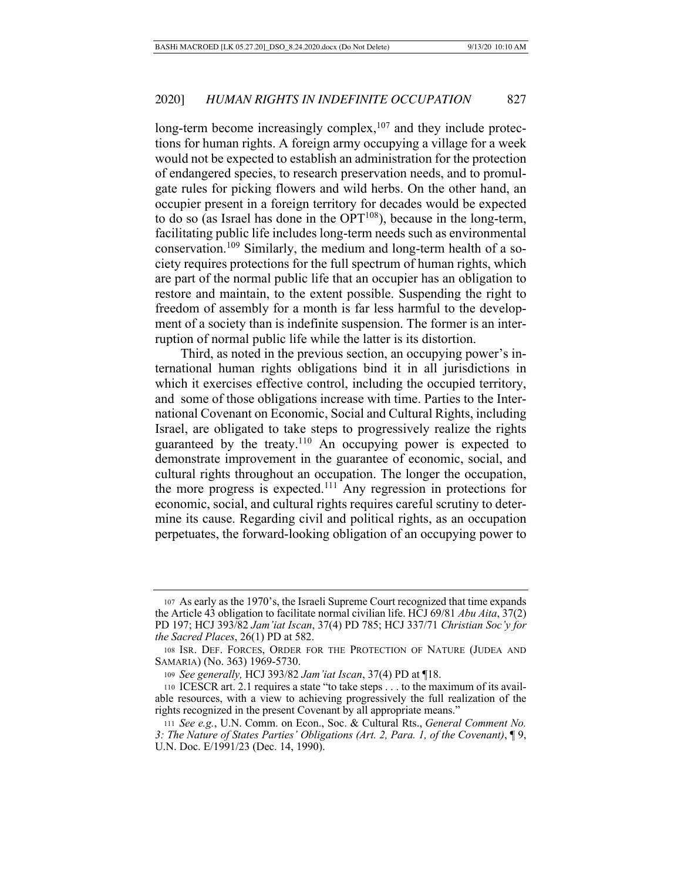long-term become increasingly complex,[107] and they include protections for human rights. A foreign army occupying a village for a week would not be expected to establish an administration for the protection of endangered species, to research preservation needs, and to promulgate rules for picking flowers and wild herbs. On the other hand, an occupier present in a foreign territory for decades would be expected to do so (as Israel has done in the OPT[108]), because in the long-term, facilitating public life includes long-term needs such as environmental conservation.[109] Similarly, the medium and long-term health of a society requires protections for the full spectrum of human rights, which are part of the normal public life that an occupier has an obligation to restore and maintain, to the extent possible. Suspending the right to freedom of assembly for a month is far less harmful to the development of a society than is indefinite suspension. The former is an interruption of normal public life while the latter is its distortion.

Third, as noted in the previous section, an occupying power's international human rights obligations bind it in all jurisdictions in which it exercises effective control, including the occupied territory, and some of those obligations increase with time. Parties to the International Covenant on Economic, Social and Cultural Rights, including Israel, are obligated to take steps to progressively realize the rights guaranteed by the treaty.[110] An occupying power is expected to demonstrate improvement in the guarantee of economic, social, and cultural rights throughout an occupation. The longer the occupation, the more progress is expected.[111] Any regression in protections for economic, social, and cultural rights requires careful scrutiny to determine its cause. Regarding civil and political rights, as an occupation perpetuates, the forward-looking obligation of an occupying power to

---

107 As early as the 1970's, the Israeli Supreme Court recognized that time expands the Article 43 obligation to facilitate normal civilian life. HCJ 69/81 *Abu Aita*, 37(2) PD 197; HCJ 393/82 *Jam'iat Iscan*, 37(4) PD 785; HCJ 337/71 *Christian Soc'y for the Sacred Places*, 26(1) PD at 582.

108 ISR. DEF. FORCES, ORDER FOR THE PROTECTION OF NATURE (JUDEA AND SAMARIA) (No. 363) 1969-5730.

109 *See generally,* HCJ 393/82 *Jam'iat Iscan*, 37(4) PD at ¶18.

110 ICESCR art. 2.1 requires a state "to take steps . . . to the maximum of its available resources, with a view to achieving progressively the full realization of the rights recognized in the present Covenant by all appropriate means."

111 *See e.g.*, U.N. Comm. on Econ., Soc. & Cultural Rts., *General Comment No. 3: The Nature of States Parties' Obligations (Art. 2, Para. 1, of the Covenant)*, ¶ 9, U.N. Doc. E/1991/23 (Dec. 14, 1990).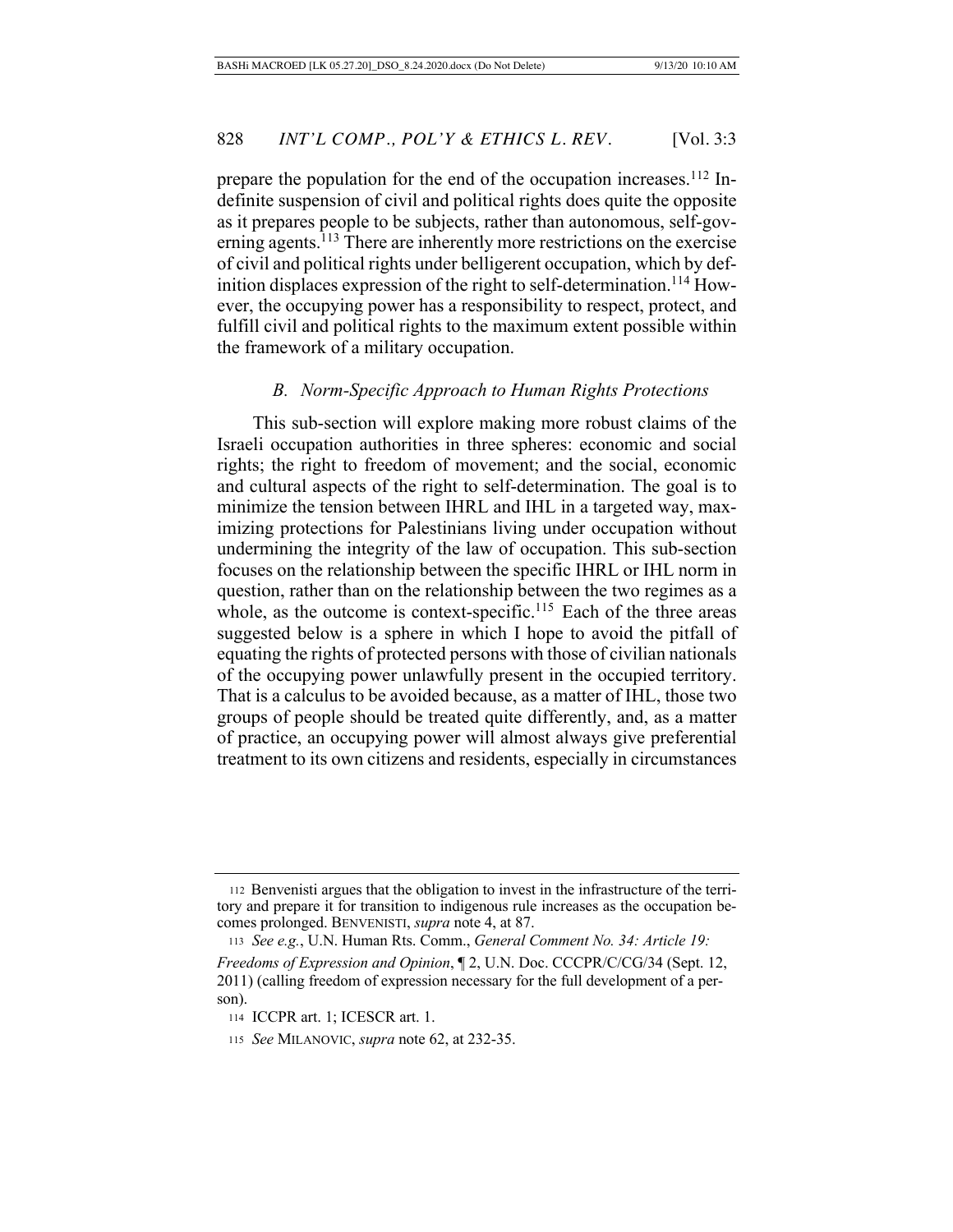prepare the population for the end of the occupation increases.[112] Indefinite suspension of civil and political rights does quite the opposite as it prepares people to be subjects, rather than autonomous, self-governing agents.[113] There are inherently more restrictions on the exercise of civil and political rights under belligerent occupation, which by definition displaces expression of the right to self-determination.[114] However, the occupying power has a responsibility to respect, protect, and fulfill civil and political rights to the maximum extent possible within the framework of a military occupation.

### *B. Norm-Specific Approach to Human Rights Protections*

This sub-section will explore making more robust claims of the Israeli occupation authorities in three spheres: economic and social rights; the right to freedom of movement; and the social, economic and cultural aspects of the right to self-determination. The goal is to minimize the tension between IHRL and IHL in a targeted way, maximizing protections for Palestinians living under occupation without undermining the integrity of the law of occupation. This sub-section focuses on the relationship between the specific IHRL or IHL norm in question, rather than on the relationship between the two regimes as a whole, as the outcome is context-specific.[115] Each of the three areas suggested below is a sphere in which I hope to avoid the pitfall of equating the rights of protected persons with those of civilian nationals of the occupying power unlawfully present in the occupied territory. That is a calculus to be avoided because, as a matter of IHL, those two groups of people should be treated quite differently, and, as a matter of practice, an occupying power will almost always give preferential treatment to its own citizens and residents, especially in circumstances

---

[112] Benvenisti argues that the obligation to invest in the infrastructure of the territory and prepare it for transition to indigenous rule increases as the occupation becomes prolonged. BENVENISTI, *supra* note 4, at 87.

[113] *See e.g.*, U.N. Human Rts. Comm., *General Comment No. 34: Article 19: Freedoms of Expression and Opinion*, ¶ 2, U.N. Doc. CCCPR/C/CG/34 (Sept. 12, 2011) (calling freedom of expression necessary for the full development of a person).

[114] ICCPR art. 1; ICESCR art. 1.

[115] *See* MILANOVIC, *supra* note 62, at 232-35.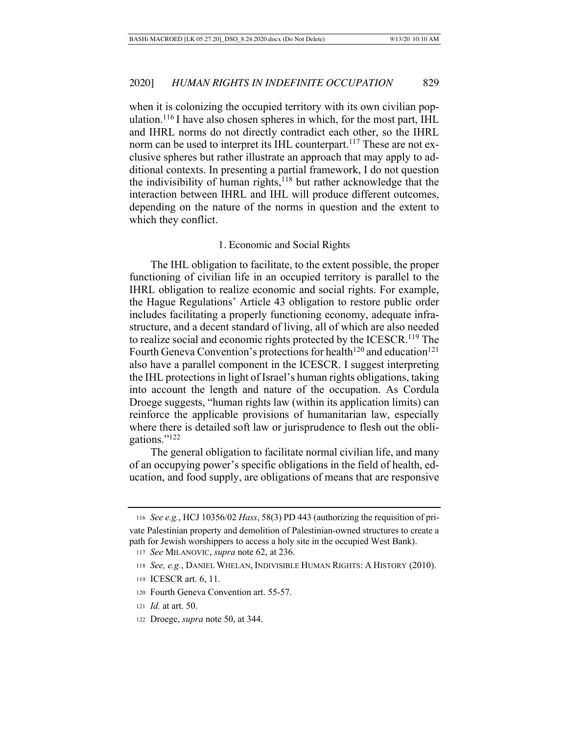when it is colonizing the occupied territory with its own civilian population.[116] I have also chosen spheres in which, for the most part, IHL and IHRL norms do not directly contradict each other, so the IHRL norm can be used to interpret its IHL counterpart.[117] These are not exclusive spheres but rather illustrate an approach that may apply to additional contexts. In presenting a partial framework, I do not question the indivisibility of human rights,[118] but rather acknowledge that the interaction between IHRL and IHL will produce different outcomes, depending on the nature of the norms in question and the extent to which they conflict.

### 1. Economic and Social Rights

The IHL obligation to facilitate, to the extent possible, the proper functioning of civilian life in an occupied territory is parallel to the IHRL obligation to realize economic and social rights. For example, the Hague Regulations' Article 43 obligation to restore public order includes facilitating a properly functioning economy, adequate infrastructure, and a decent standard of living, all of which are also needed to realize social and economic rights protected by the ICESCR.[119] The Fourth Geneva Convention's protections for health[120] and education[121] also have a parallel component in the ICESCR. I suggest interpreting the IHL protections in light of Israel's human rights obligations, taking into account the length and nature of the occupation. As Cordula Droege suggests, "human rights law (within its application limits) can reinforce the applicable provisions of humanitarian law, especially where there is detailed soft law or jurisprudence to flesh out the obligations."[122]

The general obligation to facilitate normal civilian life, and many of an occupying power's specific obligations in the field of health, education, and food supply, are obligations of means that are responsive

---

[116] *See e.g.*, HCJ 10356/02 *Hass*, 58(3) PD 443 (authorizing the requisition of private Palestinian property and demolition of Palestinian-owned structures to create a path for Jewish worshippers to access a holy site in the occupied West Bank).

[117] *See* MILANOVIC, *supra* note 62, at 236.

[118] *See, e.g.*, DANIEL WHELAN, INDIVISIBLE HUMAN RIGHTS: A HISTORY (2010).

[119] ICESCR art. 6, 11.

[120] Fourth Geneva Convention art. 55-57.

[121] *Id.* at art. 50.

[122] Droege, *supra* note 50, at 344.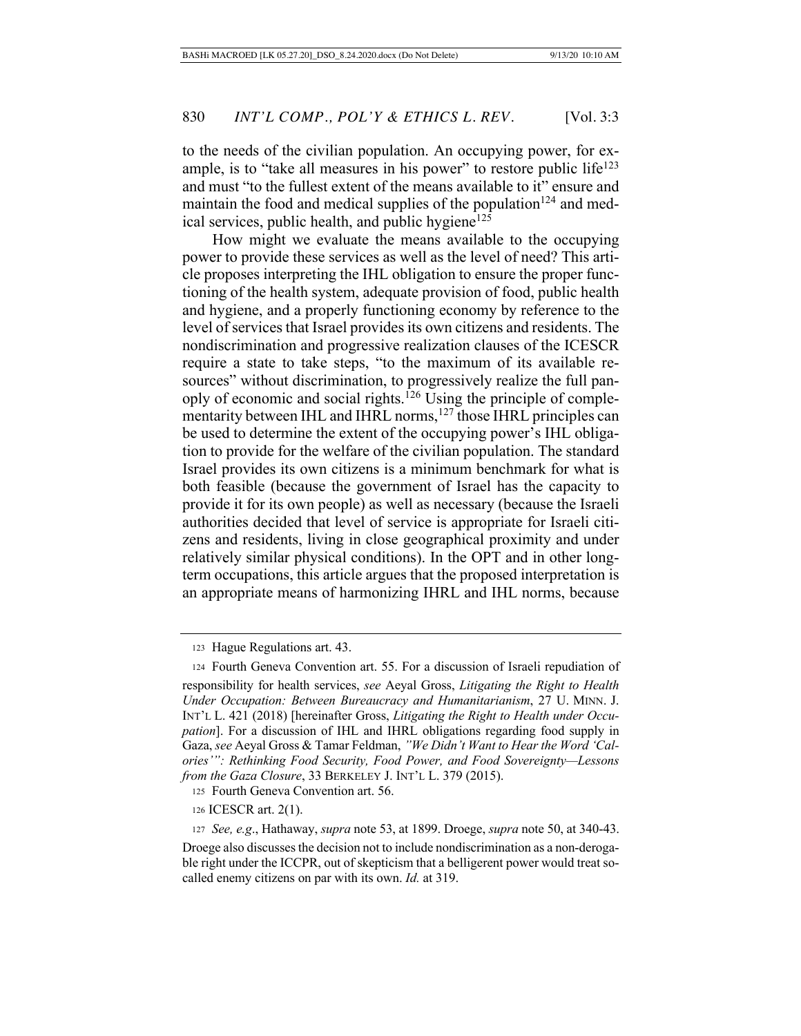to the needs of the civilian population. An occupying power, for example, is to "take all measures in his power" to restore public life[123] and must "to the fullest extent of the means available to it" ensure and maintain the food and medical supplies of the population[124] and medical services, public health, and public hygiene[125]

How might we evaluate the means available to the occupying power to provide these services as well as the level of need? This article proposes interpreting the IHL obligation to ensure the proper functioning of the health system, adequate provision of food, public health and hygiene, and a properly functioning economy by reference to the level of services that Israel provides its own citizens and residents. The nondiscrimination and progressive realization clauses of the ICESCR require a state to take steps, "to the maximum of its available resources" without discrimination, to progressively realize the full panoply of economic and social rights.[126] Using the principle of complementarity between IHL and IHRL norms,[127] those IHRL principles can be used to determine the extent of the occupying power's IHL obligation to provide for the welfare of the civilian population. The standard Israel provides its own citizens is a minimum benchmark for what is both feasible (because the government of Israel has the capacity to provide it for its own people) as well as necessary (because the Israeli authorities decided that level of service is appropriate for Israeli citizens and residents, living in close geographical proximity and under relatively similar physical conditions). In the OPT and in other long-term occupations, this article argues that the proposed interpretation is an appropriate means of harmonizing IHRL and IHL norms, because

---

123 Hague Regulations art. 43.

124 Fourth Geneva Convention art. 55. For a discussion of Israeli repudiation of responsibility for health services, *see* Aeyal Gross, *Litigating the Right to Health Under Occupation: Between Bureaucracy and Humanitarianism*, 27 U. MINN. J. INT'L L. 421 (2018) [hereinafter Gross, *Litigating the Right to Health under Occupation*]. For a discussion of IHL and IHRL obligations regarding food supply in Gaza, *see* Aeyal Gross & Tamar Feldman, *"We Didn't Want to Hear the Word 'Calories'": Rethinking Food Security, Food Power, and Food Sovereignty—Lessons from the Gaza Closure*, 33 BERKELEY J. INT'L L. 379 (2015).

125 Fourth Geneva Convention art. 56.

126 ICESCR art. 2(1).

127 *See, e.g.*, Hathaway, *supra* note 53, at 1899. Droege, *supra* note 50, at 340-43. Droege also discusses the decision not to include nondiscrimination as a non-derogable right under the ICCPR, out of skepticism that a belligerent power would treat so-called enemy citizens on par with its own. *Id.* at 319.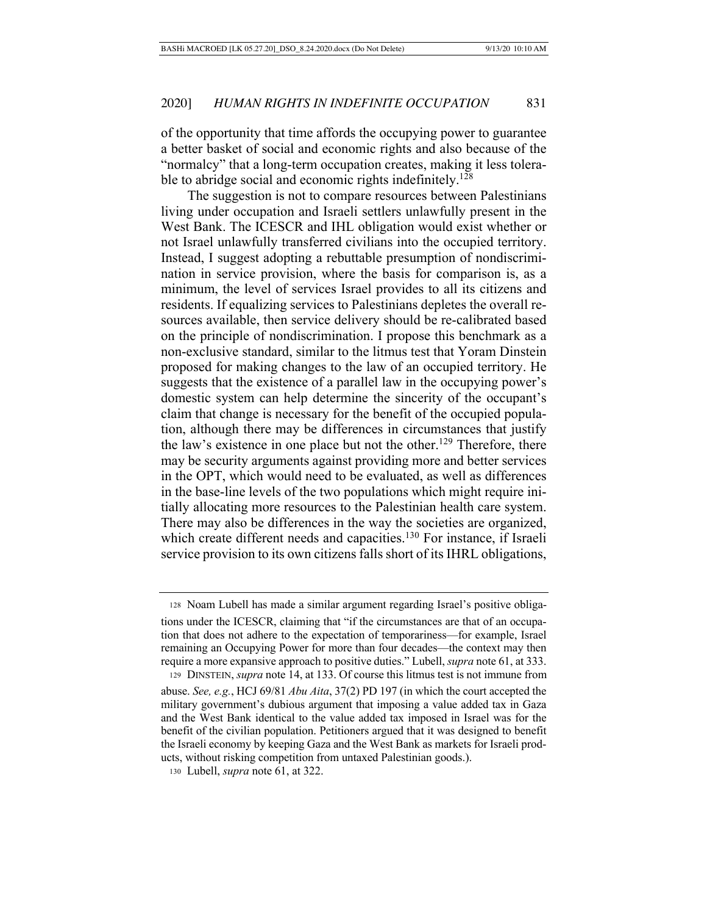of the opportunity that time affords the occupying power to guarantee a better basket of social and economic rights and also because of the "normalcy" that a long-term occupation creates, making it less tolerable to abridge social and economic rights indefinitely.[128]

The suggestion is not to compare resources between Palestinians living under occupation and Israeli settlers unlawfully present in the West Bank. The ICESCR and IHL obligation would exist whether or not Israel unlawfully transferred civilians into the occupied territory. Instead, I suggest adopting a rebuttable presumption of nondiscrimination in service provision, where the basis for comparison is, as a minimum, the level of services Israel provides to all its citizens and residents. If equalizing services to Palestinians depletes the overall resources available, then service delivery should be re-calibrated based on the principle of nondiscrimination. I propose this benchmark as a non-exclusive standard, similar to the litmus test that Yoram Dinstein proposed for making changes to the law of an occupied territory. He suggests that the existence of a parallel law in the occupying power's domestic system can help determine the sincerity of the occupant's claim that change is necessary for the benefit of the occupied population, although there may be differences in circumstances that justify the law's existence in one place but not the other.[129] Therefore, there may be security arguments against providing more and better services in the OPT, which would need to be evaluated, as well as differences in the base-line levels of the two populations which might require initially allocating more resources to the Palestinian health care system. There may also be differences in the way the societies are organized, which create different needs and capacities.[130] For instance, if Israeli service provision to its own citizens falls short of its IHRL obligations,

---

128 Noam Lubell has made a similar argument regarding Israel's positive obligations under the ICESCR, claiming that "if the circumstances are that of an occupation that does not adhere to the expectation of temporariness—for example, Israel remaining an Occupying Power for more than four decades—the context may then require a more expansive approach to positive duties." Lubell, *supra* note 61, at 333.

129 DINSTEIN, *supra* note 14, at 133. Of course this litmus test is not immune from abuse. *See, e.g.*, HCJ 69/81 *Abu Aita*, 37(2) PD 197 (in which the court accepted the military government's dubious argument that imposing a value added tax in Gaza and the West Bank identical to the value added tax imposed in Israel was for the benefit of the civilian population. Petitioners argued that it was designed to benefit the Israeli economy by keeping Gaza and the West Bank as markets for Israeli products, without risking competition from untaxed Palestinian goods.).

130 Lubell, *supra* note 61, at 322.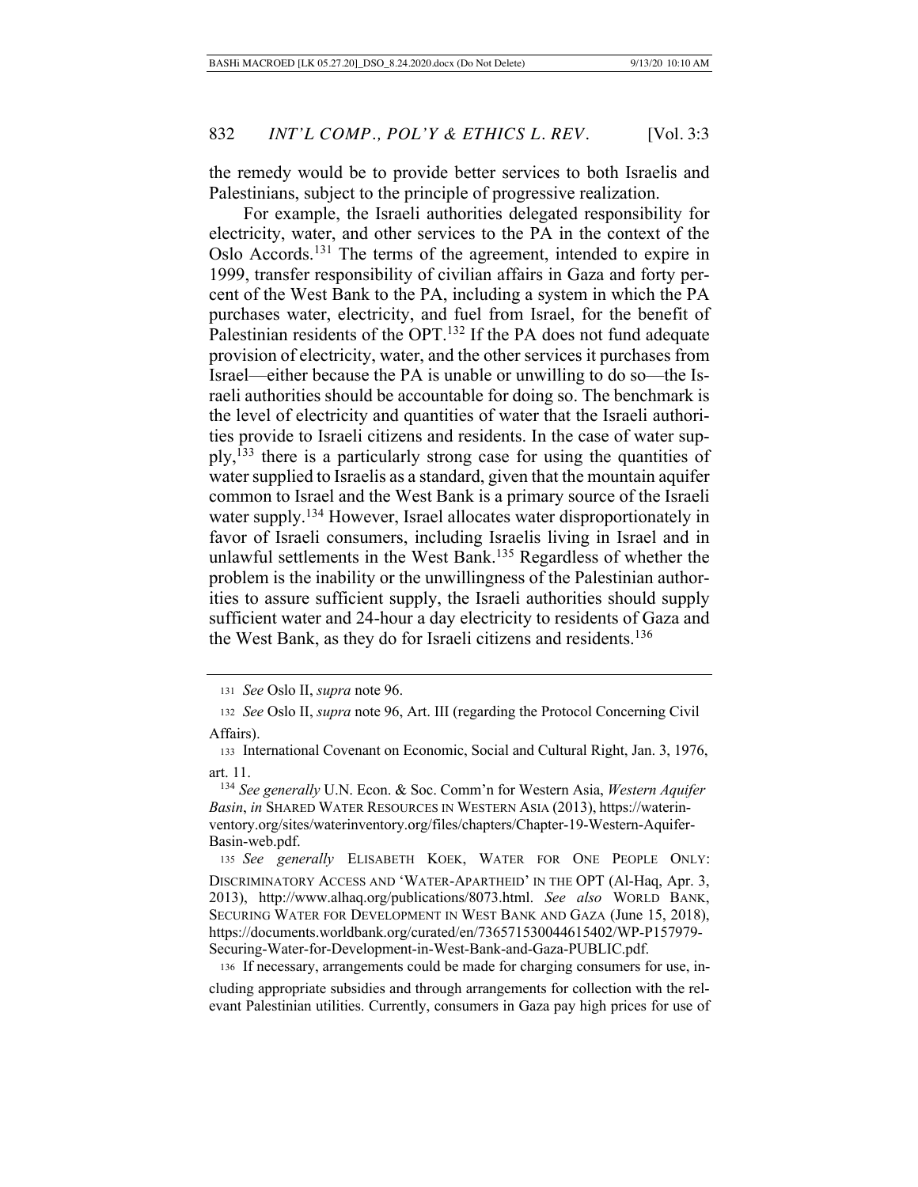the remedy would be to provide better services to both Israelis and Palestinians, subject to the principle of progressive realization.

For example, the Israeli authorities delegated responsibility for electricity, water, and other services to the PA in the context of the Oslo Accords.[131] The terms of the agreement, intended to expire in 1999, transfer responsibility of civilian affairs in Gaza and forty percent of the West Bank to the PA, including a system in which the PA purchases water, electricity, and fuel from Israel, for the benefit of Palestinian residents of the OPT.[132] If the PA does not fund adequate provision of electricity, water, and the other services it purchases from Israel—either because the PA is unable or unwilling to do so—the Israeli authorities should be accountable for doing so. The benchmark is the level of electricity and quantities of water that the Israeli authorities provide to Israeli citizens and residents. In the case of water supply,[133] there is a particularly strong case for using the quantities of water supplied to Israelis as a standard, given that the mountain aquifer common to Israel and the West Bank is a primary source of the Israeli water supply.[134] However, Israel allocates water disproportionately in favor of Israeli consumers, including Israelis living in Israel and in unlawful settlements in the West Bank.[135] Regardless of whether the problem is the inability or the unwillingness of the Palestinian authorities to assure sufficient supply, the Israeli authorities should supply sufficient water and 24-hour a day electricity to residents of Gaza and the West Bank, as they do for Israeli citizens and residents.[136]

---

[131] *See* Oslo II, *supra* note 96.

[132] *See* Oslo II, *supra* note 96, Art. III (regarding the Protocol Concerning Civil Affairs).

[133] International Covenant on Economic, Social and Cultural Right, Jan. 3, 1976, art. 11.

[134] *See generally* U.N. Econ. & Soc. Comm'n for Western Asia, *Western Aquifer Basin*, *in* SHARED WATER RESOURCES IN WESTERN ASIA (2013), https://waterinventory.org/sites/waterinventory.org/files/chapters/Chapter-19-Western-Aquifer-Basin-web.pdf.

[135] *See generally* ELISABETH KOEK, WATER FOR ONE PEOPLE ONLY: DISCRIMINATORY ACCESS AND 'WATER-APARTHEID' IN THE OPT (Al-Haq, Apr. 3, 2013), http://www.alhaq.org/publications/8073.html. *See also* WORLD BANK, SECURING WATER FOR DEVELOPMENT IN WEST BANK AND GAZA (June 15, 2018), https://documents.worldbank.org/curated/en/736571530044615402/WP-P157979-Securing-Water-for-Development-in-West-Bank-and-Gaza-PUBLIC.pdf.

[136] If necessary, arrangements could be made for charging consumers for use, including appropriate subsidies and through arrangements for collection with the relevant Palestinian utilities. Currently, consumers in Gaza pay high prices for use of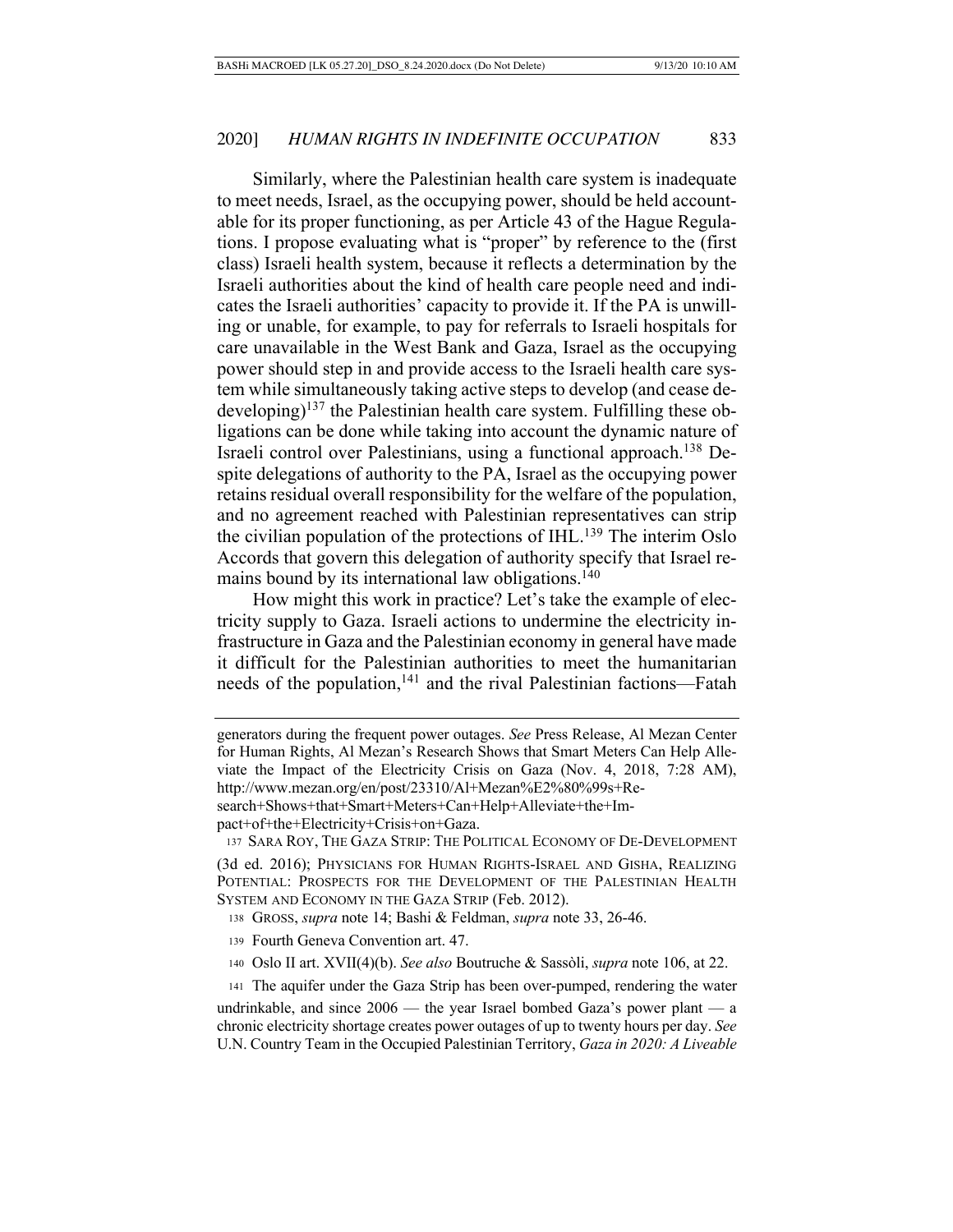Similarly, where the Palestinian health care system is inadequate to meet needs, Israel, as the occupying power, should be held accountable for its proper functioning, as per Article 43 of the Hague Regulations. I propose evaluating what is "proper" by reference to the (first class) Israeli health system, because it reflects a determination by the Israeli authorities about the kind of health care people need and indicates the Israeli authorities' capacity to provide it. If the PA is unwilling or unable, for example, to pay for referrals to Israeli hospitals for care unavailable in the West Bank and Gaza, Israel as the occupying power should step in and provide access to the Israeli health care system while simultaneously taking active steps to develop (and cease de-developing)[137] the Palestinian health care system. Fulfilling these obligations can be done while taking into account the dynamic nature of Israeli control over Palestinians, using a functional approach.[138] Despite delegations of authority to the PA, Israel as the occupying power retains residual overall responsibility for the welfare of the population, and no agreement reached with Palestinian representatives can strip the civilian population of the protections of IHL.[139] The interim Oslo Accords that govern this delegation of authority specify that Israel remains bound by its international law obligations.[140]

How might this work in practice? Let's take the example of electricity supply to Gaza. Israeli actions to undermine the electricity infrastructure in Gaza and the Palestinian economy in general have made it difficult for the Palestinian authorities to meet the humanitarian needs of the population,[141] and the rival Palestinian factions—Fatah

---

generators during the frequent power outages. *See* Press Release, Al Mezan Center for Human Rights, Al Mezan's Research Shows that Smart Meters Can Help Alleviate the Impact of the Electricity Crisis on Gaza (Nov. 4, 2018, 7:28 AM), http://www.mezan.org/en/post/23310/Al+Mezan%E2%80%99s+Research+Shows+that+Smart+Meters+Can+Help+Alleviate+the+Impact+of+the+Electricity+Crisis+on+Gaza.

137 SARA ROY, THE GAZA STRIP: THE POLITICAL ECONOMY OF DE-DEVELOPMENT (3d ed. 2016); PHYSICIANS FOR HUMAN RIGHTS-ISRAEL AND GISHA, REALIZING POTENTIAL: PROSPECTS FOR THE DEVELOPMENT OF THE PALESTINIAN HEALTH SYSTEM AND ECONOMY IN THE GAZA STRIP (Feb. 2012).

138 GROSS, *supra* note 14; Bashi & Feldman, *supra* note 33, 26-46.

139 Fourth Geneva Convention art. 47.

140 Oslo II art. XVII(4)(b). *See also* Boutruche & Sassòli, *supra* note 106, at 22.

141 The aquifer under the Gaza Strip has been over-pumped, rendering the water undrinkable, and since 2006 — the year Israel bombed Gaza's power plant — a chronic electricity shortage creates power outages of up to twenty hours per day. *See* U.N. Country Team in the Occupied Palestinian Territory, *Gaza in 2020: A Liveable*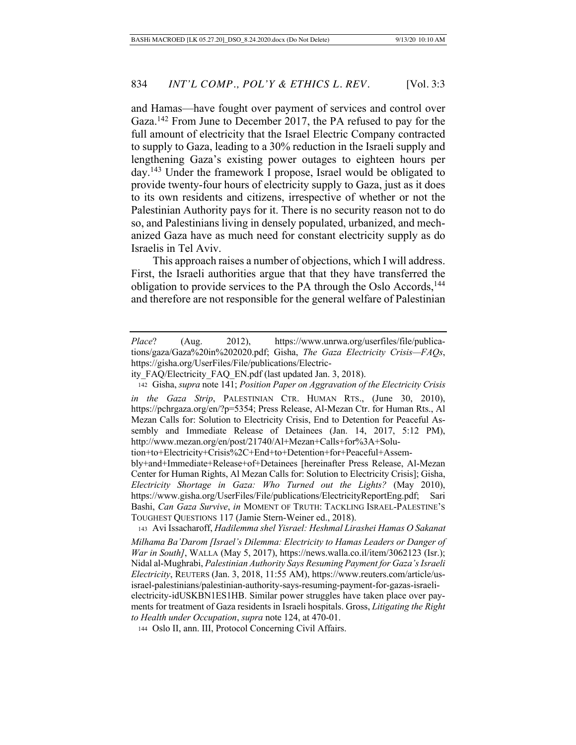and Hamas—have fought over payment of services and control over Gaza.[142] From June to December 2017, the PA refused to pay for the full amount of electricity that the Israel Electric Company contracted to supply to Gaza, leading to a 30% reduction in the Israeli supply and lengthening Gaza's existing power outages to eighteen hours per day.[143] Under the framework I propose, Israel would be obligated to provide twenty-four hours of electricity supply to Gaza, just as it does to its own residents and citizens, irrespective of whether or not the Palestinian Authority pays for it. There is no security reason not to do so, and Palestinians living in densely populated, urbanized, and mechanized Gaza have as much need for constant electricity supply as do Israelis in Tel Aviv.

This approach raises a number of objections, which I will address. First, the Israeli authorities argue that that they have transferred the obligation to provide services to the PA through the Oslo Accords,[144] and therefore are not responsible for the general welfare of Palestinian

---

*Place*? (Aug. 2012), https://www.unrwa.org/userfiles/file/publications/gaza/Gaza%20in%202020.pdf; Gisha, *The Gaza Electricity Crisis—FAQs*, https://gisha.org/UserFiles/File/publications/Electricity_FAQ/Electricity_FAQ_EN.pdf (last updated Jan. 3, 2018).

142 Gisha, *supra* note 141; *Position Paper on Aggravation of the Electricity Crisis in the Gaza Strip*, PALESTINIAN CTR. HUMAN RTS., (June 30, 2010), https://pchrgaza.org/en/?p=5354; Press Release, Al-Mezan Ctr. for Human Rts., Al Mezan Calls for: Solution to Electricity Crisis, End to Detention for Peaceful Assembly and Immediate Release of Detainees (Jan. 14, 2017, 5:12 PM), http://www.mezan.org/en/post/21740/Al+Mezan+Calls+for%3A+Solution+to+Electricity+Crisis%2C+End+to+Detention+for+Peaceful+Assembly+and+Immediate+Release+of+Detainees [hereinafter Press Release, Al-Mezan Center for Human Rights, Al Mezan Calls for: Solution to Electricity Crisis]; Gisha, *Electricity Shortage in Gaza: Who Turned out the Lights?* (May 2010), https://www.gisha.org/UserFiles/File/publications/ElectricityReportEng.pdf; Sari Bashi, *Can Gaza Survive*, *in* MOMENT OF TRUTH: TACKLING ISRAEL-PALESTINE'S TOUGHEST QUESTIONS 117 (Jamie Stern-Weiner ed., 2018).

143 Avi Issacharoff, *Hadilemma shel Yisrael: Heshmal Lirashei Hamas O Sakanat Milhama Ba'Darom [Israel's Dilemma: Electricity to Hamas Leaders or Danger of War in South]*, WALLA (May 5, 2017), https://news.walla.co.il/item/3062123 (Isr.); Nidal al-Mughrabi, *Palestinian Authority Says Resuming Payment for Gaza's Israeli Electricity*, REUTERS (Jan. 3, 2018, 11:55 AM), https://www.reuters.com/article/us-israel-palestinians/palestinian-authority-says-resuming-payment-for-gazas-israeli-electricity-idUSKBN1ES1HB. Similar power struggles have taken place over payments for treatment of Gaza residents in Israeli hospitals. Gross, *Litigating the Right to Health under Occupation*, *supra* note 124, at 470-01.

144 Oslo II, ann. III, Protocol Concerning Civil Affairs.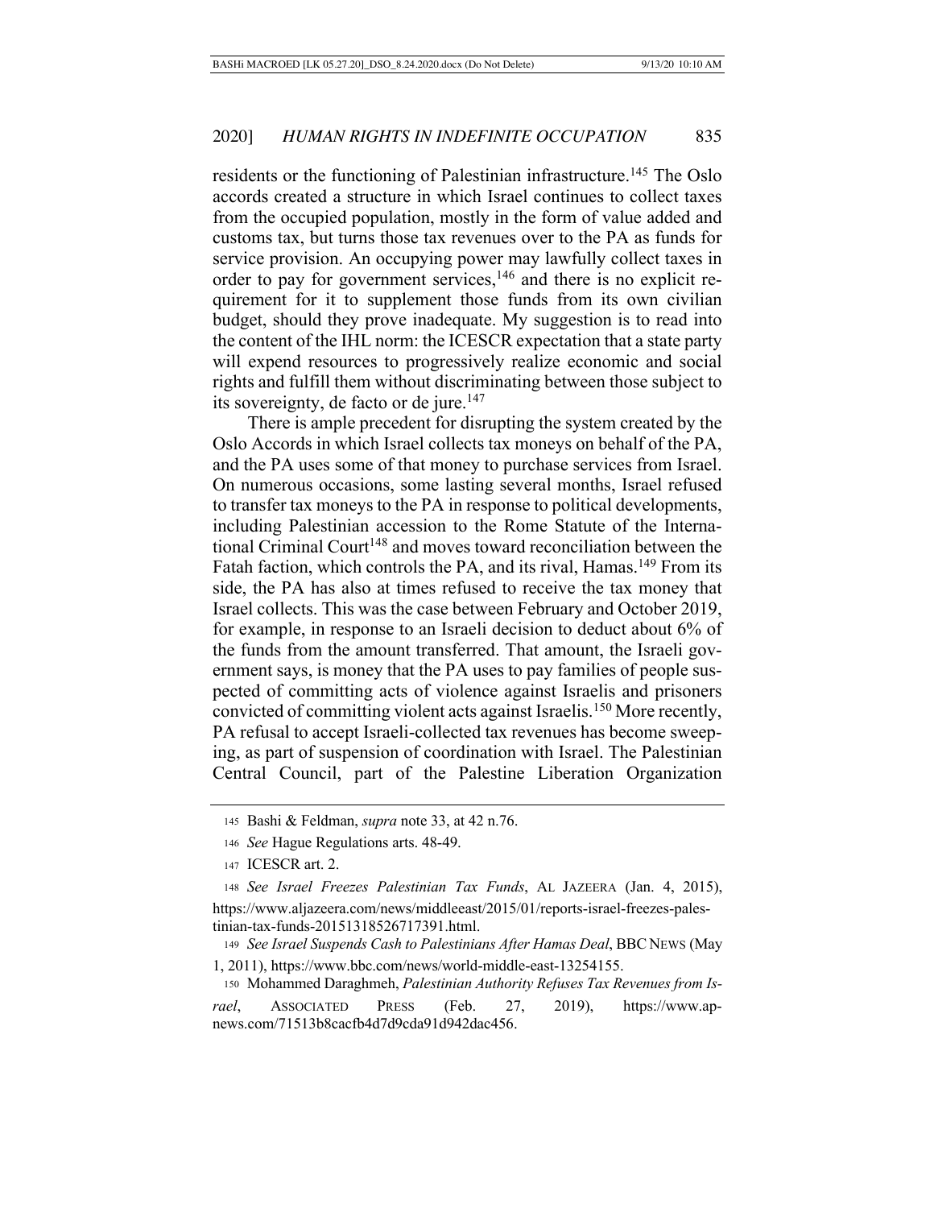residents or the functioning of Palestinian infrastructure.[145] The Oslo accords created a structure in which Israel continues to collect taxes from the occupied population, mostly in the form of value added and customs tax, but turns those tax revenues over to the PA as funds for service provision. An occupying power may lawfully collect taxes in order to pay for government services,[146] and there is no explicit requirement for it to supplement those funds from its own civilian budget, should they prove inadequate. My suggestion is to read into the content of the IHL norm: the ICESCR expectation that a state party will expend resources to progressively realize economic and social rights and fulfill them without discriminating between those subject to its sovereignty, de facto or de jure.[147]

There is ample precedent for disrupting the system created by the Oslo Accords in which Israel collects tax moneys on behalf of the PA, and the PA uses some of that money to purchase services from Israel. On numerous occasions, some lasting several months, Israel refused to transfer tax moneys to the PA in response to political developments, including Palestinian accession to the Rome Statute of the International Criminal Court[148] and moves toward reconciliation between the Fatah faction, which controls the PA, and its rival, Hamas.[149] From its side, the PA has also at times refused to receive the tax money that Israel collects. This was the case between February and October 2019, for example, in response to an Israeli decision to deduct about 6% of the funds from the amount transferred. That amount, the Israeli government says, is money that the PA uses to pay families of people suspected of committing acts of violence against Israelis and prisoners convicted of committing violent acts against Israelis.[150] More recently, PA refusal to accept Israeli-collected tax revenues has become sweeping, as part of suspension of coordination with Israel. The Palestinian Central Council, part of the Palestine Liberation Organization

---

145 Bashi & Feldman, *supra* note 33, at 42 n.76.

146 *See* Hague Regulations arts. 48-49.

147 ICESCR art. 2.

148 *See Israel Freezes Palestinian Tax Funds*, AL JAZEERA (Jan. 4, 2015), https://www.aljazeera.com/news/middleeast/2015/01/reports-israel-freezes-palestinian-tax-funds-20151318526717391.html.

149 *See Israel Suspends Cash to Palestinians After Hamas Deal*, BBC NEWS (May 1, 2011), https://www.bbc.com/news/world-middle-east-13254155.

150 Mohammed Daraghmeh, *Palestinian Authority Refuses Tax Revenues from Israel*, ASSOCIATED PRESS (Feb. 27, 2019), https://www.apnews.com/71513b8cacfb4d7d9cda91d942dac456.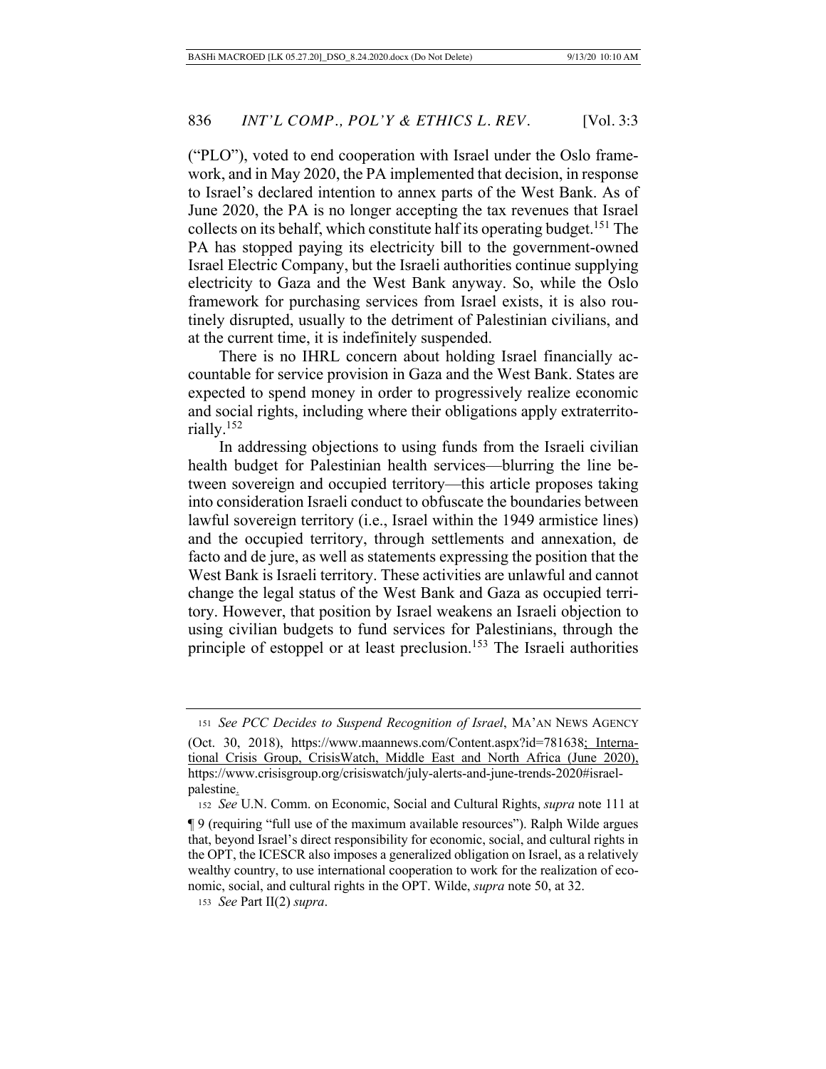("PLO"), voted to end cooperation with Israel under the Oslo framework, and in May 2020, the PA implemented that decision, in response to Israel's declared intention to annex parts of the West Bank. As of June 2020, the PA is no longer accepting the tax revenues that Israel collects on its behalf, which constitute half its operating budget.[151] The PA has stopped paying its electricity bill to the government-owned Israel Electric Company, but the Israeli authorities continue supplying electricity to Gaza and the West Bank anyway. So, while the Oslo framework for purchasing services from Israel exists, it is also routinely disrupted, usually to the detriment of Palestinian civilians, and at the current time, it is indefinitely suspended.

There is no IHRL concern about holding Israel financially accountable for service provision in Gaza and the West Bank. States are expected to spend money in order to progressively realize economic and social rights, including where their obligations apply extraterritorially.[152]

In addressing objections to using funds from the Israeli civilian health budget for Palestinian health services—blurring the line between sovereign and occupied territory—this article proposes taking into consideration Israeli conduct to obfuscate the boundaries between lawful sovereign territory (i.e., Israel within the 1949 armistice lines) and the occupied territory, through settlements and annexation, de facto and de jure, as well as statements expressing the position that the West Bank is Israeli territory. These activities are unlawful and cannot change the legal status of the West Bank and Gaza as occupied territory. However, that position by Israel weakens an Israeli objection to using civilian budgets to fund services for Palestinians, through the principle of estoppel or at least preclusion.[153] The Israeli authorities

---

151 *See PCC Decides to Suspend Recognition of Israel*, MA'AN NEWS AGENCY (Oct. 30, 2018), https://www.maannews.com/Content.aspx?id=781638; International Crisis Group, CrisisWatch, Middle East and North Africa (June 2020), https://www.crisisgroup.org/crisiswatch/july-alerts-and-june-trends-2020#israel-palestine.

152 *See* U.N. Comm. on Economic, Social and Cultural Rights, *supra* note 111 at ¶ 9 (requiring "full use of the maximum available resources"). Ralph Wilde argues that, beyond Israel's direct responsibility for economic, social, and cultural rights in the OPT, the ICESCR also imposes a generalized obligation on Israel, as a relatively wealthy country, to use international cooperation to work for the realization of economic, social, and cultural rights in the OPT. Wilde, *supra* note 50, at 32.

153 *See* Part II(2) *supra*.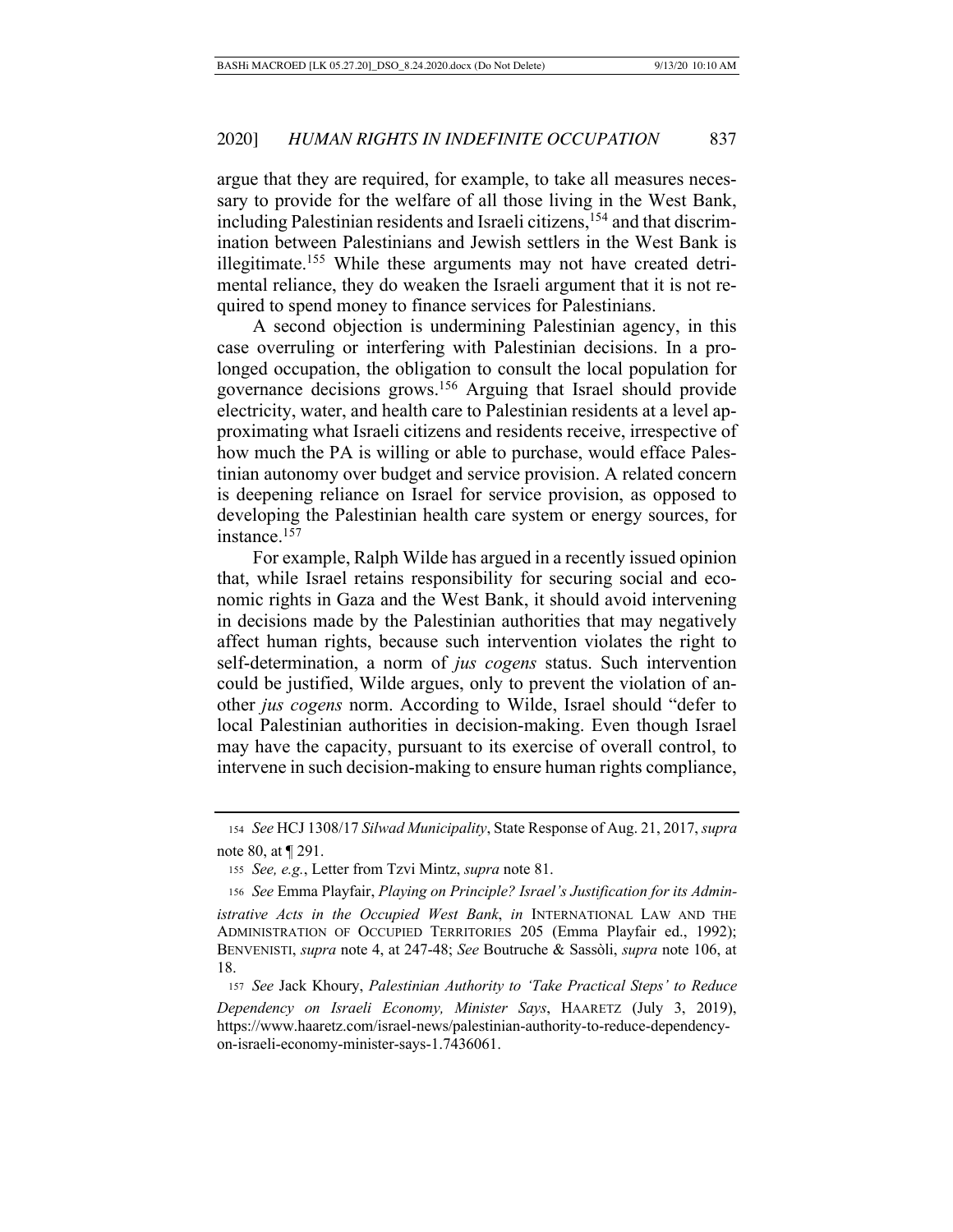argue that they are required, for example, to take all measures necessary to provide for the welfare of all those living in the West Bank, including Palestinian residents and Israeli citizens,[154] and that discrimination between Palestinians and Jewish settlers in the West Bank is illegitimate.[155] While these arguments may not have created detrimental reliance, they do weaken the Israeli argument that it is not required to spend money to finance services for Palestinians.

A second objection is undermining Palestinian agency, in this case overruling or interfering with Palestinian decisions. In a prolonged occupation, the obligation to consult the local population for governance decisions grows.[156] Arguing that Israel should provide electricity, water, and health care to Palestinian residents at a level approximating what Israeli citizens and residents receive, irrespective of how much the PA is willing or able to purchase, would efface Palestinian autonomy over budget and service provision. A related concern is deepening reliance on Israel for service provision, as opposed to developing the Palestinian health care system or energy sources, for instance.[157]

For example, Ralph Wilde has argued in a recently issued opinion that, while Israel retains responsibility for securing social and economic rights in Gaza and the West Bank, it should avoid intervening in decisions made by the Palestinian authorities that may negatively affect human rights, because such intervention violates the right to self-determination, a norm of *jus cogens* status. Such intervention could be justified, Wilde argues, only to prevent the violation of another *jus cogens* norm. According to Wilde, Israel should "defer to local Palestinian authorities in decision-making. Even though Israel may have the capacity, pursuant to its exercise of overall control, to intervene in such decision-making to ensure human rights compliance,

---

154 *See* HCJ 1308/17 *Silwad Municipality*, State Response of Aug. 21, 2017, *supra* note 80, at ¶ 291.

155 *See, e.g.*, Letter from Tzvi Mintz, *supra* note 81.

156 *See* Emma Playfair, *Playing on Principle? Israel's Justification for its Administrative Acts in the Occupied West Bank*, *in* INTERNATIONAL LAW AND THE ADMINISTRATION OF OCCUPIED TERRITORIES 205 (Emma Playfair ed., 1992); BENVENISTI, *supra* note 4, at 247-48; *See* Boutruche & Sassòli, *supra* note 106, at 18.

157 *See* Jack Khoury, *Palestinian Authority to 'Take Practical Steps' to Reduce Dependency on Israeli Economy, Minister Says*, HAARETZ (July 3, 2019), https://www.haaretz.com/israel-news/palestinian-authority-to-reduce-dependency-on-israeli-economy-minister-says-1.7436061.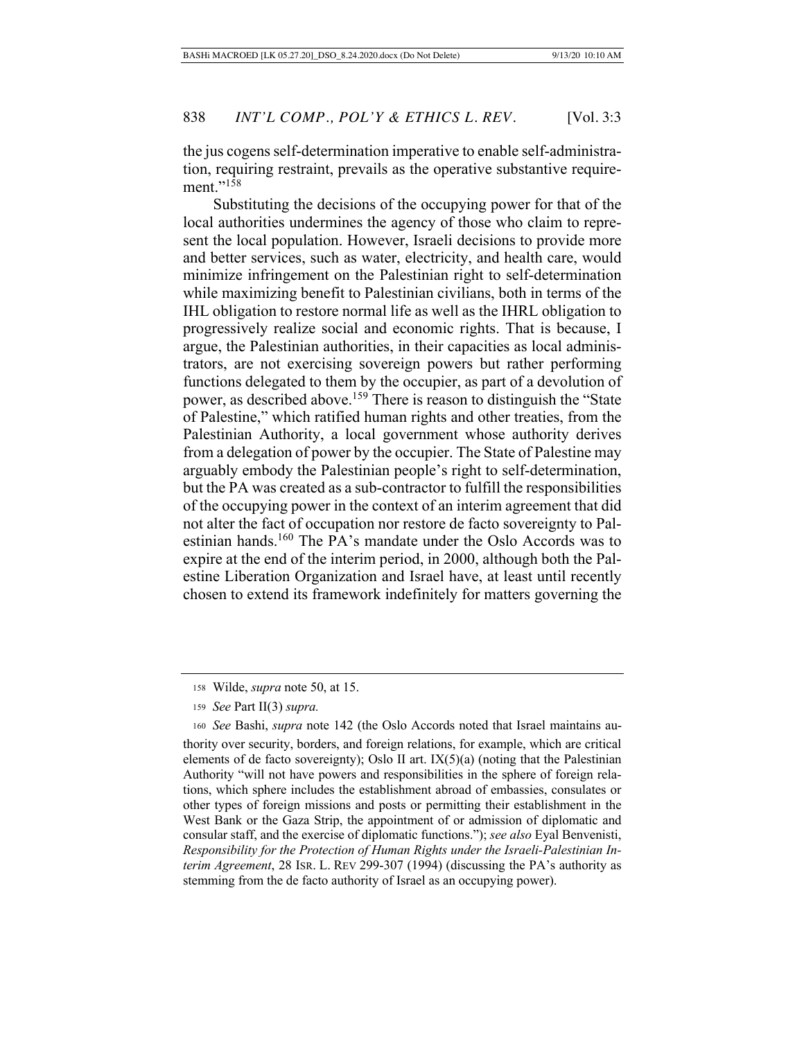the jus cogens self-determination imperative to enable self-administration, requiring restraint, prevails as the operative substantive requirement."[158]

Substituting the decisions of the occupying power for that of the local authorities undermines the agency of those who claim to represent the local population. However, Israeli decisions to provide more and better services, such as water, electricity, and health care, would minimize infringement on the Palestinian right to self-determination while maximizing benefit to Palestinian civilians, both in terms of the IHL obligation to restore normal life as well as the IHRL obligation to progressively realize social and economic rights. That is because, I argue, the Palestinian authorities, in their capacities as local administrators, are not exercising sovereign powers but rather performing functions delegated to them by the occupier, as part of a devolution of power, as described above.[159] There is reason to distinguish the "State of Palestine," which ratified human rights and other treaties, from the Palestinian Authority, a local government whose authority derives from a delegation of power by the occupier. The State of Palestine may arguably embody the Palestinian people's right to self-determination, but the PA was created as a sub-contractor to fulfill the responsibilities of the occupying power in the context of an interim agreement that did not alter the fact of occupation nor restore de facto sovereignty to Palestinian hands.[160] The PA's mandate under the Oslo Accords was to expire at the end of the interim period, in 2000, although both the Palestine Liberation Organization and Israel have, at least until recently chosen to extend its framework indefinitely for matters governing the

---

158 Wilde, *supra* note 50, at 15.

159 *See* Part II(3) *supra.*

160 *See* Bashi, *supra* note 142 (the Oslo Accords noted that Israel maintains authority over security, borders, and foreign relations, for example, which are critical elements of de facto sovereignty); Oslo II art. IX(5)(a) (noting that the Palestinian Authority "will not have powers and responsibilities in the sphere of foreign relations, which sphere includes the establishment abroad of embassies, consulates or other types of foreign missions and posts or permitting their establishment in the West Bank or the Gaza Strip, the appointment of or admission of diplomatic and consular staff, and the exercise of diplomatic functions."); *see also* Eyal Benvenisti, *Responsibility for the Protection of Human Rights under the Israeli-Palestinian Interim Agreement*, 28 ISR. L. REV 299-307 (1994) (discussing the PA's authority as stemming from the de facto authority of Israel as an occupying power).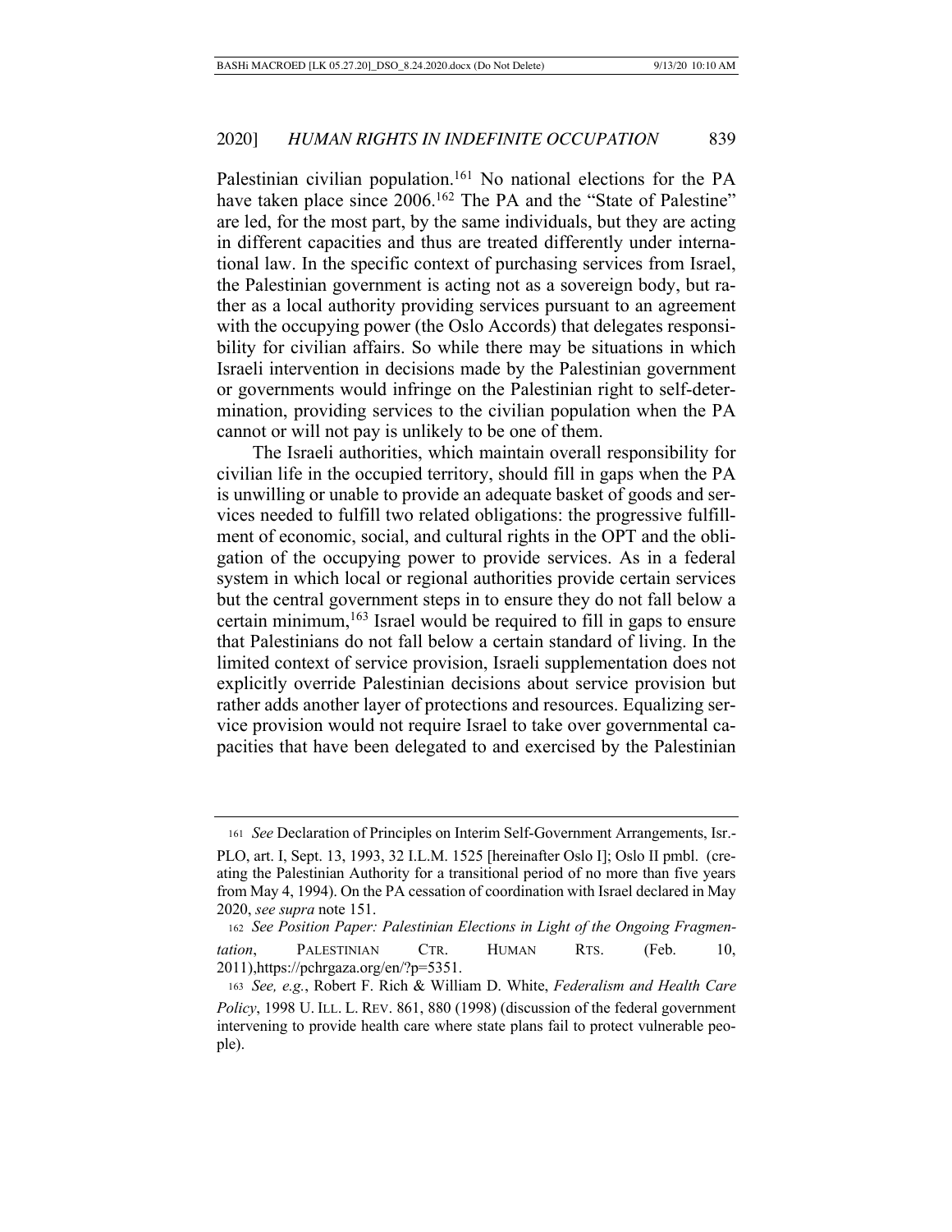Palestinian civilian population.[161] No national elections for the PA have taken place since 2006.[162] The PA and the "State of Palestine" are led, for the most part, by the same individuals, but they are acting in different capacities and thus are treated differently under international law. In the specific context of purchasing services from Israel, the Palestinian government is acting not as a sovereign body, but rather as a local authority providing services pursuant to an agreement with the occupying power (the Oslo Accords) that delegates responsibility for civilian affairs. So while there may be situations in which Israeli intervention in decisions made by the Palestinian government or governments would infringe on the Palestinian right to self-determination, providing services to the civilian population when the PA cannot or will not pay is unlikely to be one of them.

The Israeli authorities, which maintain overall responsibility for civilian life in the occupied territory, should fill in gaps when the PA is unwilling or unable to provide an adequate basket of goods and services needed to fulfill two related obligations: the progressive fulfillment of economic, social, and cultural rights in the OPT and the obligation of the occupying power to provide services. As in a federal system in which local or regional authorities provide certain services but the central government steps in to ensure they do not fall below a certain minimum,[163] Israel would be required to fill in gaps to ensure that Palestinians do not fall below a certain standard of living. In the limited context of service provision, Israeli supplementation does not explicitly override Palestinian decisions about service provision but rather adds another layer of protections and resources. Equalizing service provision would not require Israel to take over governmental capacities that have been delegated to and exercised by the Palestinian

---

161 *See* Declaration of Principles on Interim Self-Government Arrangements, Isr.-PLO, art. I, Sept. 13, 1993, 32 I.L.M. 1525 [hereinafter Oslo I]; Oslo II pmbl. (creating the Palestinian Authority for a transitional period of no more than five years from May 4, 1994). On the PA cessation of coordination with Israel declared in May 2020, *see supra* note 151.

162 *See Position Paper: Palestinian Elections in Light of the Ongoing Fragmentation*, PALESTINIAN CTR. HUMAN RTS. (Feb. 10, 2011), https://pchrgaza.org/en/?p=5351.

163 *See, e.g.*, Robert F. Rich & William D. White, *Federalism and Health Care Policy*, 1998 U. ILL. L. REV. 861, 880 (1998) (discussion of the federal government intervening to provide health care where state plans fail to protect vulnerable people).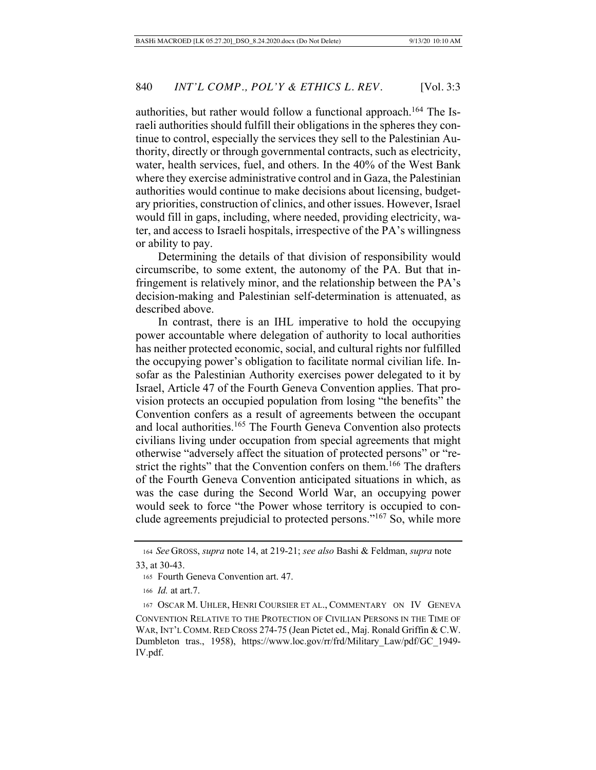authorities, but rather would follow a functional approach.[164] The Israeli authorities should fulfill their obligations in the spheres they continue to control, especially the services they sell to the Palestinian Authority, directly or through governmental contracts, such as electricity, water, health services, fuel, and others. In the 40% of the West Bank where they exercise administrative control and in Gaza, the Palestinian authorities would continue to make decisions about licensing, budgetary priorities, construction of clinics, and other issues. However, Israel would fill in gaps, including, where needed, providing electricity, water, and access to Israeli hospitals, irrespective of the PA's willingness or ability to pay.

Determining the details of that division of responsibility would circumscribe, to some extent, the autonomy of the PA. But that infringement is relatively minor, and the relationship between the PA's decision-making and Palestinian self-determination is attenuated, as described above.

In contrast, there is an IHL imperative to hold the occupying power accountable where delegation of authority to local authorities has neither protected economic, social, and cultural rights nor fulfilled the occupying power's obligation to facilitate normal civilian life. Insofar as the Palestinian Authority exercises power delegated to it by Israel, Article 47 of the Fourth Geneva Convention applies. That provision protects an occupied population from losing "the benefits" the Convention confers as a result of agreements between the occupant and local authorities.[165] The Fourth Geneva Convention also protects civilians living under occupation from special agreements that might otherwise "adversely affect the situation of protected persons" or "restrict the rights" that the Convention confers on them.[166] The drafters of the Fourth Geneva Convention anticipated situations in which, as was the case during the Second World War, an occupying power would seek to force "the Power whose territory is occupied to conclude agreements prejudicial to protected persons."[167] So, while more

---

164 *See* GROSS, *supra* note 14, at 219-21; *see also* Bashi & Feldman, *supra* note 33, at 30-43.

165 Fourth Geneva Convention art. 47.

166 *Id.* at art.7.

167 OSCAR M. UHLER, HENRI COURSIER ET AL., COMMENTARY ON IV GENEVA CONVENTION RELATIVE TO THE PROTECTION OF CIVILIAN PERSONS IN THE TIME OF WAR, INT'L COMM. RED CROSS 274-75 (Jean Pictet ed., Maj. Ronald Griffin & C.W. Dumbleton tras., 1958), https://www.loc.gov/rr/frd/Military_Law/pdf/GC_1949-IV.pdf.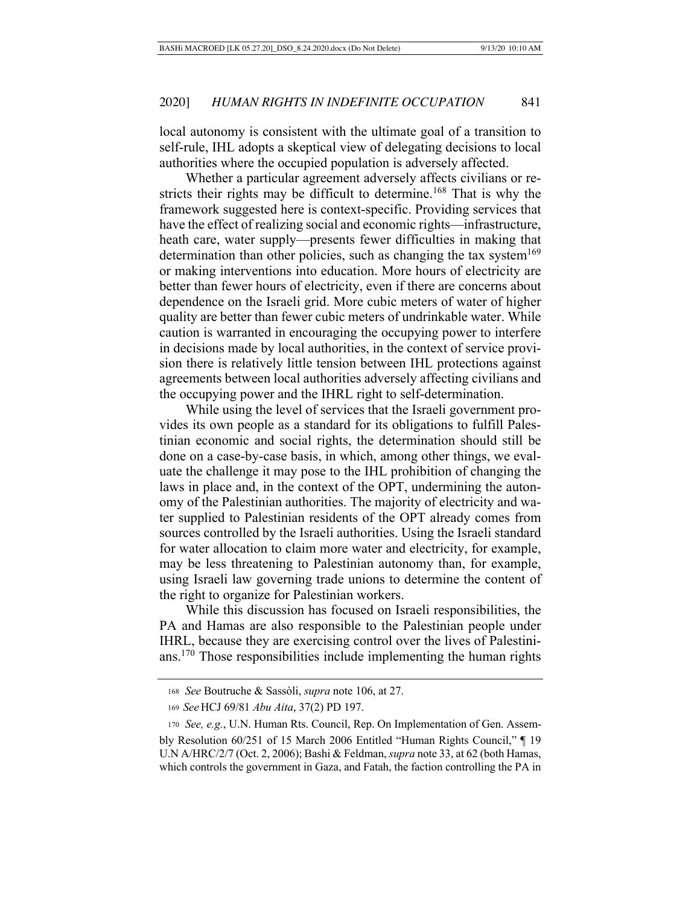local autonomy is consistent with the ultimate goal of a transition to self-rule, IHL adopts a skeptical view of delegating decisions to local authorities where the occupied population is adversely affected.

Whether a particular agreement adversely affects civilians or restricts their rights may be difficult to determine.[168] That is why the framework suggested here is context-specific. Providing services that have the effect of realizing social and economic rights—infrastructure, heath care, water supply—presents fewer difficulties in making that determination than other policies, such as changing the tax system[169] or making interventions into education. More hours of electricity are better than fewer hours of electricity, even if there are concerns about dependence on the Israeli grid. More cubic meters of water of higher quality are better than fewer cubic meters of undrinkable water. While caution is warranted in encouraging the occupying power to interfere in decisions made by local authorities, in the context of service provision there is relatively little tension between IHL protections against agreements between local authorities adversely affecting civilians and the occupying power and the IHRL right to self-determination.

While using the level of services that the Israeli government provides its own people as a standard for its obligations to fulfill Palestinian economic and social rights, the determination should still be done on a case-by-case basis, in which, among other things, we evaluate the challenge it may pose to the IHL prohibition of changing the laws in place and, in the context of the OPT, undermining the autonomy of the Palestinian authorities. The majority of electricity and water supplied to Palestinian residents of the OPT already comes from sources controlled by the Israeli authorities. Using the Israeli standard for water allocation to claim more water and electricity, for example, may be less threatening to Palestinian autonomy than, for example, using Israeli law governing trade unions to determine the content of the right to organize for Palestinian workers.

While this discussion has focused on Israeli responsibilities, the PA and Hamas are also responsible to the Palestinian people under IHRL, because they are exercising control over the lives of Palestinians.[170] Those responsibilities include implementing the human rights

---

168 *See* Boutruche & Sassòli, *supra* note 106, at 27.

169 *See* HCJ 69/81 *Abu Aita*, 37(2) PD 197.

170 *See, e.g.*, U.N. Human Rts. Council, Rep. On Implementation of Gen. Assembly Resolution 60/251 of 15 March 2006 Entitled "Human Rights Council," ¶ 19 U.N A/HRC/2/7 (Oct. 2, 2006); Bashi & Feldman, *supra* note 33, at 62 (both Hamas, which controls the government in Gaza, and Fatah, the faction controlling the PA in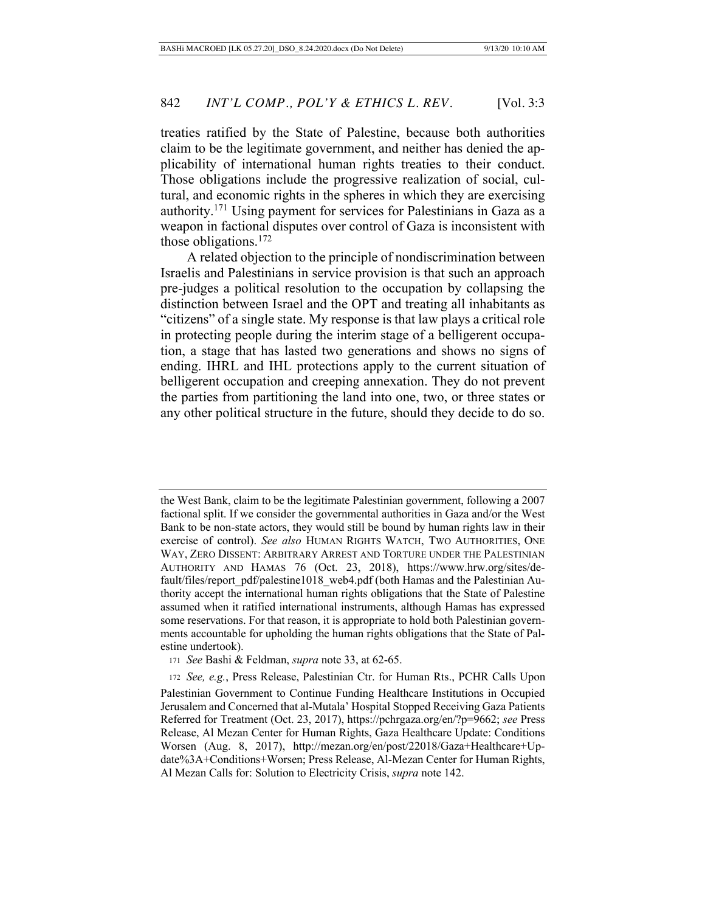treaties ratified by the State of Palestine, because both authorities claim to be the legitimate government, and neither has denied the applicability of international human rights treaties to their conduct. Those obligations include the progressive realization of social, cultural, and economic rights in the spheres in which they are exercising authority.[171] Using payment for services for Palestinians in Gaza as a weapon in factional disputes over control of Gaza is inconsistent with those obligations.[172]

A related objection to the principle of nondiscrimination between Israelis and Palestinians in service provision is that such an approach pre-judges a political resolution to the occupation by collapsing the distinction between Israel and the OPT and treating all inhabitants as "citizens" of a single state. My response is that law plays a critical role in protecting people during the interim stage of a belligerent occupation, a stage that has lasted two generations and shows no signs of ending. IHRL and IHL protections apply to the current situation of belligerent occupation and creeping annexation. They do not prevent the parties from partitioning the land into one, two, or three states or any other political structure in the future, should they decide to do so.

---

the West Bank, claim to be the legitimate Palestinian government, following a 2007 factional split. If we consider the governmental authorities in Gaza and/or the West Bank to be non-state actors, they would still be bound by human rights law in their exercise of control). *See also* HUMAN RIGHTS WATCH, TWO AUTHORITIES, ONE WAY, ZERO DISSENT: ARBITRARY ARREST AND TORTURE UNDER THE PALESTINIAN AUTHORITY AND HAMAS 76 (Oct. 23, 2018), https://www.hrw.org/sites/default/files/report_pdf/palestine1018_web4.pdf (both Hamas and the Palestinian Authority accept the international human rights obligations that the State of Palestine assumed when it ratified international instruments, although Hamas has expressed some reservations. For that reason, it is appropriate to hold both Palestinian governments accountable for upholding the human rights obligations that the State of Palestine undertook).

171 *See* Bashi & Feldman, *supra* note 33, at 62-65.

172 *See, e.g.*, Press Release, Palestinian Ctr. for Human Rts., PCHR Calls Upon Palestinian Government to Continue Funding Healthcare Institutions in Occupied Jerusalem and Concerned that al-Mutala' Hospital Stopped Receiving Gaza Patients Referred for Treatment (Oct. 23, 2017), https://pchrgaza.org/en/?p=9662; *see* Press Release, Al Mezan Center for Human Rights, Gaza Healthcare Update: Conditions Worsen (Aug. 8, 2017), http://mezan.org/en/post/22018/Gaza+Healthcare+Update%3A+Conditions+Worsen; Press Release, Al-Mezan Center for Human Rights, Al Mezan Calls for: Solution to Electricity Crisis, *supra* note 142.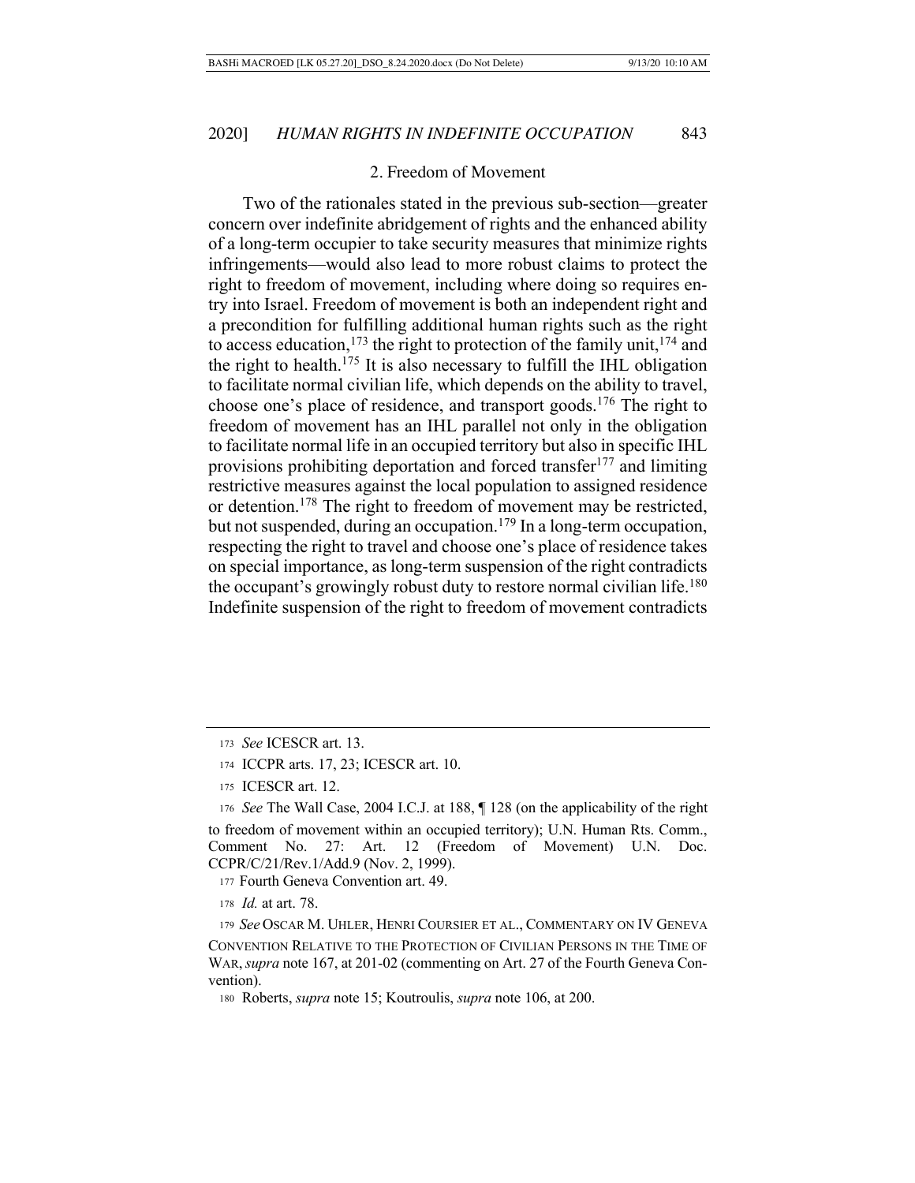### 2. Freedom of Movement

Two of the rationales stated in the previous sub-section—greater concern over indefinite abridgement of rights and the enhanced ability of a long-term occupier to take security measures that minimize rights infringements—would also lead to more robust claims to protect the right to freedom of movement, including where doing so requires entry into Israel. Freedom of movement is both an independent right and a precondition for fulfilling additional human rights such as the right to access education,[173] the right to protection of the family unit,[174] and the right to health.[175] It is also necessary to fulfill the IHL obligation to facilitate normal civilian life, which depends on the ability to travel, choose one's place of residence, and transport goods.[176] The right to freedom of movement has an IHL parallel not only in the obligation to facilitate normal life in an occupied territory but also in specific IHL provisions prohibiting deportation and forced transfer[177] and limiting restrictive measures against the local population to assigned residence or detention.[178] The right to freedom of movement may be restricted, but not suspended, during an occupation.[179] In a long-term occupation, respecting the right to travel and choose one's place of residence takes on special importance, as long-term suspension of the right contradicts the occupant's growingly robust duty to restore normal civilian life.[180] Indefinite suspension of the right to freedom of movement contradicts

---

173 *See* ICESCR art. 13.

174 ICCPR arts. 17, 23; ICESCR art. 10.

175 ICESCR art. 12.

176 *See* The Wall Case, 2004 I.C.J. at 188, ¶ 128 (on the applicability of the right to freedom of movement within an occupied territory); U.N. Human Rts. Comm., Comment No. 27: Art. 12 (Freedom of Movement) U.N. Doc. CCPR/C/21/Rev.1/Add.9 (Nov. 2, 1999).

177 Fourth Geneva Convention art. 49.

178 *Id.* at art. 78.

179 *See* OSCAR M. UHLER, HENRI COURSIER ET AL., COMMENTARY ON IV GENEVA CONVENTION RELATIVE TO THE PROTECTION OF CIVILIAN PERSONS IN THE TIME OF WAR, *supra* note 167, at 201-02 (commenting on Art. 27 of the Fourth Geneva Convention).

180 Roberts, *supra* note 15; Koutroulis, *supra* note 106, at 200.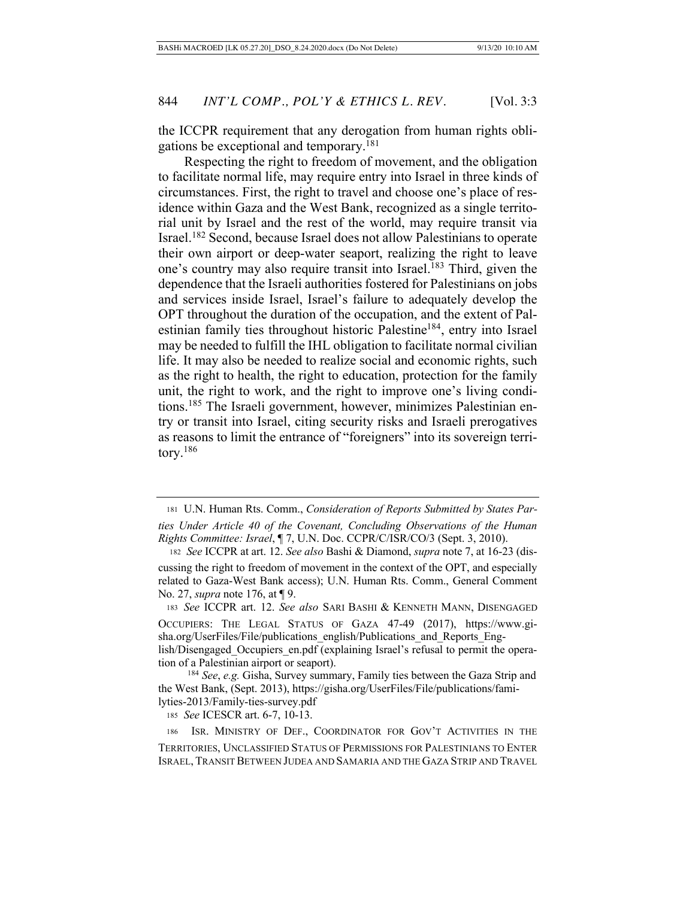the ICCPR requirement that any derogation from human rights obligations be exceptional and temporary.[181]

Respecting the right to freedom of movement, and the obligation to facilitate normal life, may require entry into Israel in three kinds of circumstances. First, the right to travel and choose one's place of residence within Gaza and the West Bank, recognized as a single territorial unit by Israel and the rest of the world, may require transit via Israel.[182] Second, because Israel does not allow Palestinians to operate their own airport or deep-water seaport, realizing the right to leave one's country may also require transit into Israel.[183] Third, given the dependence that the Israeli authorities fostered for Palestinians on jobs and services inside Israel, Israel's failure to adequately develop the OPT throughout the duration of the occupation, and the extent of Palestinian family ties throughout historic Palestine[184], entry into Israel may be needed to fulfill the IHL obligation to facilitate normal civilian life. It may also be needed to realize social and economic rights, such as the right to health, the right to education, protection for the family unit, the right to work, and the right to improve one's living conditions.[185] The Israeli government, however, minimizes Palestinian entry or transit into Israel, citing security risks and Israeli prerogatives as reasons to limit the entrance of "foreigners" into its sovereign territory.[186]

---

181 U.N. Human Rts. Comm., *Consideration of Reports Submitted by States Parties Under Article 40 of the Covenant, Concluding Observations of the Human Rights Committee: Israel*, ¶ 7, U.N. Doc. CCPR/C/ISR/CO/3 (Sept. 3, 2010).

182 *See* ICCPR at art. 12. *See also* Bashi & Diamond, *supra* note 7, at 16-23 (discussing the right to freedom of movement in the context of the OPT, and especially related to Gaza-West Bank access); U.N. Human Rts. Comm., General Comment No. 27, *supra* note 176, at ¶ 9.

183 *See* ICCPR art. 12. *See also* SARI BASHI & KENNETH MANN, DISENGAGED OCCUPIERS: THE LEGAL STATUS OF GAZA 47-49 (2017), https://www.gisha.org/UserFiles/File/publications_english/Publications_and_Reports_English/Disengaged_Occupiers_en.pdf (explaining Israel's refusal to permit the operation of a Palestinian airport or seaport).

184 *See*, *e.g.* Gisha, Survey summary, Family ties between the Gaza Strip and the West Bank, (Sept. 2013), https://gisha.org/UserFiles/File/publications/familyties-2013/Family-ties-survey.pdf

185 *See* ICESCR art. 6-7, 10-13.

186 ISR. MINISTRY OF DEF., COORDINATOR FOR GOV'T ACTIVITIES IN THE TERRITORIES, UNCLASSIFIED STATUS OF PERMISSIONS FOR PALESTINIANS TO ENTER ISRAEL, TRANSIT BETWEEN JUDEA AND SAMARIA AND THE GAZA STRIP AND TRAVEL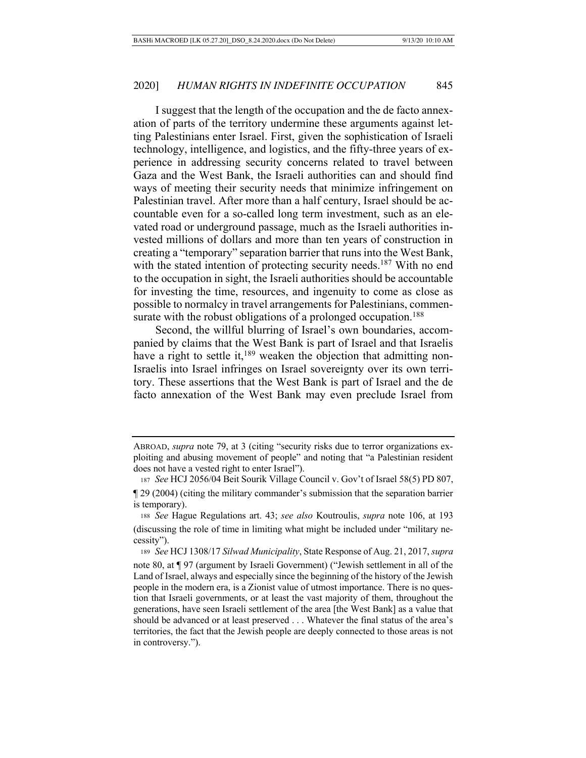I suggest that the length of the occupation and the de facto annexation of parts of the territory undermine these arguments against letting Palestinians enter Israel. First, given the sophistication of Israeli technology, intelligence, and logistics, and the fifty-three years of experience in addressing security concerns related to travel between Gaza and the West Bank, the Israeli authorities can and should find ways of meeting their security needs that minimize infringement on Palestinian travel. After more than a half century, Israel should be accountable even for a so-called long term investment, such as an elevated road or underground passage, much as the Israeli authorities invested millions of dollars and more than ten years of construction in creating a "temporary" separation barrier that runs into the West Bank, with the stated intention of protecting security needs.[187] With no end to the occupation in sight, the Israeli authorities should be accountable for investing the time, resources, and ingenuity to come as close as possible to normalcy in travel arrangements for Palestinians, commensurate with the robust obligations of a prolonged occupation.[188]

Second, the willful blurring of Israel's own boundaries, accompanied by claims that the West Bank is part of Israel and that Israelis have a right to settle it,[189] weaken the objection that admitting non-Israelis into Israel infringes on Israel sovereignty over its own territory. These assertions that the West Bank is part of Israel and the de facto annexation of the West Bank may even preclude Israel from

---

ABROAD, *supra* note 79, at 3 (citing "security risks due to terror organizations exploiting and abusing movement of people" and noting that "a Palestinian resident does not have a vested right to enter Israel").

[187] *See* HCJ 2056/04 Beit Sourik Village Council v. Gov't of Israel 58(5) PD 807, ¶ 29 (2004) (citing the military commander's submission that the separation barrier is temporary).

[188] *See* Hague Regulations art. 43; *see also* Koutroulis, *supra* note 106, at 193 (discussing the role of time in limiting what might be included under "military necessity").

[189] *See* HCJ 1308/17 *Silwad Municipality*, State Response of Aug. 21, 2017, *supra* note 80, at ¶ 97 (argument by Israeli Government) ("Jewish settlement in all of the Land of Israel, always and especially since the beginning of the history of the Jewish people in the modern era, is a Zionist value of utmost importance. There is no question that Israeli governments, or at least the vast majority of them, throughout the generations, have seen Israeli settlement of the area [the West Bank] as a value that should be advanced or at least preserved . . . Whatever the final status of the area's territories, the fact that the Jewish people are deeply connected to those areas is not in controversy.").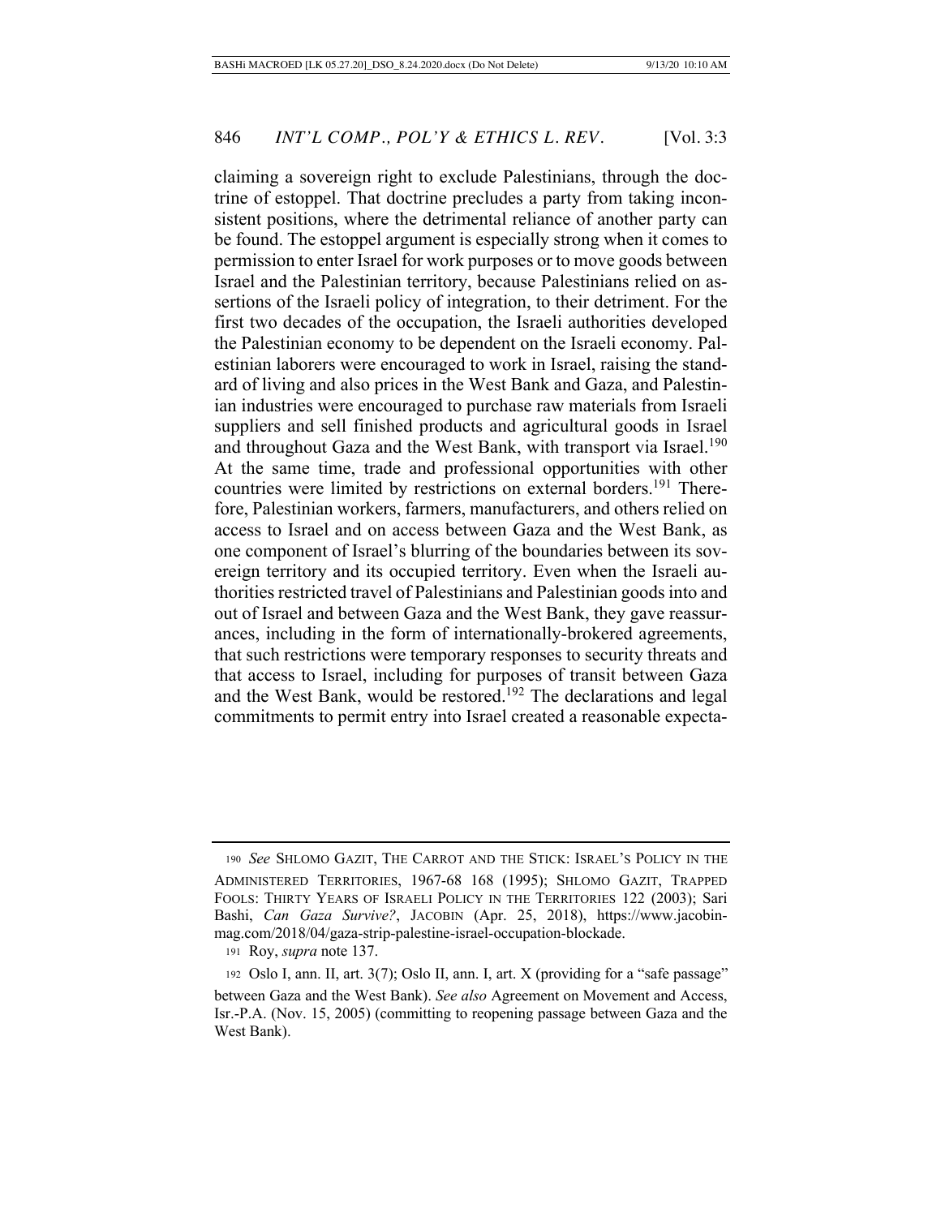claiming a sovereign right to exclude Palestinians, through the doctrine of estoppel. That doctrine precludes a party from taking inconsistent positions, where the detrimental reliance of another party can be found. The estoppel argument is especially strong when it comes to permission to enter Israel for work purposes or to move goods between Israel and the Palestinian territory, because Palestinians relied on assertions of the Israeli policy of integration, to their detriment. For the first two decades of the occupation, the Israeli authorities developed the Palestinian economy to be dependent on the Israeli economy. Palestinian laborers were encouraged to work in Israel, raising the standard of living and also prices in the West Bank and Gaza, and Palestinian industries were encouraged to purchase raw materials from Israeli suppliers and sell finished products and agricultural goods in Israel and throughout Gaza and the West Bank, with transport via Israel.[190] At the same time, trade and professional opportunities with other countries were limited by restrictions on external borders.[191] Therefore, Palestinian workers, farmers, manufacturers, and others relied on access to Israel and on access between Gaza and the West Bank, as one component of Israel's blurring of the boundaries between its sovereign territory and its occupied territory. Even when the Israeli authorities restricted travel of Palestinians and Palestinian goods into and out of Israel and between Gaza and the West Bank, they gave reassurances, including in the form of internationally-brokered agreements, that such restrictions were temporary responses to security threats and that access to Israel, including for purposes of transit between Gaza and the West Bank, would be restored.[192] The declarations and legal commitments to permit entry into Israel created a reasonable expecta-

---

190 *See* SHLOMO GAZIT, THE CARROT AND THE STICK: ISRAEL'S POLICY IN THE ADMINISTERED TERRITORIES, 1967-68 168 (1995); SHLOMO GAZIT, TRAPPED FOOLS: THIRTY YEARS OF ISRAELI POLICY IN THE TERRITORIES 122 (2003); Sari Bashi, *Can Gaza Survive?*, JACOBIN (Apr. 25, 2018), https://www.jacobinmag.com/2018/04/gaza-strip-palestine-israel-occupation-blockade.

191 Roy, *supra* note 137.

192 Oslo I, ann. II, art. 3(7); Oslo II, ann. I, art. X (providing for a "safe passage" between Gaza and the West Bank). *See also* Agreement on Movement and Access, Isr.-P.A. (Nov. 15, 2005) (committing to reopening passage between Gaza and the West Bank).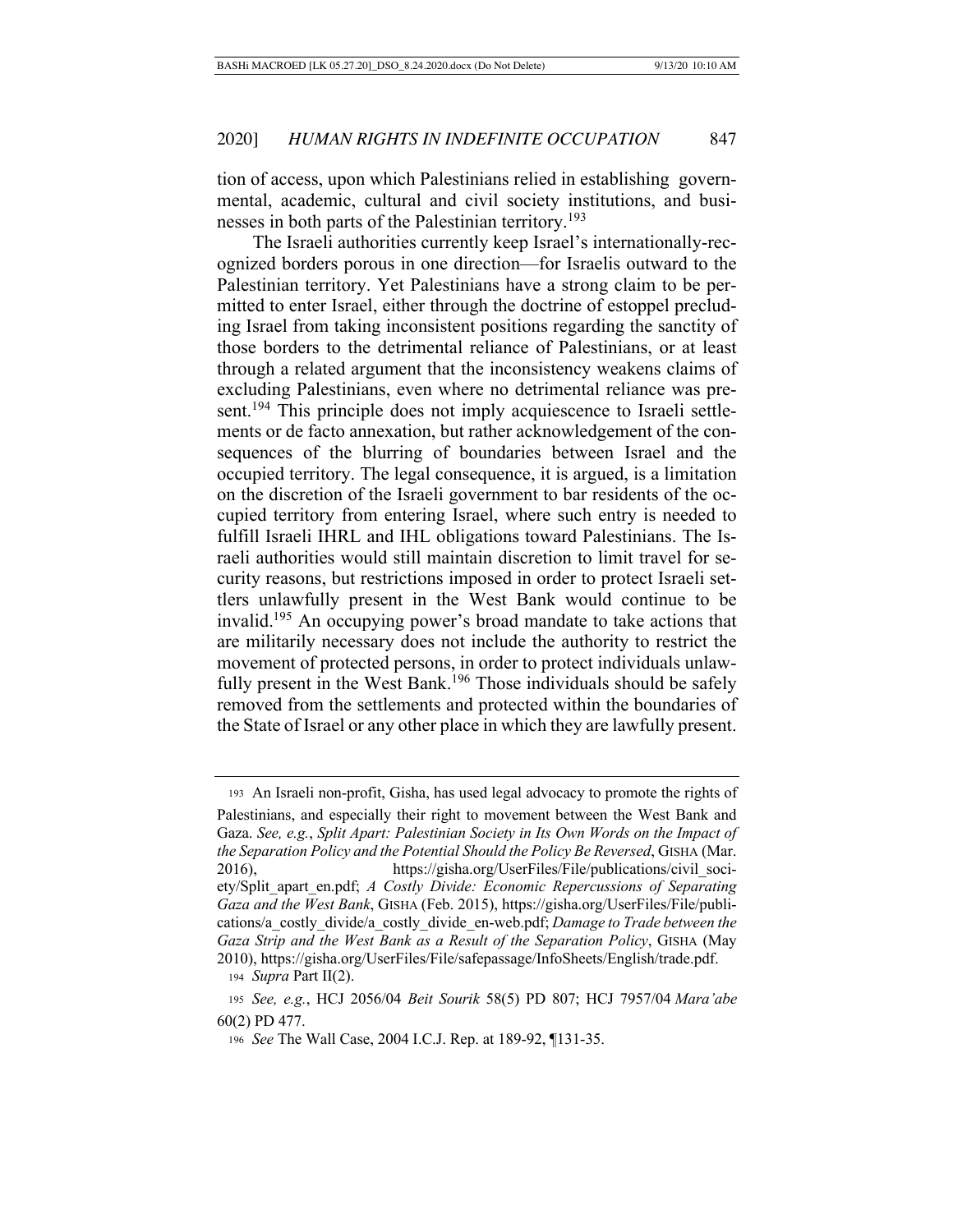tion of access, upon which Palestinians relied in establishing governmental, academic, cultural and civil society institutions, and businesses in both parts of the Palestinian territory.[193]

The Israeli authorities currently keep Israel's internationally-recognized borders porous in one direction—for Israelis outward to the Palestinian territory. Yet Palestinians have a strong claim to be permitted to enter Israel, either through the doctrine of estoppel precluding Israel from taking inconsistent positions regarding the sanctity of those borders to the detrimental reliance of Palestinians, or at least through a related argument that the inconsistency weakens claims of excluding Palestinians, even where no detrimental reliance was present.[194] This principle does not imply acquiescence to Israeli settlements or de facto annexation, but rather acknowledgement of the consequences of the blurring of boundaries between Israel and the occupied territory. The legal consequence, it is argued, is a limitation on the discretion of the Israeli government to bar residents of the occupied territory from entering Israel, where such entry is needed to fulfill Israeli IHRL and IHL obligations toward Palestinians. The Israeli authorities would still maintain discretion to limit travel for security reasons, but restrictions imposed in order to protect Israeli settlers unlawfully present in the West Bank would continue to be invalid.[195] An occupying power's broad mandate to take actions that are militarily necessary does not include the authority to restrict the movement of protected persons, in order to protect individuals unlawfully present in the West Bank.[196] Those individuals should be safely removed from the settlements and protected within the boundaries of the State of Israel or any other place in which they are lawfully present.

---

193 An Israeli non-profit, Gisha, has used legal advocacy to promote the rights of Palestinians, and especially their right to movement between the West Bank and Gaza. *See, e.g.*, *Split Apart: Palestinian Society in Its Own Words on the Impact of the Separation Policy and the Potential Should the Policy Be Reversed*, GISHA (Mar. 2016), https://gisha.org/UserFiles/File/publications/civil_society/Split_apart_en.pdf; *A Costly Divide: Economic Repercussions of Separating Gaza and the West Bank*, GISHA (Feb. 2015), https://gisha.org/UserFiles/File/publications/a_costly_divide/a_costly_divide_en-web.pdf; *Damage to Trade between the Gaza Strip and the West Bank as a Result of the Separation Policy*, GISHA (May 2010), https://gisha.org/UserFiles/File/safepassage/InfoSheets/English/trade.pdf.

194 *Supra* Part II(2).

195 *See, e.g.*, HCJ 2056/04 *Beit Sourik* 58(5) PD 807; HCJ 7957/04 *Mara'abe* 60(2) PD 477.

196 *See* The Wall Case, 2004 I.C.J. Rep. at 189-92, ¶131-35.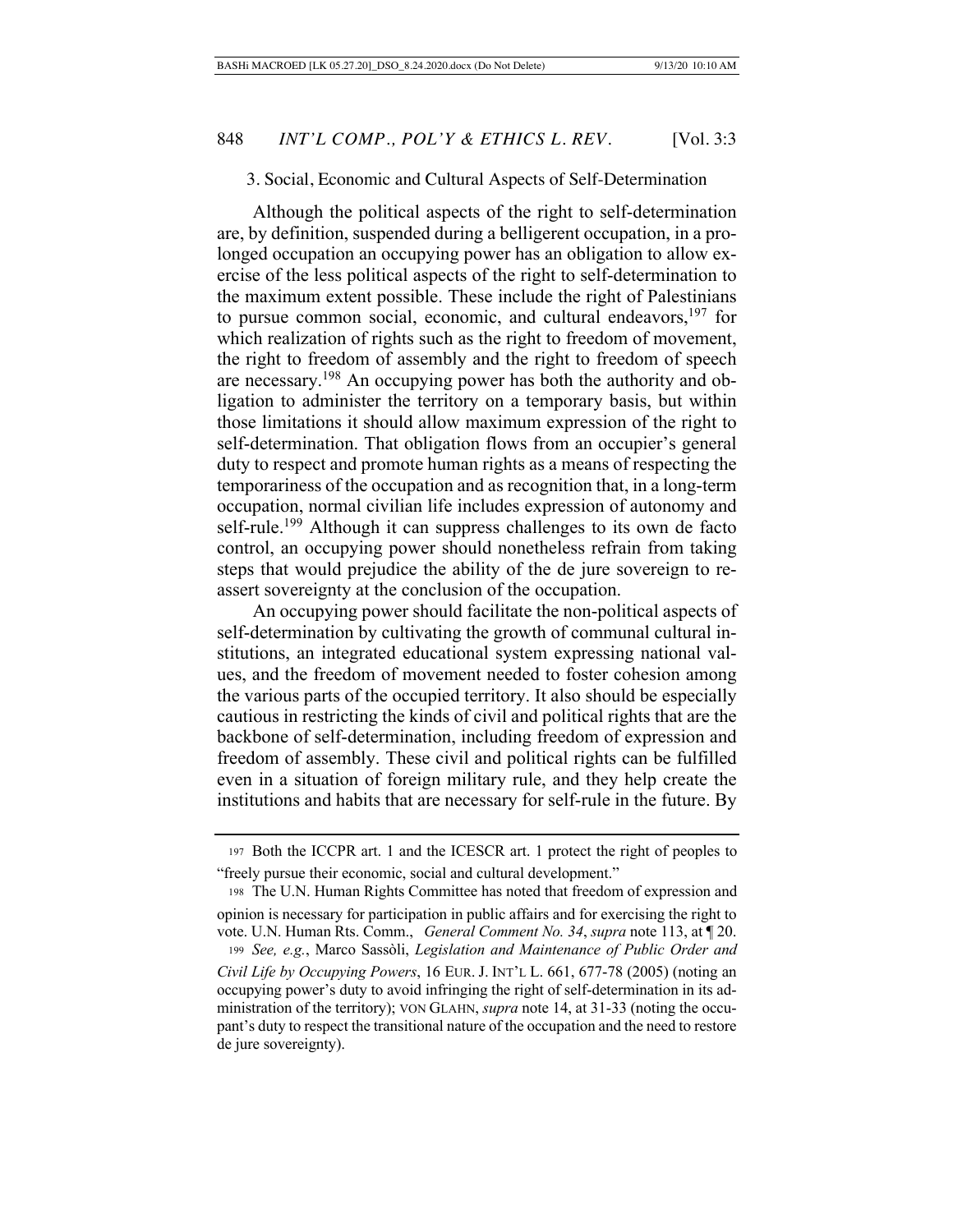### 3. Social, Economic and Cultural Aspects of Self-Determination

Although the political aspects of the right to self-determination are, by definition, suspended during a belligerent occupation, in a prolonged occupation an occupying power has an obligation to allow exercise of the less political aspects of the right to self-determination to the maximum extent possible. These include the right of Palestinians to pursue common social, economic, and cultural endeavors,[197] for which realization of rights such as the right to freedom of movement, the right to freedom of assembly and the right to freedom of speech are necessary.[198] An occupying power has both the authority and obligation to administer the territory on a temporary basis, but within those limitations it should allow maximum expression of the right to self-determination. That obligation flows from an occupier's general duty to respect and promote human rights as a means of respecting the temporariness of the occupation and as recognition that, in a long-term occupation, normal civilian life includes expression of autonomy and self-rule.[199] Although it can suppress challenges to its own de facto control, an occupying power should nonetheless refrain from taking steps that would prejudice the ability of the de jure sovereign to reassert sovereignty at the conclusion of the occupation.

An occupying power should facilitate the non-political aspects of self-determination by cultivating the growth of communal cultural institutions, an integrated educational system expressing national values, and the freedom of movement needed to foster cohesion among the various parts of the occupied territory. It also should be especially cautious in restricting the kinds of civil and political rights that are the backbone of self-determination, including freedom of expression and freedom of assembly. These civil and political rights can be fulfilled even in a situation of foreign military rule, and they help create the institutions and habits that are necessary for self-rule in the future. By

---

197 Both the ICCPR art. 1 and the ICESCR art. 1 protect the right of peoples to "freely pursue their economic, social and cultural development."

198 The U.N. Human Rights Committee has noted that freedom of expression and opinion is necessary for participation in public affairs and for exercising the right to vote. U.N. Human Rts. Comm., *General Comment No. 34*, *supra* note 113, at ¶ 20.

199 *See, e.g.*, Marco Sassòli, *Legislation and Maintenance of Public Order and Civil Life by Occupying Powers*, 16 EUR. J. INT'L L. 661, 677-78 (2005) (noting an occupying power's duty to avoid infringing the right of self-determination in its administration of the territory); VON GLAHN, *supra* note 14, at 31-33 (noting the occupant's duty to respect the transitional nature of the occupation and the need to restore de jure sovereignty).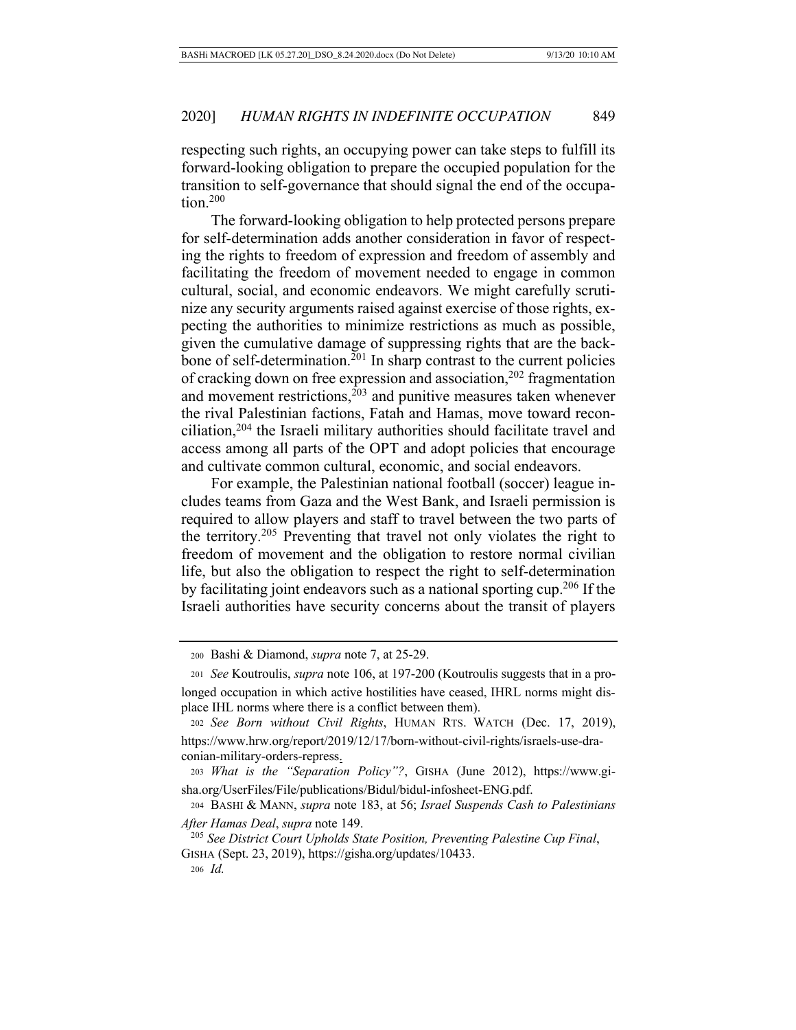respecting such rights, an occupying power can take steps to fulfill its forward-looking obligation to prepare the occupied population for the transition to self-governance that should signal the end of the occupation.[200]

The forward-looking obligation to help protected persons prepare for self-determination adds another consideration in favor of respecting the rights to freedom of expression and freedom of assembly and facilitating the freedom of movement needed to engage in common cultural, social, and economic endeavors. We might carefully scrutinize any security arguments raised against exercise of those rights, expecting the authorities to minimize restrictions as much as possible, given the cumulative damage of suppressing rights that are the backbone of self-determination.[201] In sharp contrast to the current policies of cracking down on free expression and association,[202] fragmentation and movement restrictions,[203] and punitive measures taken whenever the rival Palestinian factions, Fatah and Hamas, move toward reconciliation,[204] the Israeli military authorities should facilitate travel and access among all parts of the OPT and adopt policies that encourage and cultivate common cultural, economic, and social endeavors.

For example, the Palestinian national football (soccer) league includes teams from Gaza and the West Bank, and Israeli permission is required to allow players and staff to travel between the two parts of the territory.[205] Preventing that travel not only violates the right to freedom of movement and the obligation to restore normal civilian life, but also the obligation to respect the right to self-determination by facilitating joint endeavors such as a national sporting cup.[206] If the Israeli authorities have security concerns about the transit of players

---

[200] Bashi & Diamond, *supra* note 7, at 25-29.

[201] *See* Koutroulis, *supra* note 106, at 197-200 (Koutroulis suggests that in a prolonged occupation in which active hostilities have ceased, IHRL norms might displace IHL norms where there is a conflict between them).

[202] *See Born without Civil Rights*, HUMAN RTS. WATCH (Dec. 17, 2019), https://www.hrw.org/report/2019/12/17/born-without-civil-rights/israels-use-draconian-military-orders-repress.

[203] *What is the "Separation Policy"?*, GISHA (June 2012), https://www.gisha.org/UserFiles/File/publications/Bidul/bidul-infosheet-ENG.pdf.

[204] BASHI & MANN, *supra* note 183, at 56; *Israel Suspends Cash to Palestinians After Hamas Deal*, *supra* note 149.

[205] *See District Court Upholds State Position, Preventing Palestine Cup Final*, GISHA (Sept. 23, 2019), https://gisha.org/updates/10433.

[206] *Id.*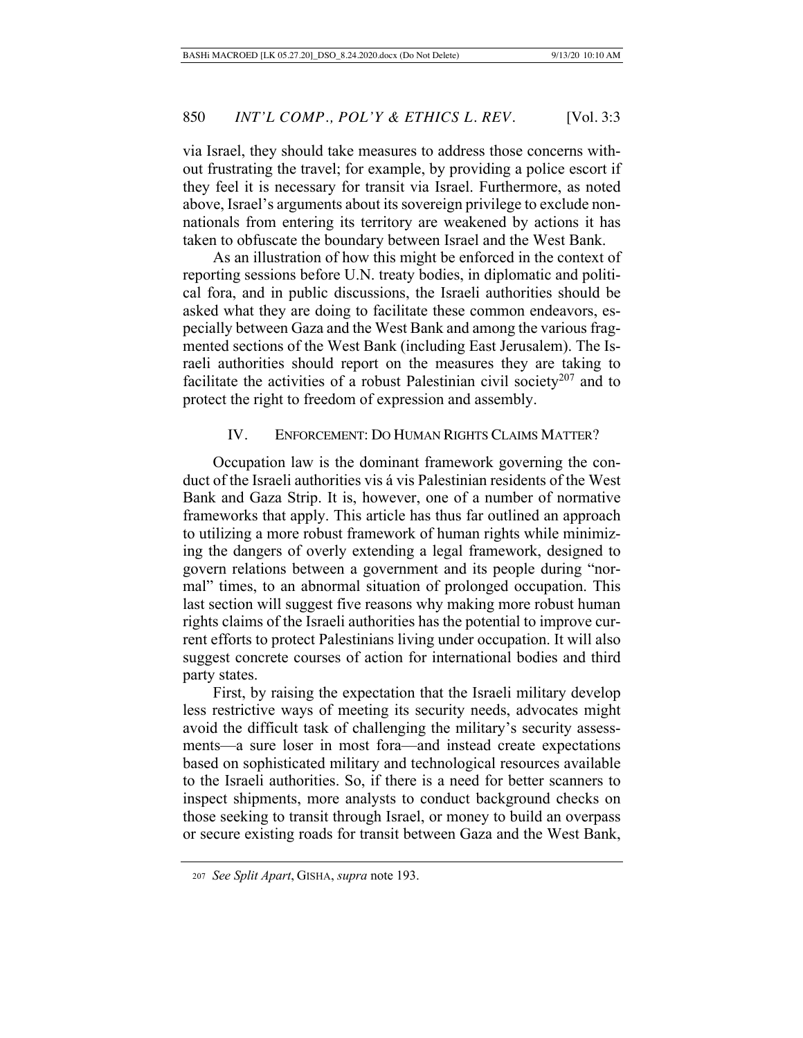via Israel, they should take measures to address those concerns without frustrating the travel; for example, by providing a police escort if they feel it is necessary for transit via Israel. Furthermore, as noted above, Israel's arguments about its sovereign privilege to exclude non-nationals from entering its territory are weakened by actions it has taken to obfuscate the boundary between Israel and the West Bank.

As an illustration of how this might be enforced in the context of reporting sessions before U.N. treaty bodies, in diplomatic and political fora, and in public discussions, the Israeli authorities should be asked what they are doing to facilitate these common endeavors, especially between Gaza and the West Bank and among the various fragmented sections of the West Bank (including East Jerusalem). The Israeli authorities should report on the measures they are taking to facilitate the activities of a robust Palestinian civil society[207] and to protect the right to freedom of expression and assembly.

## IV. ENFORCEMENT: DO HUMAN RIGHTS CLAIMS MATTER?

Occupation law is the dominant framework governing the conduct of the Israeli authorities vis á vis Palestinian residents of the West Bank and Gaza Strip. It is, however, one of a number of normative frameworks that apply. This article has thus far outlined an approach to utilizing a more robust framework of human rights while minimizing the dangers of overly extending a legal framework, designed to govern relations between a government and its people during "normal" times, to an abnormal situation of prolonged occupation. This last section will suggest five reasons why making more robust human rights claims of the Israeli authorities has the potential to improve current efforts to protect Palestinians living under occupation. It will also suggest concrete courses of action for international bodies and third party states.

First, by raising the expectation that the Israeli military develop less restrictive ways of meeting its security needs, advocates might avoid the difficult task of challenging the military's security assessments—a sure loser in most fora—and instead create expectations based on sophisticated military and technological resources available to the Israeli authorities. So, if there is a need for better scanners to inspect shipments, more analysts to conduct background checks on those seeking to transit through Israel, or money to build an overpass or secure existing roads for transit between Gaza and the West Bank,

---

[207] *See Split Apart*, GISHA, *supra* note 193.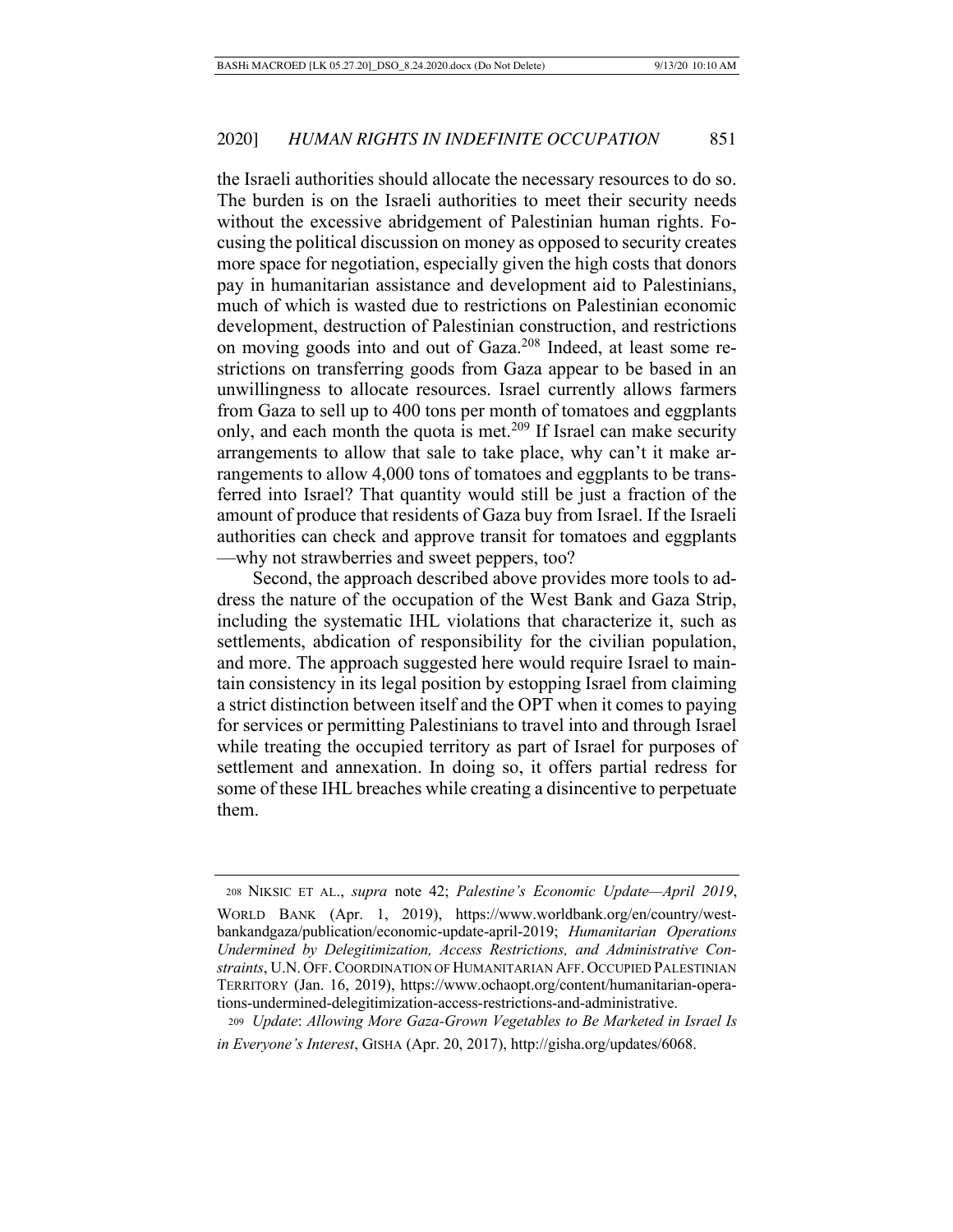the Israeli authorities should allocate the necessary resources to do so. The burden is on the Israeli authorities to meet their security needs without the excessive abridgement of Palestinian human rights. Focusing the political discussion on money as opposed to security creates more space for negotiation, especially given the high costs that donors pay in humanitarian assistance and development aid to Palestinians, much of which is wasted due to restrictions on Palestinian economic development, destruction of Palestinian construction, and restrictions on moving goods into and out of Gaza.[208] Indeed, at least some restrictions on transferring goods from Gaza appear to be based in an unwillingness to allocate resources. Israel currently allows farmers from Gaza to sell up to 400 tons per month of tomatoes and eggplants only, and each month the quota is met.[209] If Israel can make security arrangements to allow that sale to take place, why can't it make arrangements to allow 4,000 tons of tomatoes and eggplants to be transferred into Israel? That quantity would still be just a fraction of the amount of produce that residents of Gaza buy from Israel. If the Israeli authorities can check and approve transit for tomatoes and eggplants —why not strawberries and sweet peppers, too?

Second, the approach described above provides more tools to address the nature of the occupation of the West Bank and Gaza Strip, including the systematic IHL violations that characterize it, such as settlements, abdication of responsibility for the civilian population, and more. The approach suggested here would require Israel to maintain consistency in its legal position by estopping Israel from claiming a strict distinction between itself and the OPT when it comes to paying for services or permitting Palestinians to travel into and through Israel while treating the occupied territory as part of Israel for purposes of settlement and annexation. In doing so, it offers partial redress for some of these IHL breaches while creating a disincentive to perpetuate them.

---

208 NIKSIC ET AL., *supra* note 42; *Palestine's Economic Update—April 2019*, WORLD BANK (Apr. 1, 2019), https://www.worldbank.org/en/country/westbankandgaza/publication/economic-update-april-2019; *Humanitarian Operations Undermined by Delegitimization, Access Restrictions, and Administrative Constraints*, U.N. OFF. COORDINATION OF HUMANITARIAN AFF. OCCUPIED PALESTINIAN TERRITORY (Jan. 16, 2019), https://www.ochaopt.org/content/humanitarian-operations-undermined-delegitimization-access-restrictions-and-administrative.

209 *Update*: *Allowing More Gaza-Grown Vegetables to Be Marketed in Israel Is in Everyone's Interest*, GISHA (Apr. 20, 2017), http://gisha.org/updates/6068.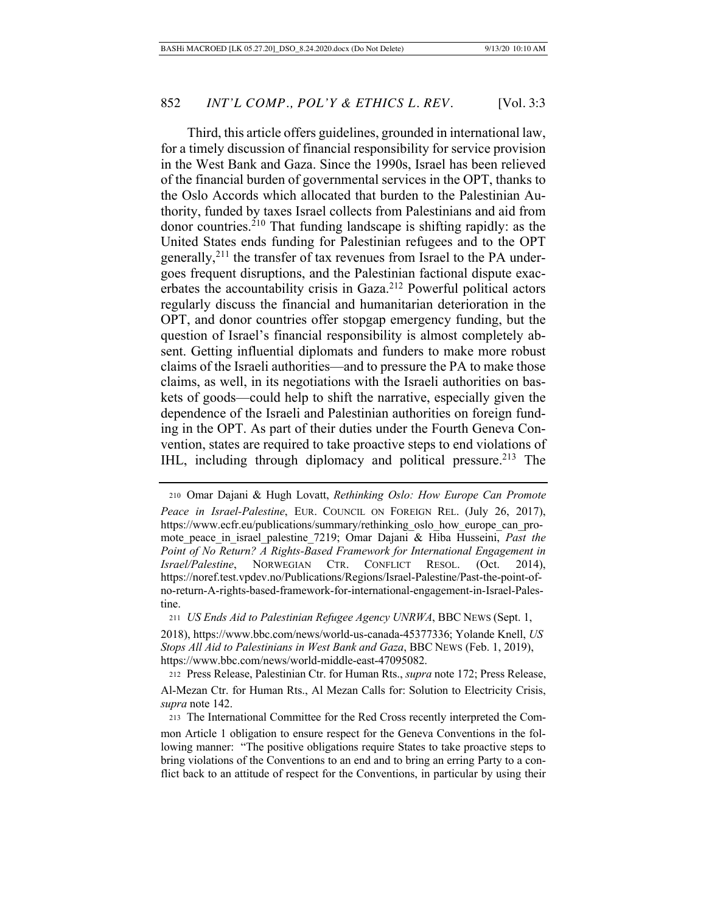Third, this article offers guidelines, grounded in international law, for a timely discussion of financial responsibility for service provision in the West Bank and Gaza. Since the 1990s, Israel has been relieved of the financial burden of governmental services in the OPT, thanks to the Oslo Accords which allocated that burden to the Palestinian Authority, funded by taxes Israel collects from Palestinians and aid from donor countries.[210] That funding landscape is shifting rapidly: as the United States ends funding for Palestinian refugees and to the OPT generally,[211] the transfer of tax revenues from Israel to the PA undergoes frequent disruptions, and the Palestinian factional dispute exacerbates the accountability crisis in Gaza.[212] Powerful political actors regularly discuss the financial and humanitarian deterioration in the OPT, and donor countries offer stopgap emergency funding, but the question of Israel's financial responsibility is almost completely absent. Getting influential diplomats and funders to make more robust claims of the Israeli authorities—and to pressure the PA to make those claims, as well, in its negotiations with the Israeli authorities on baskets of goods—could help to shift the narrative, especially given the dependence of the Israeli and Palestinian authorities on foreign funding in the OPT. As part of their duties under the Fourth Geneva Convention, states are required to take proactive steps to end violations of IHL, including through diplomacy and political pressure.[213] The

---

210 Omar Dajani & Hugh Lovatt, *Rethinking Oslo: How Europe Can Promote Peace in Israel-Palestine*, EUR. COUNCIL ON FOREIGN REL. (July 26, 2017), https://www.ecfr.eu/publications/summary/rethinking_oslo_how_europe_can_promote_peace_in_israel_palestine_7219; Omar Dajani & Hiba Husseini, *Past the Point of No Return? A Rights-Based Framework for International Engagement in Israel/Palestine*, NORWEGIAN CTR. CONFLICT RESOL. (Oct. 2014), https://noref.test.vpdev.no/Publications/Regions/Israel-Palestine/Past-the-point-of-no-return-A-rights-based-framework-for-international-engagement-in-Israel-Palestine.

211 *US Ends Aid to Palestinian Refugee Agency UNRWA*, BBC NEWS (Sept. 1, 2018), https://www.bbc.com/news/world-us-canada-45377336; Yolande Knell, *US Stops All Aid to Palestinians in West Bank and Gaza*, BBC NEWS (Feb. 1, 2019), https://www.bbc.com/news/world-middle-east-47095082.

212 Press Release, Palestinian Ctr. for Human Rts., *supra* note 172; Press Release, Al-Mezan Ctr. for Human Rts., Al Mezan Calls for: Solution to Electricity Crisis, *supra* note 142.

213 The International Committee for the Red Cross recently interpreted the Common Article 1 obligation to ensure respect for the Geneva Conventions in the following manner: "The positive obligations require States to take proactive steps to bring violations of the Conventions to an end and to bring an erring Party to a conflict back to an attitude of respect for the Conventions, in particular by using their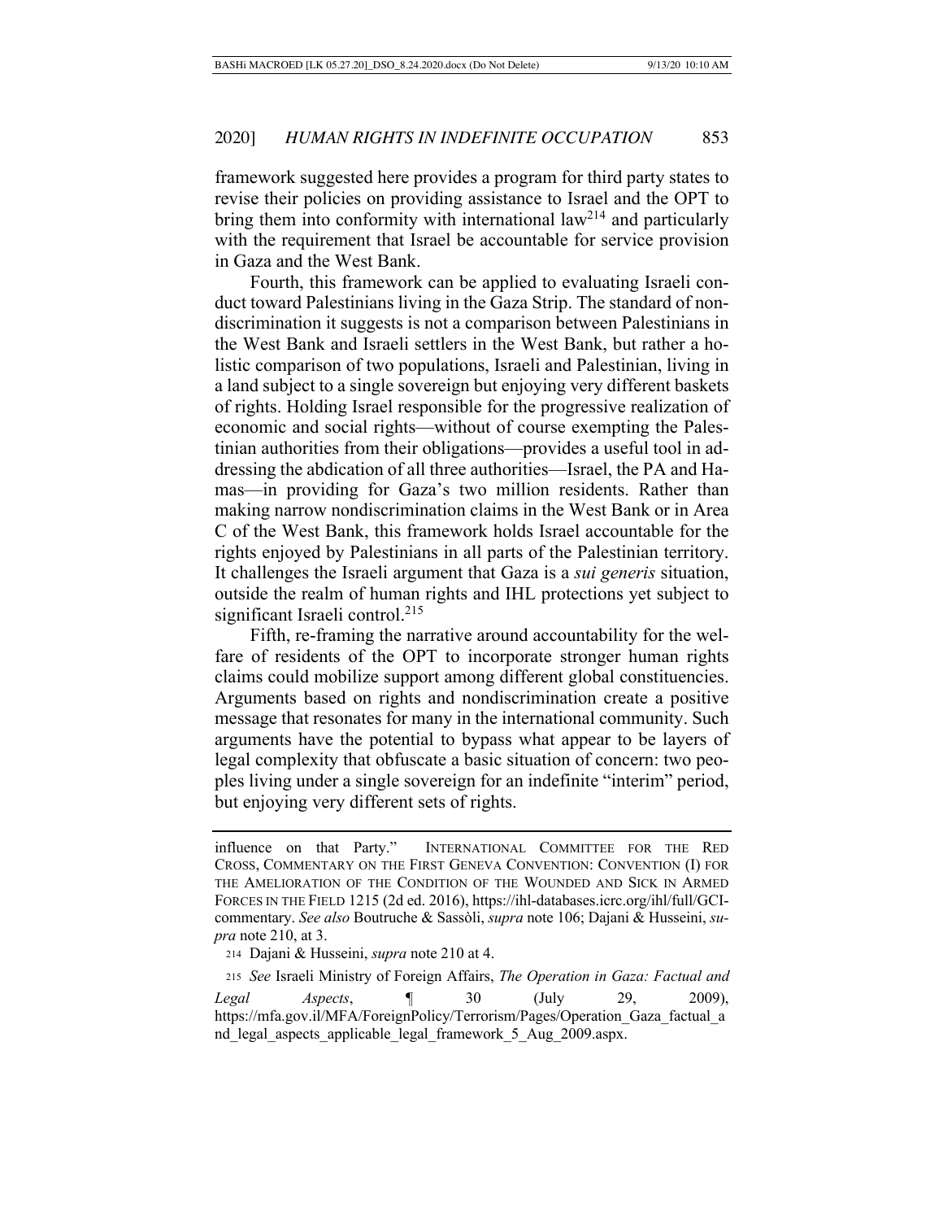framework suggested here provides a program for third party states to revise their policies on providing assistance to Israel and the OPT to bring them into conformity with international law[214] and particularly with the requirement that Israel be accountable for service provision in Gaza and the West Bank.

Fourth, this framework can be applied to evaluating Israeli conduct toward Palestinians living in the Gaza Strip. The standard of nondiscrimination it suggests is not a comparison between Palestinians in the West Bank and Israeli settlers in the West Bank, but rather a holistic comparison of two populations, Israeli and Palestinian, living in a land subject to a single sovereign but enjoying very different baskets of rights. Holding Israel responsible for the progressive realization of economic and social rights—without of course exempting the Palestinian authorities from their obligations—provides a useful tool in addressing the abdication of all three authorities—Israel, the PA and Hamas—in providing for Gaza's two million residents. Rather than making narrow nondiscrimination claims in the West Bank or in Area C of the West Bank, this framework holds Israel accountable for the rights enjoyed by Palestinians in all parts of the Palestinian territory. It challenges the Israeli argument that Gaza is a *sui generis* situation, outside the realm of human rights and IHL protections yet subject to significant Israeli control.[215]

Fifth, re-framing the narrative around accountability for the welfare of residents of the OPT to incorporate stronger human rights claims could mobilize support among different global constituencies. Arguments based on rights and nondiscrimination create a positive message that resonates for many in the international community. Such arguments have the potential to bypass what appear to be layers of legal complexity that obfuscate a basic situation of concern: two peoples living under a single sovereign for an indefinite "interim" period, but enjoying very different sets of rights.

---

influence on that Party." INTERNATIONAL COMMITTEE FOR THE RED CROSS, COMMENTARY ON THE FIRST GENEVA CONVENTION: CONVENTION (I) FOR THE AMELIORATION OF THE CONDITION OF THE WOUNDED AND SICK IN ARMED FORCES IN THE FIELD 1215 (2d ed. 2016), https://ihl-databases.icrc.org/ihl/full/GCI-commentary. *See also* Boutruche & Sassòli, *supra* note 106; Dajani & Husseini, *supra* note 210, at 3.

214 Dajani & Husseini, *supra* note 210 at 4.

215 *See* Israeli Ministry of Foreign Affairs, *The Operation in Gaza: Factual and Legal Aspects*, ¶ 30 (July 29, 2009), https://mfa.gov.il/MFA/ForeignPolicy/Terrorism/Pages/Operation_Gaza_factual_and_legal_aspects_applicable_legal_framework_5_Aug_2009.aspx.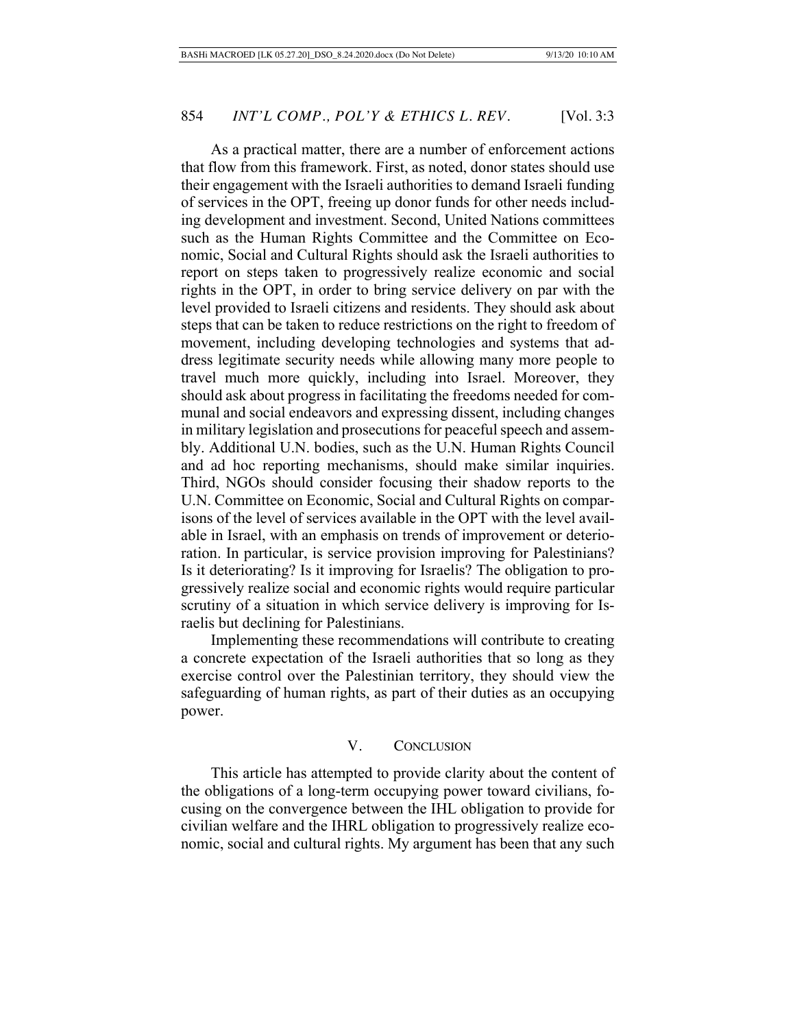As a practical matter, there are a number of enforcement actions that flow from this framework. First, as noted, donor states should use their engagement with the Israeli authorities to demand Israeli funding of services in the OPT, freeing up donor funds for other needs including development and investment. Second, United Nations committees such as the Human Rights Committee and the Committee on Economic, Social and Cultural Rights should ask the Israeli authorities to report on steps taken to progressively realize economic and social rights in the OPT, in order to bring service delivery on par with the level provided to Israeli citizens and residents. They should ask about steps that can be taken to reduce restrictions on the right to freedom of movement, including developing technologies and systems that address legitimate security needs while allowing many more people to travel much more quickly, including into Israel. Moreover, they should ask about progress in facilitating the freedoms needed for communal and social endeavors and expressing dissent, including changes in military legislation and prosecutions for peaceful speech and assembly. Additional U.N. bodies, such as the U.N. Human Rights Council and ad hoc reporting mechanisms, should make similar inquiries. Third, NGOs should consider focusing their shadow reports to the U.N. Committee on Economic, Social and Cultural Rights on comparisons of the level of services available in the OPT with the level available in Israel, with an emphasis on trends of improvement or deterioration. In particular, is service provision improving for Palestinians? Is it deteriorating? Is it improving for Israelis? The obligation to progressively realize social and economic rights would require particular scrutiny of a situation in which service delivery is improving for Israelis but declining for Palestinians.

Implementing these recommendations will contribute to creating a concrete expectation of the Israeli authorities that so long as they exercise control over the Palestinian territory, they should view the safeguarding of human rights, as part of their duties as an occupying power.

## V. CONCLUSION

This article has attempted to provide clarity about the content of the obligations of a long-term occupying power toward civilians, focusing on the convergence between the IHL obligation to provide for civilian welfare and the IHRL obligation to progressively realize economic, social and cultural rights. My argument has been that any such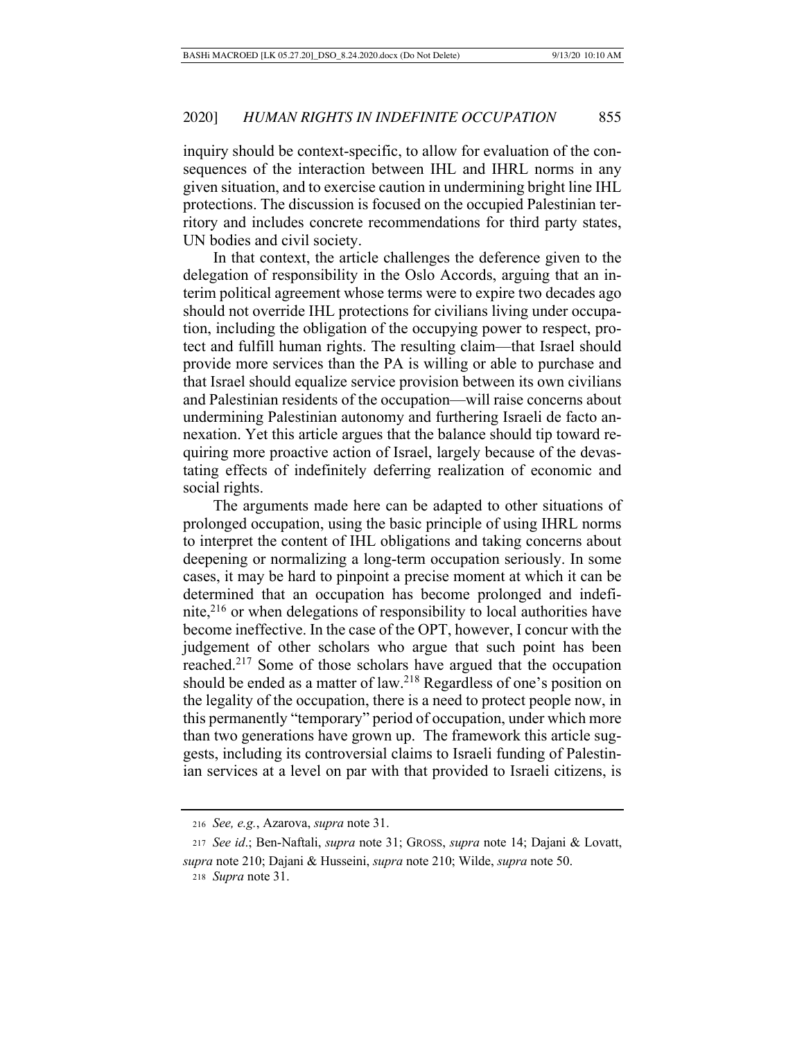inquiry should be context-specific, to allow for evaluation of the consequences of the interaction between IHL and IHRL norms in any given situation, and to exercise caution in undermining bright line IHL protections. The discussion is focused on the occupied Palestinian territory and includes concrete recommendations for third party states, UN bodies and civil society.

In that context, the article challenges the deference given to the delegation of responsibility in the Oslo Accords, arguing that an interim political agreement whose terms were to expire two decades ago should not override IHL protections for civilians living under occupation, including the obligation of the occupying power to respect, protect and fulfill human rights. The resulting claim—that Israel should provide more services than the PA is willing or able to purchase and that Israel should equalize service provision between its own civilians and Palestinian residents of the occupation—will raise concerns about undermining Palestinian autonomy and furthering Israeli de facto annexation. Yet this article argues that the balance should tip toward requiring more proactive action of Israel, largely because of the devastating effects of indefinitely deferring realization of economic and social rights.

The arguments made here can be adapted to other situations of prolonged occupation, using the basic principle of using IHRL norms to interpret the content of IHL obligations and taking concerns about deepening or normalizing a long-term occupation seriously. In some cases, it may be hard to pinpoint a precise moment at which it can be determined that an occupation has become prolonged and indefinite,[216] or when delegations of responsibility to local authorities have become ineffective. In the case of the OPT, however, I concur with the judgement of other scholars who argue that such point has been reached.[217] Some of those scholars have argued that the occupation should be ended as a matter of law.[218] Regardless of one's position on the legality of the occupation, there is a need to protect people now, in this permanently "temporary" period of occupation, under which more than two generations have grown up. The framework this article suggests, including its controversial claims to Israeli funding of Palestinian services at a level on par with that provided to Israeli citizens, is

---

[216] *See, e.g.*, Azarova, *supra* note 31.

[217] *See id*.; Ben-Naftali, *supra* note 31; GROSS, *supra* note 14; Dajani & Lovatt, *supra* note 210; Dajani & Husseini, *supra* note 210; Wilde, *supra* note 50.

[218] *Supra* note 31.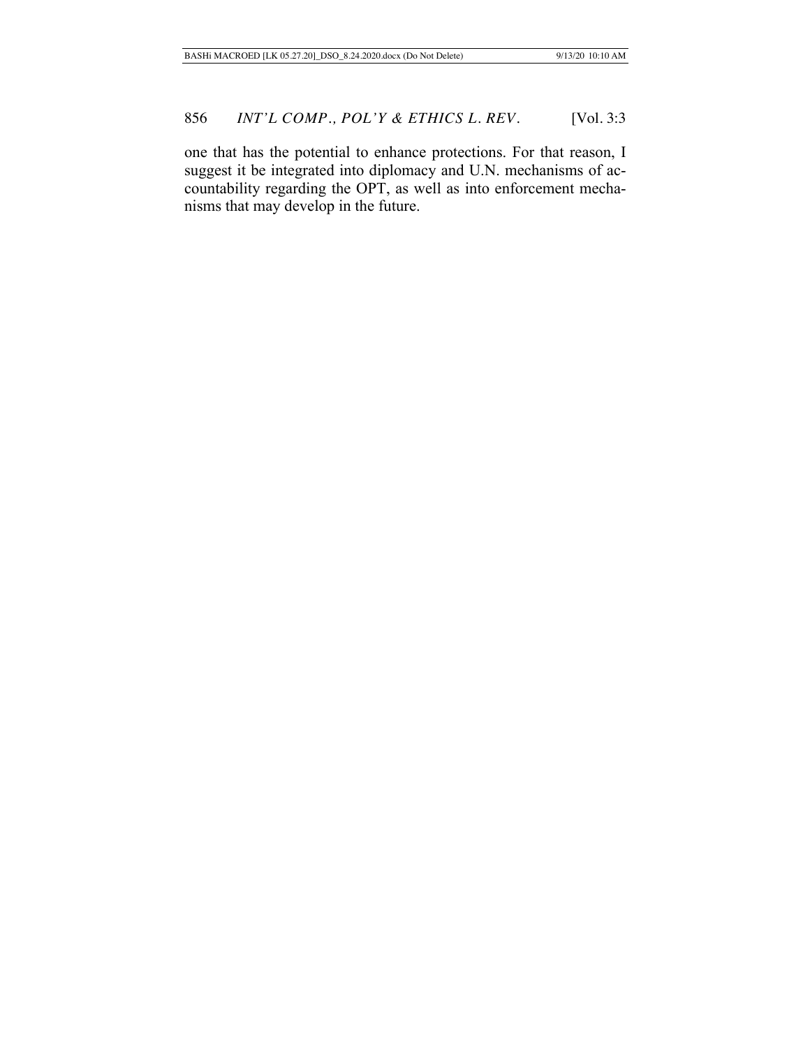one that has the potential to enhance protections. For that reason, I suggest it be integrated into diplomacy and U.N. mechanisms of accountability regarding the OPT, as well as into enforcement mechanisms that may develop in the future.